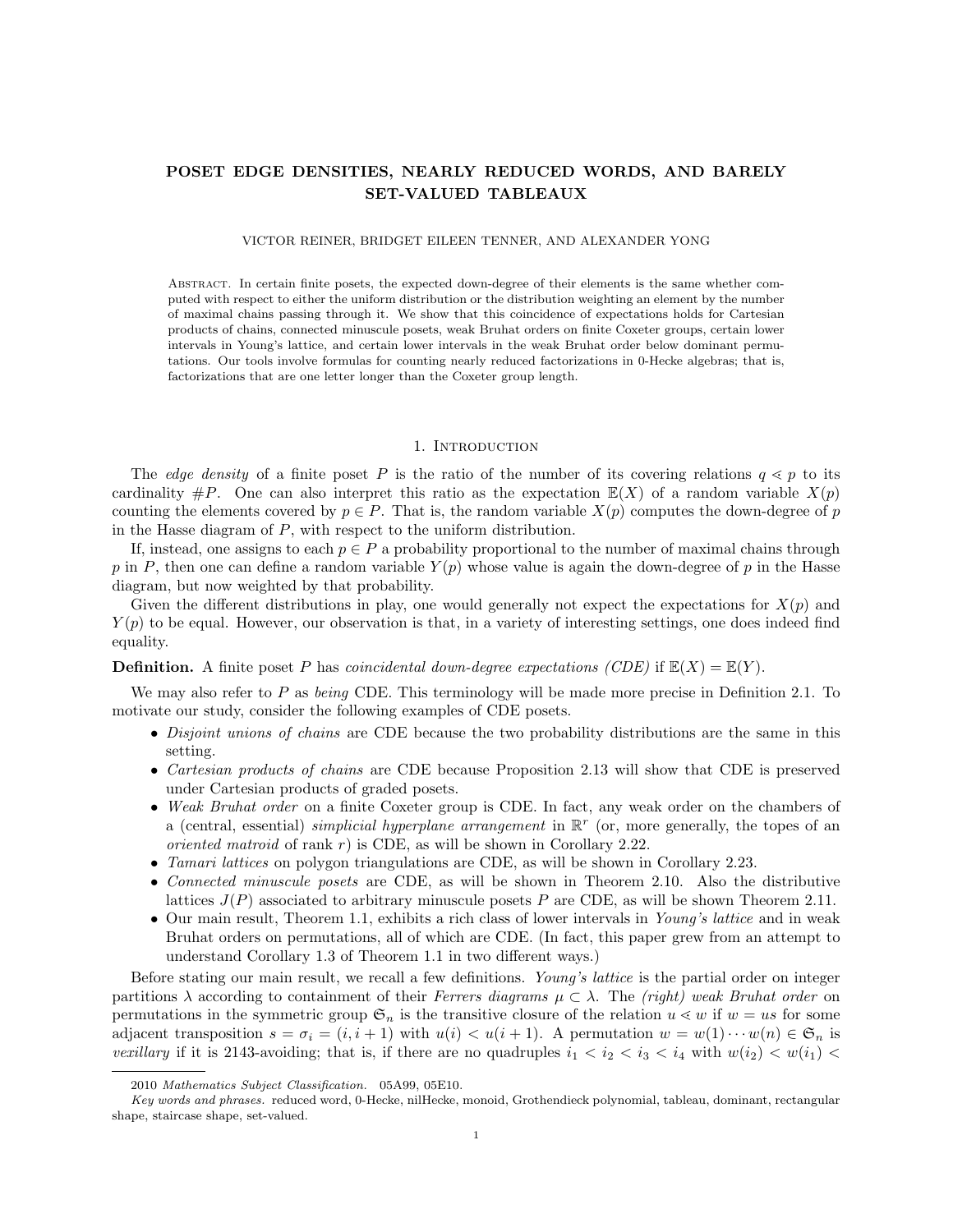# POSET EDGE DENSITIES, NEARLY REDUCED WORDS, AND BARELY SET-VALUED TABLEAUX

VICTOR REINER, BRIDGET EILEEN TENNER, AND ALEXANDER YONG

Abstract. In certain finite posets, the expected down-degree of their elements is the same whether computed with respect to either the uniform distribution or the distribution weighting an element by the number of maximal chains passing through it. We show that this coincidence of expectations holds for Cartesian products of chains, connected minuscule posets, weak Bruhat orders on finite Coxeter groups, certain lower intervals in Young's lattice, and certain lower intervals in the weak Bruhat order below dominant permutations. Our tools involve formulas for counting nearly reduced factorizations in 0-Hecke algebras; that is, factorizations that are one letter longer than the Coxeter group length.

## 1. Introduction

The *edge density* of a finite poset $P$ is the ratio of the number of its covering relations $q \lessdot p$ to its cardinality $\#P$. One can also interpret this ratio as the expectation $\mathbb{E}(X)$ of a random variable $X(p)$ counting the elements covered by $p \in P$. That is, the random variable $X(p)$ computes the down-degree of $p$ in the Hasse diagram of $P$, with respect to the uniform distribution.

If, instead, one assigns to each $p \in P$ a probability proportional to the number of maximal chains through $p$ in $P$, then one can define a random variable $Y(p)$ whose value is again the down-degree of $p$ in the Hasse diagram, but now weighted by that probability.

Given the different distributions in play, one would generally not expect the expectations for $X(p)$ and $Y(p)$ to be equal. However, our observation is that, in a variety of interesting settings, one does indeed find equality.

**Definition.** A finite poset $P$ has *coincidental down-degree expectations (CDE)* if $\mathbb{E}(X) = \mathbb{E}(Y)$.

We may also refer to $P$ as *being* CDE. This terminology will be made more precise in Definition 2.1. To motivate our study, consider the following examples of CDE posets.

- *Disjoint unions of chains* are CDE because the two probability distributions are the same in this setting.
- *Cartesian products of chains* are CDE because Proposition 2.13 will show that CDE is preserved under Cartesian products of graded posets.
- *Weak Bruhat order* on a finite Coxeter group is CDE. In fact, any weak order on the chambers of a (central, essential) *simplicial hyperplane arrangement* in $\mathbb{R}^r$ (or, more generally, the topes of an *oriented matroid* of rank $r$) is CDE, as will be shown in Corollary 2.22.
- *Tamari lattices* on polygon triangulations are CDE, as will be shown in Corollary 2.23.
- *Connected minuscule posets* are CDE, as will be shown in Theorem 2.10. Also the distributive lattices $J(P)$ associated to arbitrary minuscule posets $P$ are CDE, as will be shown Theorem 2.11.
- Our main result, Theorem 1.1, exhibits a rich class of lower intervals in *Young's lattice* and in weak Bruhat orders on permutations, all of which are CDE. (In fact, this paper grew from an attempt to understand Corollary 1.3 of Theorem 1.1 in two different ways.)

Before stating our main result, we recall a few definitions. *Young's lattice* is the partial order on integer partitions $\lambda$ according to containment of their *Ferrers diagrams* $\mu \subset \lambda$. The *(right) weak Bruhat order* on permutations in the symmetric group $\mathfrak{S}_n$ is the transitive closure of the relation $u \lessdot w$ if $w = us$ for some adjacent transposition $s = \sigma_i = (i, i+1)$ with $u(i) < u(i+1)$. A permutation $w = w(1) \cdots w(n) \in \mathfrak{S}_n$ is *vexillary* if it is 2143-avoiding; that is, if there are no quadruples $i_1 < i_2 < i_3 < i_4$ with $w(i_2) < w(i_1) <$

2010 *Mathematics Subject Classification.* 05A99, 05E10.

*Key words and phrases.* reduced word, 0-Hecke, nilHecke, monoid, Grothendieck polynomial, tableau, dominant, rectangular shape, staircase shape, set-valued.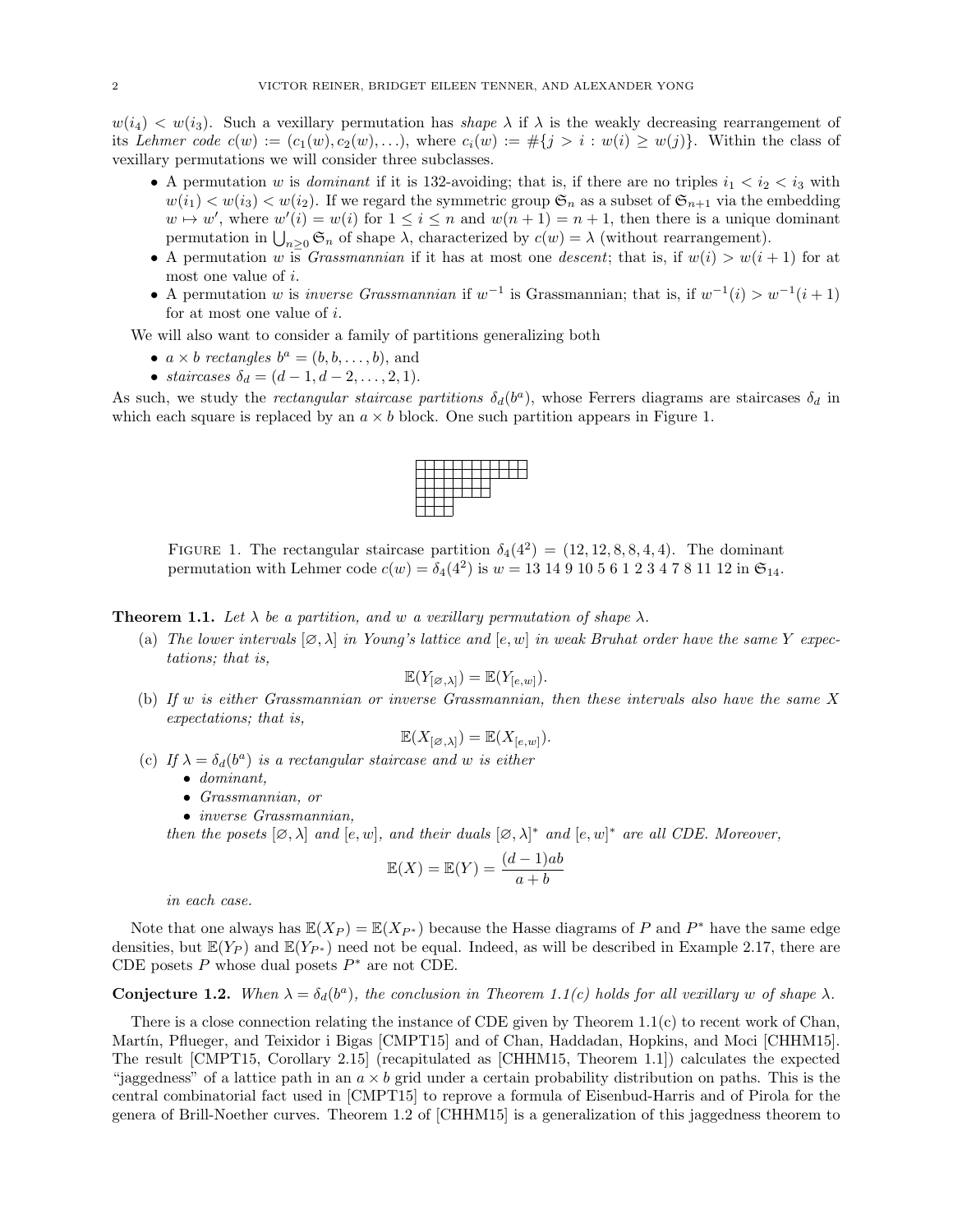$w(i_4) < w(i_3)$. Such a vexillary permutation has *shape* $\lambda$ if $\lambda$ is the weakly decreasing rearrangement of its *Lehmer code* $c(w) := (c_1(w), c_2(w), \ldots)$, where $c_i(w) := \#\{j > i : w(i) \geq w(j)\}$. Within the class of vexillary permutations we will consider three subclasses.

- A permutation $w$ is *dominant* if it is 132-avoiding; that is, if there are no triples $i_1 < i_2 < i_3$ with $w(i_1) < w(i_3) < w(i_2)$. If we regard the symmetric group $\mathfrak{S}_n$ as a subset of $\mathfrak{S}_{n+1}$ via the embedding $w \mapsto w'$, where $w'(i) = w(i)$ for $1 \leq i \leq n$ and $w(n+1) = n+1$, then there is a unique dominant permutation in $\bigcup_{n \geq 0} \mathfrak{S}_n$ of shape $\lambda$, characterized by $c(w) = \lambda$ (without rearrangement).
- A permutation $w$ is *Grassmannian* if it has at most one *descent*; that is, if $w(i) > w(i+1)$ for at most one value of $i$.
- A permutation $w$ is *inverse Grassmannian* if $w^{-1}$ is Grassmannian; that is, if $w^{-1}(i) > w^{-1}(i+1)$ for at most one value of $i$.

We will also want to consider a family of partitions generalizing both

- $a \times b$ *rectangles* $b^a = (b, b, \ldots, b)$, and
- *staircases* $\delta_d = (d-1, d-2, \ldots, 2, 1)$.

As such, we study the *rectangular staircase partitions* $\delta_d(b^a)$, whose Ferrers diagrams are staircases $\delta_d$ in which each square is replaced by an $a \times b$ block. One such partition appears in Figure 1.

FIGURE 1. The rectangular staircase partition $\delta_4(4^2) = (12, 12, 8, 8, 4, 4)$. The dominant permutation with Lehmer code $c(w) = \delta_4(4^2)$ is $w = 13\ 14\ 9\ 10\ 5\ 6\ 1\ 2\ 3\ 4\ 7\ 8\ 11\ 12$ in $\mathfrak{S}_{14}$.

**Theorem 1.1.** *Let $\lambda$ be a partition, and $w$ a vexillary permutation of shape $\lambda$.*

(a) *The lower intervals $[\varnothing, \lambda]$ in Young's lattice and $[e, w]$ in weak Bruhat order have the same $Y$ expectations; that is,*

$$\mathbb{E}(Y_{[\varnothing,\lambda]}) = \mathbb{E}(Y_{[e,w]}).$$

(b) *If $w$ is either Grassmannian or inverse Grassmannian, then these intervals also have the same $X$ expectations; that is,*

$$\mathbb{E}(X_{[\varnothing,\lambda]}) = \mathbb{E}(X_{[e,w]}).$$

(c) *If $\lambda = \delta_d(b^a)$ is a rectangular staircase and $w$ is either*
- *dominant,*
- *Grassmannian, or*
- *inverse Grassmannian,*

*then the posets $[\varnothing, \lambda]$ and $[e, w]$, and their duals $[\varnothing, \lambda]^*$ and $[e, w]^*$ are all CDE. Moreover,*

$$\mathbb{E}(X) = \mathbb{E}(Y) = \frac{(d-1)ab}{a+b}$$

*in each case.*

Note that one always has $\mathbb{E}(X_P) = \mathbb{E}(X_{P^*})$ because the Hasse diagrams of $P$ and $P^*$ have the same edge densities, but $\mathbb{E}(Y_P)$ and $\mathbb{E}(Y_{P^*})$ need not be equal. Indeed, as will be described in Example 2.17, there are CDE posets $P$ whose dual posets $P^*$ are not CDE.

**Conjecture 1.2.** *When $\lambda = \delta_d(b^a)$, the conclusion in Theorem 1.1(c) holds for all vexillary $w$ of shape $\lambda$.*

There is a close connection relating the instance of CDE given by Theorem 1.1(c) to recent work of Chan, Martín, Pflueger, and Teixidor i Bigas [CMPT15] and of Chan, Haddadan, Hopkins, and Moci [CHHM15]. The result [CMPT15, Corollary 2.15] (recapitulated as [CHHM15, Theorem 1.1]) calculates the expected "jaggedness" of a lattice path in an $a \times b$ grid under a certain probability distribution on paths. This is the central combinatorial fact used in [CMPT15] to reprove a formula of Eisenbud-Harris and of Pirola for the genera of Brill-Noether curves. Theorem 1.2 of [CHHM15] is a generalization of this jaggedness theorem to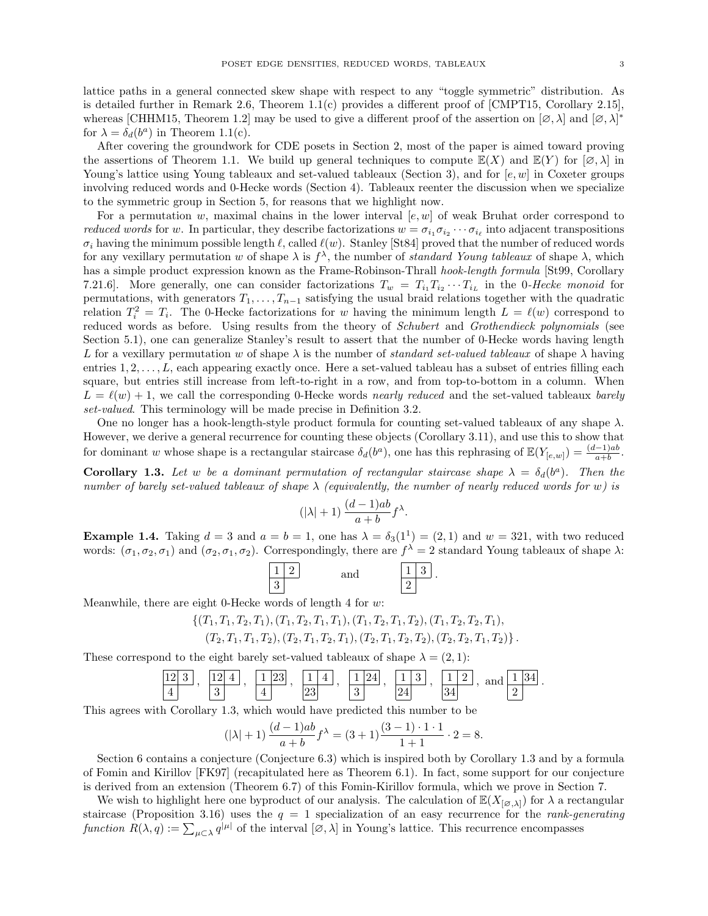lattice paths in a general connected skew shape with respect to any "toggle symmetric" distribution. As is detailed further in Remark 2.6, Theorem 1.1(c) provides a different proof of [CMPT15, Corollary 2.15], whereas [CHHM15, Theorem 1.2] may be used to give a different proof of the assertion on $[\varnothing, \lambda]$ and $[\varnothing, \lambda]^*$ for $\lambda = \delta_d(b^a)$ in Theorem 1.1(c).

After covering the groundwork for CDE posets in Section 2, most of the paper is aimed toward proving the assertions of Theorem 1.1. We build up general techniques to compute $\mathbb{E}(X)$ and $\mathbb{E}(Y)$ for $[\varnothing, \lambda]$ in Young's lattice using Young tableaux and set-valued tableaux (Section 3), and for $[e, w]$ in Coxeter groups involving reduced words and 0-Hecke words (Section 4). Tableaux reenter the discussion when we specialize to the symmetric group in Section 5, for reasons that we highlight now.

For a permutation $w$, maximal chains in the lower interval $[e, w]$ of weak Bruhat order correspond to *reduced words* for $w$. In particular, they describe factorizations $w = \sigma_{i_1}\sigma_{i_2}\cdots\sigma_{i_\ell}$ into adjacent transpositions $\sigma_i$ having the minimum possible length $\ell$, called $\ell(w)$. Stanley [St84] proved that the number of reduced words for any vexillary permutation $w$ of shape $\lambda$ is $f^\lambda$, the number of *standard Young tableaux* of shape $\lambda$, which has a simple product expression known as the Frame-Robinson-Thrall *hook-length formula* [St99, Corollary 7.21.6]. More generally, one can consider factorizations $T_w = T_{i_1}T_{i_2}\cdots T_{i_L}$ in the 0-*Hecke monoid* for permutations, with generators $T_1, \ldots, T_{n-1}$ satisfying the usual braid relations together with the quadratic relation $T_i^2 = T_i$. The 0-Hecke factorizations for $w$ having the minimum length $L = \ell(w)$ correspond to reduced words as before. Using results from the theory of *Schubert* and *Grothendieck polynomials* (see Section 5.1), one can generalize Stanley's result to assert that the number of 0-Hecke words having length $L$ for a vexillary permutation $w$ of shape $\lambda$ is the number of *standard set-valued tableaux* of shape $\lambda$ having entries $1, 2, \ldots, L$, each appearing exactly once. Here a set-valued tableau has a subset of entries filling each square, but entries still increase from left-to-right in a row, and from top-to-bottom in a column. When $L = \ell(w) + 1$, we call the corresponding 0-Hecke words *nearly reduced* and the set-valued tableaux *barely set-valued*. This terminology will be made precise in Definition 3.2.

One no longer has a hook-length-style product formula for counting set-valued tableaux of any shape $\lambda$. However, we derive a general recurrence for counting these objects (Corollary 3.11), and use this to show that for dominant $w$ whose shape is a rectangular staircase $\delta_d(b^a)$, one has this rephrasing of $\mathbb{E}(Y_{[e,w]}) = \frac{(d-1)ab}{a+b}$.

**Corollary 1.3.** *Let $w$ be a dominant permutation of rectangular staircase shape $\lambda = \delta_d(b^a)$. Then the number of barely set-valued tableaux of shape $\lambda$ (equivalently, the number of nearly reduced words for $w$) is*

$$(|\lambda| + 1)\,\frac{(d-1)ab}{a+b} f^\lambda.$$

**Example 1.4.** Taking $d = 3$ and $a = b = 1$, one has $\lambda = \delta_3(1^1) = (2, 1)$ and $w = 321$, with two reduced words: $(\sigma_1, \sigma_2, \sigma_1)$ and $(\sigma_2, \sigma_1, \sigma_2)$. Correspondingly, there are $f^\lambda = 2$ standard Young tableaux of shape $\lambda$:

$$\begin{array}{|c|c|}\hline 1 & 2 \\ \hline 3 \\ \cline{1-1}\end{array} \qquad \text{and} \qquad \begin{array}{|c|c|}\hline 1 & 3 \\ \hline 2 \\ \cline{1-1}\end{array}\,.$$

Meanwhile, there are eight 0-Hecke words of length 4 for $w$:

$$\{(T_1, T_1, T_2, T_1), (T_1, T_2, T_1, T_1), (T_1, T_2, T_1, T_2), (T_1, T_2, T_2, T_1),$$
$$(T_2, T_1, T_1, T_2), (T_2, T_1, T_2, T_1), (T_2, T_1, T_2, T_2), (T_2, T_2, T_1, T_2)\}.$$

These correspond to the eight barely set-valued tableaux of shape $\lambda = (2, 1)$:

$$\begin{array}{|c|c|}\hline 12 & 3 \\ \hline 4 \\ \cline{1-1}\end{array}\,,\ \begin{array}{|c|c|}\hline 12 & 4 \\ \hline 3 \\ \cline{1-1}\end{array}\,,\ \begin{array}{|c|c|}\hline 1 & 23 \\ \hline 4 \\ \cline{1-1}\end{array}\,,\ \begin{array}{|c|c|}\hline 1 & 4 \\ \hline 23 \\ \cline{1-1}\end{array}\,,\ \begin{array}{|c|c|}\hline 1 & 24 \\ \hline 3 \\ \cline{1-1}\end{array}\,,\ \begin{array}{|c|c|}\hline 1 & 3 \\ \hline 24 \\ \cline{1-1}\end{array}\,,\ \begin{array}{|c|c|}\hline 1 & 2 \\ \hline 34 \\ \cline{1-1}\end{array}\,,\ \text{and}\ \begin{array}{|c|c|}\hline 1 & 34 \\ \hline 2 \\ \cline{1-1}\end{array}\,.$$

This agrees with Corollary 1.3, which would have predicted this number to be

$$(|\lambda| + 1)\,\frac{(d-1)ab}{a+b} f^\lambda = (3+1)\,\frac{(3-1)\cdot 1\cdot 1}{1+1}\cdot 2 = 8.$$

Section 6 contains a conjecture (Conjecture 6.3) which is inspired both by Corollary 1.3 and by a formula of Fomin and Kirillov [FK97] (recapitulated here as Theorem 6.1). In fact, some support for our conjecture is derived from an extension (Theorem 6.7) of this Fomin-Kirillov formula, which we prove in Section 7.

We wish to highlight here one byproduct of our analysis. The calculation of $\mathbb{E}(X_{[\varnothing,\lambda]})$ for $\lambda$ a rectangular staircase (Proposition 3.16) uses the $q = 1$ specialization of an easy recurrence for the *rank-generating function* $R(\lambda, q) := \sum_{\mu \subset \lambda} q^{|\mu|}$ of the interval $[\varnothing, \lambda]$ in Young's lattice. This recurrence encompasses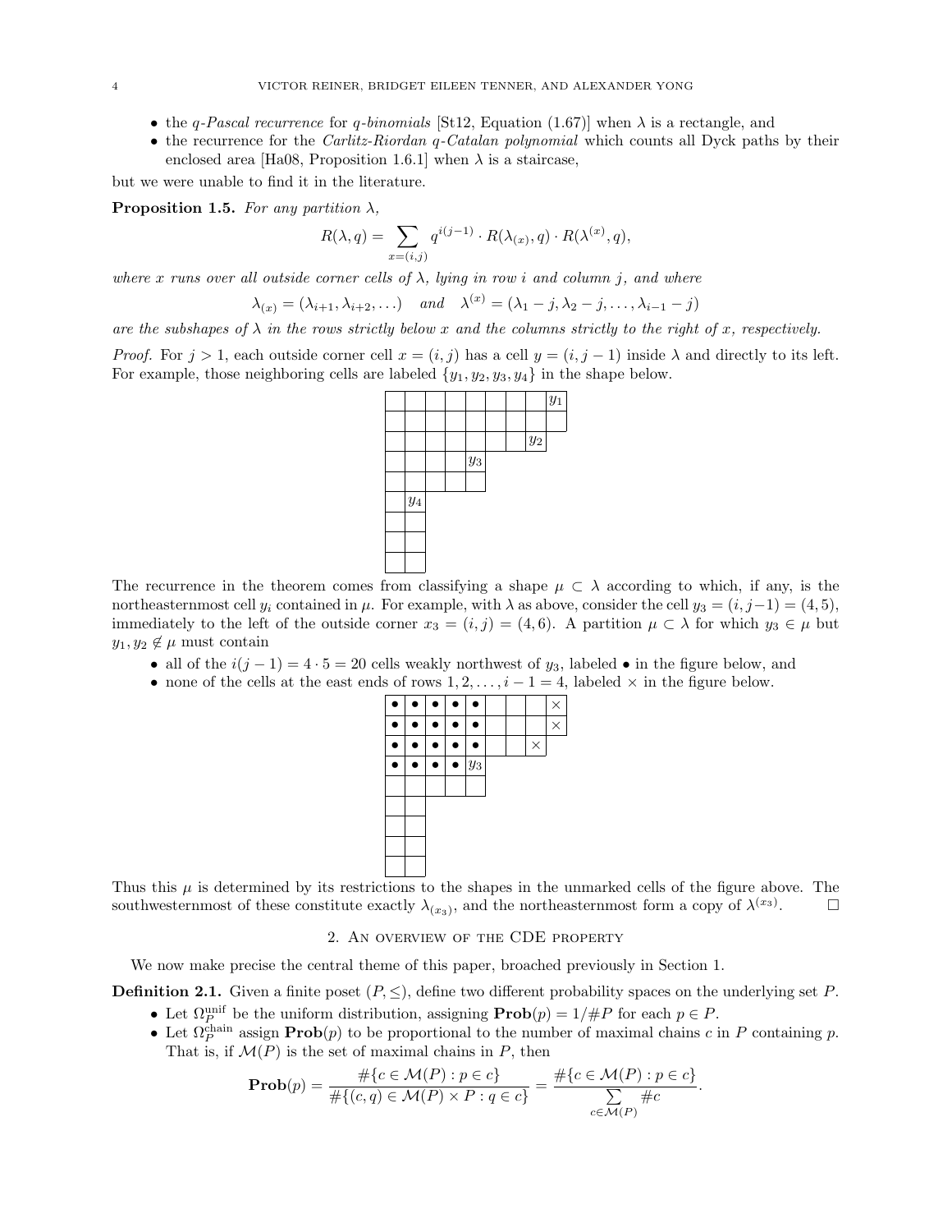- the *q-Pascal recurrence* for *q-binomials* [St12, Equation (1.67)] when $\lambda$ is a rectangle, and
- the recurrence for the *Carlitz-Riordan q-Catalan polynomial* which counts all Dyck paths by their enclosed area [Ha08, Proposition 1.6.1] when $\lambda$ is a staircase,

but we were unable to find it in the literature.

**Proposition 1.5.** *For any partition $\lambda$,*

$$R(\lambda, q) = \sum_{x=(i,j)} q^{i(j-1)} \cdot R(\lambda_{(x)}, q) \cdot R(\lambda^{(x)}, q),$$

*where $x$ runs over all outside corner cells of $\lambda$, lying in row $i$ and column $j$, and where*

$$\lambda_{(x)} = (\lambda_{i+1}, \lambda_{i+2}, \ldots) \quad \text{and} \quad \lambda^{(x)} = (\lambda_1 - j, \lambda_2 - j, \ldots, \lambda_{i-1} - j)$$

*are the subshapes of $\lambda$ in the rows strictly below $x$ and the columns strictly to the right of $x$, respectively.*

*Proof.* For $j > 1$, each outside corner cell $x = (i, j)$ has a cell $y = (i, j-1)$ inside $\lambda$ and directly to its left. For example, those neighboring cells are labeled $\{y_1, y_2, y_3, y_4\}$ in the shape below.

| | | | | | | | $y_1$ | |
|---|---|---|---|---|---|---|---|---|
| | | | | | | | | |
| | | | | | | $y_2$ | | |
| | | | | $y_3$ | | | | |
| | | | | | | | | |
| | $y_4$ | | | | | | | |
| | | | | | | | | |
| | | | | | | | | |
| | | | | | | | | |

The recurrence in the theorem comes from classifying a shape $\mu \subset \lambda$ according to which, if any, is the northeasternmost cell $y_i$ contained in $\mu$. For example, with $\lambda$ as above, consider the cell $y_3 = (i, j-1) = (4, 5)$, immediately to the left of the outside corner $x_3 = (i, j) = (4, 6)$. A partition $\mu \subset \lambda$ for which $y_3 \in \mu$ but $y_1, y_2 \notin \mu$ must contain

- all of the $i(j-1) = 4 \cdot 5 = 20$ cells weakly northwest of $y_3$, labeled $\bullet$ in the figure below, and
- none of the cells at the east ends of rows $1, 2, \ldots, i-1 = 4$, labeled $\times$ in the figure below.

| $\bullet$ | $\bullet$ | $\bullet$ | $\bullet$ | $\bullet$ | | | | $\times$ |
|---|---|---|---|---|---|---|---|---|
| $\bullet$ | $\bullet$ | $\bullet$ | $\bullet$ | $\bullet$ | | | | $\times$ |
| $\bullet$ | $\bullet$ | $\bullet$ | $\bullet$ | $\bullet$ | | | $\times$ | |
| $\bullet$ | $\bullet$ | $\bullet$ | $\bullet$ | $y_3$ | | | | |
| | | | | | | | | |
| | | | | | | | | |
| | | | | | | | | |
| | | | | | | | | |
| | | | | | | | | |

Thus this $\mu$ is determined by its restrictions to the shapes in the unmarked cells of the figure above. The southwesternmost of these constitute exactly $\lambda_{(x_3)}$, and the northeasternmost form a copy of $\lambda^{(x_3)}$. $\square$

## 2. An overview of the CDE property

We now make precise the central theme of this paper, broached previously in Section 1.

**Definition 2.1.** Given a finite poset $(P, \leq)$, define two different probability spaces on the underlying set $P$.

- Let $\Omega_P^{\text{unif}}$ be the uniform distribution, assigning $\mathbf{Prob}(p) = 1/\#P$ for each $p \in P$.
- Let $\Omega_P^{\text{chain}}$ assign $\mathbf{Prob}(p)$ to be proportional to the number of maximal chains $c$ in $P$ containing $p$. That is, if $\mathcal{M}(P)$ is the set of maximal chains in $P$, then

$$\mathbf{Prob}(p) = \frac{\#\{c \in \mathcal{M}(P) : p \in c\}}{\#\{(c, q) \in \mathcal{M}(P) \times P : q \in c\}} = \frac{\#\{c \in \mathcal{M}(P) : p \in c\}}{\sum_{c \in \mathcal{M}(P)} \#c}.$$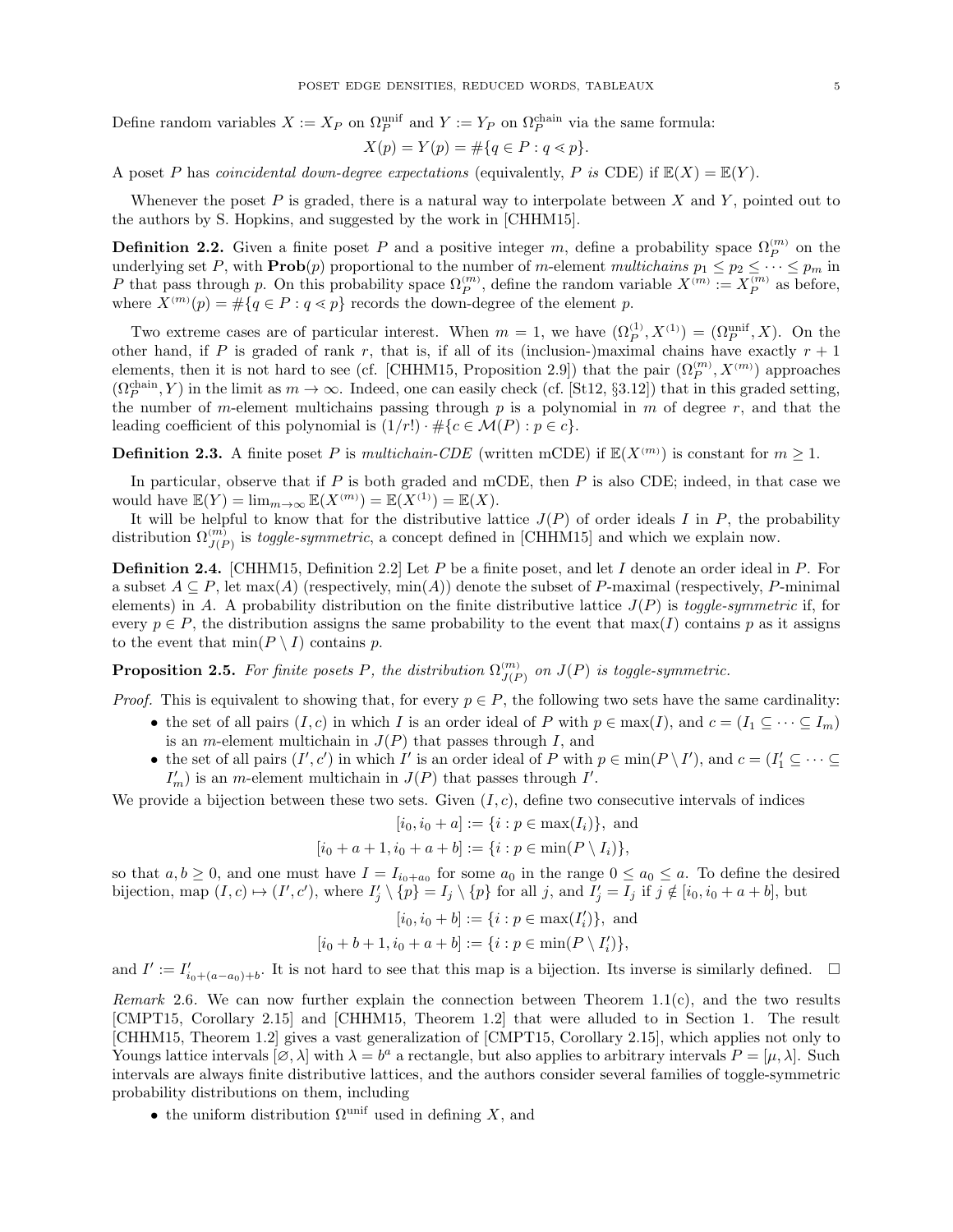Define random variables $X := X_P$ on $\Omega_P^{\text{unif}}$ and $Y := Y_P$ on $\Omega_P^{\text{chain}}$ via the same formula:

$$X(p) = Y(p) = \#\{q \in P : q \lessdot p\}.$$

A poset $P$ has *coincidental down-degree expectations* (equivalently, $P$ *is* CDE) if $\mathbb{E}(X) = \mathbb{E}(Y)$.

Whenever the poset $P$ is graded, there is a natural way to interpolate between $X$ and $Y$, pointed out to the authors by S. Hopkins, and suggested by the work in [CHHM15].

**Definition 2.2.** Given a finite poset $P$ and a positive integer $m$, define a probability space $\Omega_P^{(m)}$ on the underlying set $P$, with $\mathbf{Prob}(p)$ proportional to the number of $m$-element *multichains* $p_1 \leq p_2 \leq \cdots \leq p_m$ in $P$ that pass through $p$. On this probability space $\Omega_P^{(m)}$, define the random variable $X^{(m)} := X_P^{(m)}$ as before, where $X^{(m)}(p) = \#\{q \in P : q \lessdot p\}$ records the down-degree of the element $p$.

Two extreme cases are of particular interest. When $m = 1$, we have $(\Omega_P^{(1)}, X^{(1)}) = (\Omega_P^{\text{unif}}, X)$. On the other hand, if $P$ is graded of rank $r$, that is, if all of its (inclusion-)maximal chains have exactly $r + 1$ elements, then it is not hard to see (cf. [CHHM15, Proposition 2.9]) that the pair $(\Omega_P^{(m)}, X^{(m)})$ approaches $(\Omega_P^{\text{chain}}, Y)$ in the limit as $m \to \infty$. Indeed, one can easily check (cf. [St12, §3.12]) that in this graded setting, the number of $m$-element multichains passing through $p$ is a polynomial in $m$ of degree $r$, and that the leading coefficient of this polynomial is $(1/r!) \cdot \#\{c \in \mathcal{M}(P) : p \in c\}$.

**Definition 2.3.** A finite poset $P$ is *multichain-CDE* (written mCDE) if $\mathbb{E}(X^{(m)})$ is constant for $m \geq 1$.

In particular, observe that if $P$ is both graded and mCDE, then $P$ is also CDE; indeed, in that case we would have $\mathbb{E}(Y) = \lim_{m\to\infty} \mathbb{E}(X^{(m)}) = \mathbb{E}(X^{(1)}) = \mathbb{E}(X)$.

It will be helpful to know that for the distributive lattice $J(P)$ of order ideals $I$ in $P$, the probability distribution $\Omega_{J(P)}^{(m)}$ is *toggle-symmetric*, a concept defined in [CHHM15] and which we explain now.

**Definition 2.4.** [CHHM15, Definition 2.2] Let $P$ be a finite poset, and let $I$ denote an order ideal in $P$. For a subset $A \subseteq P$, let $\max(A)$ (respectively, $\min(A)$) denote the subset of $P$-maximal (respectively, $P$-minimal elements) in $A$. A probability distribution on the finite distributive lattice $J(P)$ is *toggle-symmetric* if, for every $p \in P$, the distribution assigns the same probability to the event that $\max(I)$ contains $p$ as it assigns to the event that $\min(P \setminus I)$ contains $p$.

**Proposition 2.5.** *For finite posets $P$, the distribution $\Omega_{J(P)}^{(m)}$ on $J(P)$ is toggle-symmetric.*

*Proof.* This is equivalent to showing that, for every $p \in P$, the following two sets have the same cardinality:

- the set of all pairs $(I, c)$ in which $I$ is an order ideal of $P$ with $p \in \max(I)$, and $c = (I_1 \subseteq \cdots \subseteq I_m)$ is an $m$-element multichain in $J(P)$ that passes through $I$, and
- the set of all pairs $(I', c')$ in which $I'$ is an order ideal of $P$ with $p \in \min(P \setminus I')$, and $c' = (I'_1 \subseteq \cdots \subseteq I'_m)$ is an $m$-element multichain in $J(P)$ that passes through $I'$.

We provide a bijection between these two sets. Given $(I, c)$, define two consecutive intervals of indices

$$[i_0, i_0 + a] := \{i : p \in \max(I_i)\}, \text{ and}$$
$$[i_0 + a + 1, i_0 + a + b] := \{i : p \in \min(P \setminus I_i)\},$$

so that $a, b \geq 0$, and one must have $I = I_{i_0+a_0}$ for some $a_0$ in the range $0 \leq a_0 \leq a$. To define the desired bijection, map $(I, c) \mapsto (I', c')$, where $I'_j \setminus \{p\} = I_j \setminus \{p\}$ for all $j$, and $I'_j = I_j$ if $j \notin [i_0, i_0 + a + b]$, but

$$[i_0, i_0 + b] := \{i : p \in \max(I'_i)\}, \text{ and}$$
$$[i_0 + b + 1, i_0 + a + b] := \{i : p \in \min(P \setminus I'_i)\},$$

and $I' := I'_{i_0+(a-a_0)+b}$. It is not hard to see that this map is a bijection. Its inverse is similarly defined. $\square$

*Remark* 2.6. We can now further explain the connection between Theorem 1.1(c), and the two results [CMPT15, Corollary 2.15] and [CHHM15, Theorem 1.2] that were alluded to in Section 1. The result [CHHM15, Theorem 1.2] gives a vast generalization of [CMPT15, Corollary 2.15], which applies not only to Youngs lattice intervals $[\varnothing, \lambda]$ with $\lambda = b^a$ a rectangle, but also applies to arbitrary intervals $P = [\mu, \lambda]$. Such intervals are always finite distributive lattices, and the authors consider several families of toggle-symmetric probability distributions on them, including

- the uniform distribution $\Omega^{\text{unif}}$ used in defining $X$, and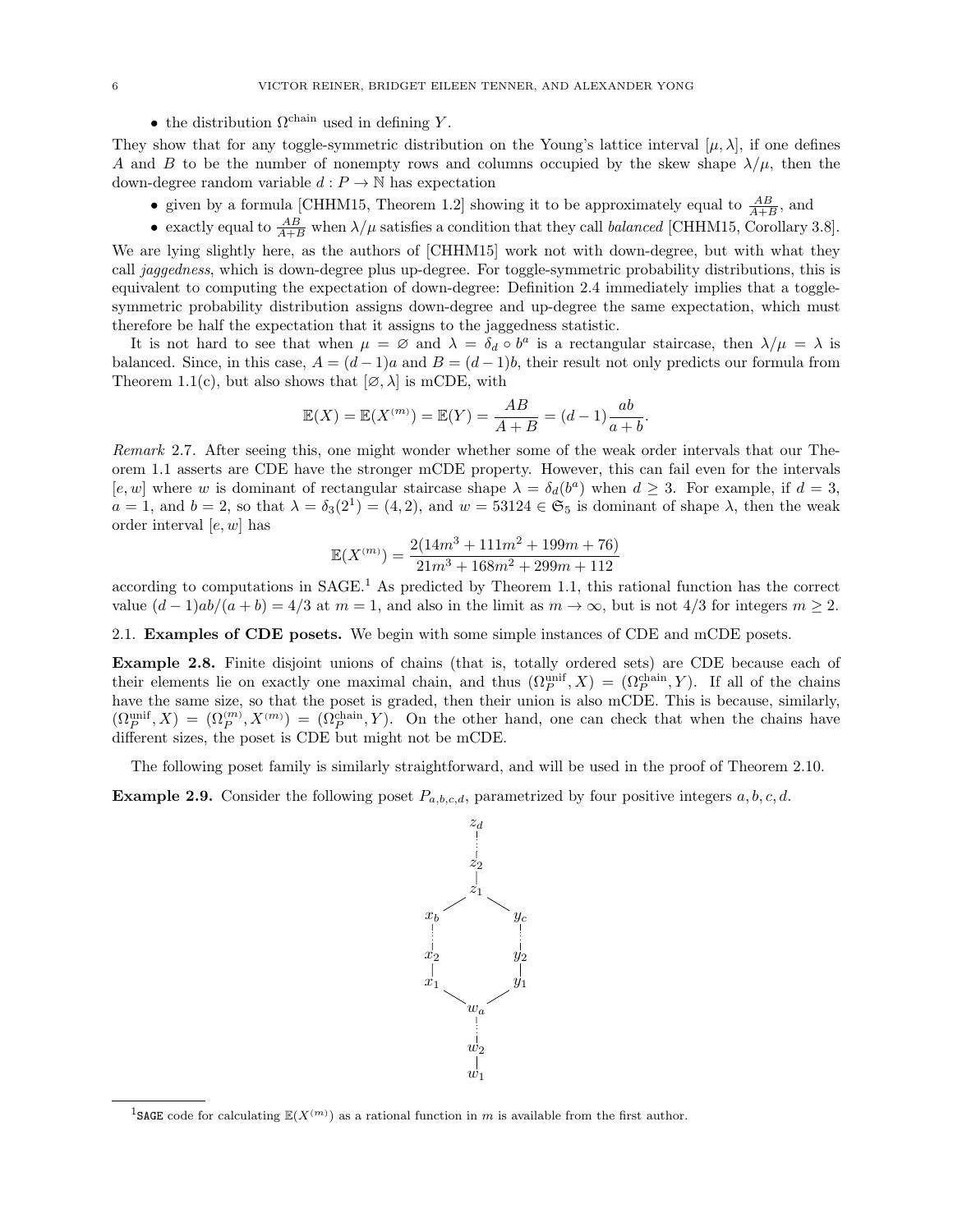- the distribution $\Omega^{\text{chain}}$ used in defining $Y$.

They show that for any toggle-symmetric distribution on the Young's lattice interval $[\mu, \lambda]$, if one defines $A$ and $B$ to be the number of nonempty rows and columns occupied by the skew shape $\lambda/\mu$, then the down-degree random variable $d : P \to \mathbb{N}$ has expectation

- given by a formula [CHHM15, Theorem 1.2] showing it to be approximately equal to $\frac{AB}{A+B}$, and
- exactly equal to $\frac{AB}{A+B}$ when $\lambda/\mu$ satisfies a condition that they call *balanced* [CHHM15, Corollary 3.8].

We are lying slightly here, as the authors of [CHHM15] work not with down-degree, but with what they call *jaggedness*, which is down-degree plus up-degree. For toggle-symmetric probability distributions, this is equivalent to computing the expectation of down-degree: Definition 2.4 immediately implies that a toggle-symmetric probability distribution assigns down-degree and up-degree the same expectation, which must therefore be half the expectation that it assigns to the jaggedness statistic.

It is not hard to see that when $\mu = \varnothing$ and $\lambda = \delta_d \circ b^a$ is a rectangular staircase, then $\lambda/\mu = \lambda$ is balanced. Since, in this case, $A = (d-1)a$ and $B = (d-1)b$, their result not only predicts our formula from Theorem 1.1(c), but also shows that $[\varnothing, \lambda]$ is mCDE, with

$$\mathbb{E}(X) = \mathbb{E}(X^{(m)}) = \mathbb{E}(Y) = \frac{AB}{A+B} = (d-1)\frac{ab}{a+b}.$$

*Remark* 2.7. After seeing this, one might wonder whether some of the weak order intervals that our Theorem 1.1 asserts are CDE have the stronger mCDE property. However, this can fail even for the intervals $[e, w]$ where $w$ is dominant of rectangular staircase shape $\lambda = \delta_d(b^a)$ when $d \geq 3$. For example, if $d = 3$, $a = 1$, and $b = 2$, so that $\lambda = \delta_3(2^1) = (4, 2)$, and $w = 53124 \in \mathfrak{S}_5$ is dominant of shape $\lambda$, then the weak order interval $[e, w]$ has

$$\mathbb{E}(X^{(m)}) = \frac{2(14m^3 + 111m^2 + 199m + 76)}{21m^3 + 168m^2 + 299m + 112}$$

according to computations in SAGE.[1] As predicted by Theorem 1.1, this rational function has the correct value $(d-1)ab/(a+b) = 4/3$ at $m = 1$, and also in the limit as $m \to \infty$, but is not $4/3$ for integers $m \geq 2$.

## 2.1. Examples of CDE posets.

We begin with some simple instances of CDE and mCDE posets.

**Example 2.8.** Finite disjoint unions of chains (that is, totally ordered sets) are CDE because each of their elements lie on exactly one maximal chain, and thus $(\Omega_P^{\text{unif}}, X) = (\Omega_P^{\text{chain}}, Y)$. If all of the chains have the same size, so that the poset is graded, then their union is also mCDE. This is because, similarly, $(\Omega_P^{\text{unif}}, X) = (\Omega_P^{(m)}, X^{(m)}) = (\Omega_P^{\text{chain}}, Y)$. On the other hand, one can check that when the chains have different sizes, the poset is CDE but might not be mCDE.

The following poset family is similarly straightforward, and will be used in the proof of Theorem 2.10.

**Example 2.9.** Consider the following poset $P_{a,b,c,d}$, parametrized by four positive integers $a, b, c, d$.

[1] SAGE code for calculating $\mathbb{E}(X^{(m)})$ as a rational function in $m$ is available from the first author.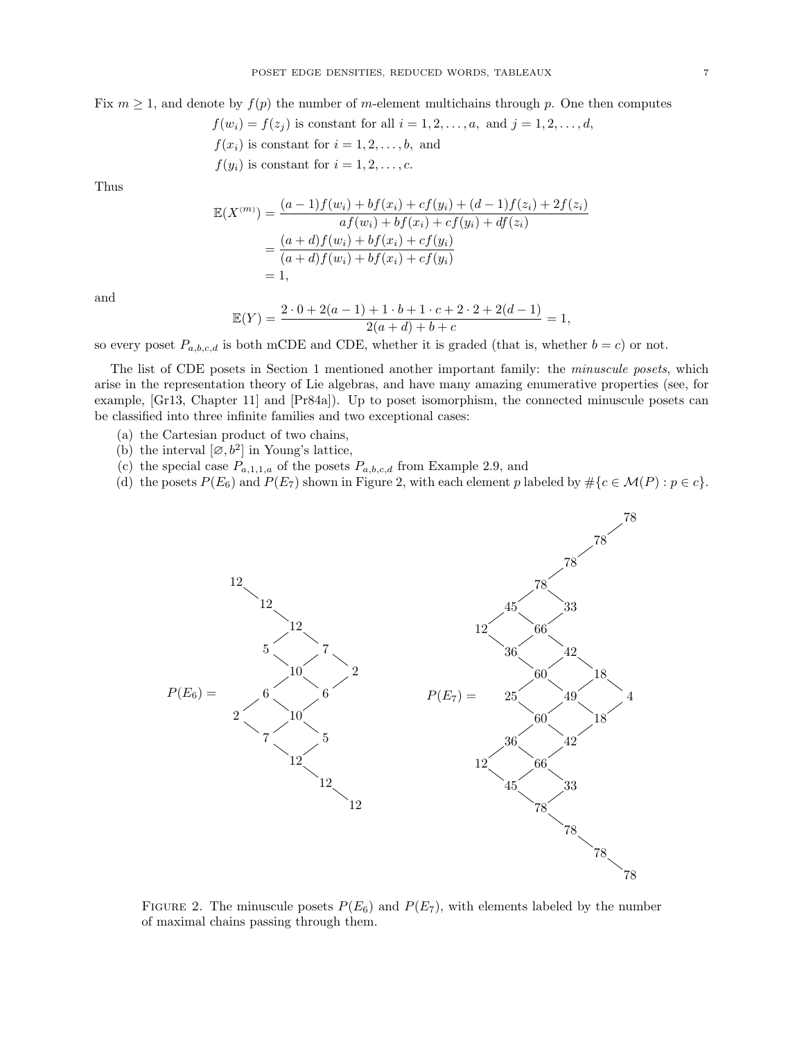Fix $m \geq 1$, and denote by $f(p)$ the number of $m$-element multichains through $p$. One then computes

$$f(w_i) = f(z_j) \text{ is constant for all } i = 1, 2, \ldots, a, \text{ and } j = 1, 2, \ldots, d,$$
$$f(x_i) \text{ is constant for } i = 1, 2, \ldots, b, \text{ and}$$
$$f(y_i) \text{ is constant for } i = 1, 2, \ldots, c.$$

Thus

$$\begin{aligned}
\mathbb{E}(X^{(m)}) &= \frac{(a-1)f(w_i) + bf(x_i) + cf(y_i) + (d-1)f(z_i) + 2f(z_i)}{af(w_i) + bf(x_i) + cf(y_i) + df(z_i)} \\
&= \frac{(a+d)f(w_i) + bf(x_i) + cf(y_i)}{(a+d)f(w_i) + bf(x_i) + cf(y_i)} \\
&= 1,
\end{aligned}$$

and

$$\mathbb{E}(Y) = \frac{2 \cdot 0 + 2(a-1) + 1 \cdot b + 1 \cdot c + 2 \cdot 2 + 2(d-1)}{2(a+d) + b + c} = 1,$$

so every poset $P_{a,b,c,d}$ is both mCDE and CDE, whether it is graded (that is, whether $b = c$) or not.

The list of CDE posets in Section 1 mentioned another important family: the *minuscule posets*, which arise in the representation theory of Lie algebras, and have many amazing enumerative properties (see, for example, [Gr13, Chapter 11] and [Pr84a]). Up to poset isomorphism, the connected minuscule posets can be classified into three infinite families and two exceptional cases:

(a) the Cartesian product of two chains,
(b) the interval $[\varnothing, b^2]$ in Young's lattice,
(c) the special case $P_{a,1,1,a}$ of the posets $P_{a,b,c,d}$ from Example 2.9, and
(d) the posets $P(E_6)$ and $P(E_7)$ shown in Figure 2, with each element $p$ labeled by $\#\{c \in \mathcal{M}(P) : p \in c\}$.

FIGURE 2. The minuscule posets $P(E_6)$ and $P(E_7)$, with elements labeled by the number of maximal chains passing through them.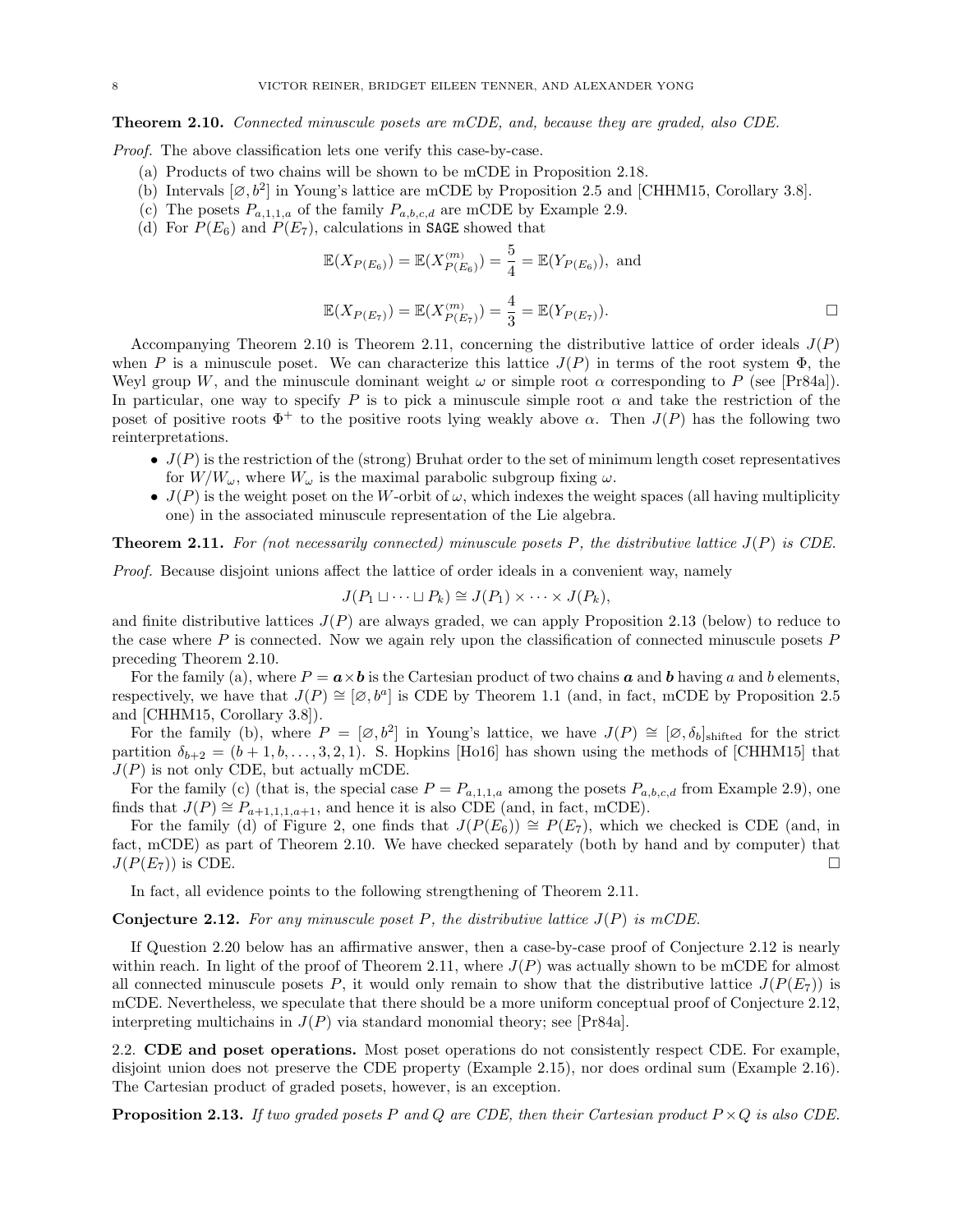**Theorem 2.10.** *Connected minuscule posets are mCDE, and, because they are graded, also CDE.*

*Proof.* The above classification lets one verify this case-by-case.

(a) Products of two chains will be shown to be mCDE in Proposition 2.18.
(b) Intervals $[\varnothing, b^2]$ in Young's lattice are mCDE by Proposition 2.5 and [CHHM15, Corollary 3.8].
(c) The posets $P_{a,1,1,a}$ of the family $P_{a,b,c,d}$ are mCDE by Example 2.9.
(d) For $P(E_6)$ and $P(E_7)$, calculations in SAGE showed that

$$\mathbb{E}(X_{P(E_6)}) = \mathbb{E}(X^{(m)}_{P(E_6)}) = \frac{5}{4} = \mathbb{E}(Y_{P(E_6)}), \text{ and}$$

$$\mathbb{E}(X_{P(E_7)}) = \mathbb{E}(X^{(m)}_{P(E_7)}) = \frac{4}{3} = \mathbb{E}(Y_{P(E_7)}).$$

□

Accompanying Theorem 2.10 is Theorem 2.11, concerning the distributive lattice of order ideals $J(P)$ when $P$ is a minuscule poset. We can characterize this lattice $J(P)$ in terms of the root system $\Phi$, the Weyl group $W$, and the minuscule dominant weight $\omega$ or simple root $\alpha$ corresponding to $P$ (see [Pr84a]). In particular, one way to specify $P$ is to pick a minuscule simple root $\alpha$ and take the restriction of the poset of positive roots $\Phi^+$ to the positive roots lying weakly above $\alpha$. Then $J(P)$ has the following two reinterpretations.

- $J(P)$ is the restriction of the (strong) Bruhat order to the set of minimum length coset representatives for $W/W_\omega$, where $W_\omega$ is the maximal parabolic subgroup fixing $\omega$.
- $J(P)$ is the weight poset on the $W$-orbit of $\omega$, which indexes the weight spaces (all having multiplicity one) in the associated minuscule representation of the Lie algebra.

**Theorem 2.11.** *For (not necessarily connected) minuscule posets $P$, the distributive lattice $J(P)$ is CDE.*

*Proof.* Because disjoint unions affect the lattice of order ideals in a convenient way, namely

$$J(P_1 \sqcup \cdots \sqcup P_k) \cong J(P_1) \times \cdots \times J(P_k),$$

and finite distributive lattices $J(P)$ are always graded, we can apply Proposition 2.13 (below) to reduce to the case where $P$ is connected. Now we again rely upon the classification of connected minuscule posets $P$ preceding Theorem 2.10.

For the family (a), where $P = \boldsymbol{a} \times \boldsymbol{b}$ is the Cartesian product of two chains $\boldsymbol{a}$ and $\boldsymbol{b}$ having $a$ and $b$ elements, respectively, we have that $J(P) \cong [\varnothing, b^a]$ is CDE by Theorem 1.1 (and, in fact, mCDE by Proposition 2.5 and [CHHM15, Corollary 3.8]).

For the family (b), where $P = [\varnothing, b^2]$ in Young's lattice, we have $J(P) \cong [\varnothing, \delta_b]_{\text{shifted}}$ for the strict partition $\delta_{b+2} = (b+1, b, \ldots, 3, 2, 1)$. S. Hopkins [Ho16] has shown using the methods of [CHHM15] that $J(P)$ is not only CDE, but actually mCDE.

For the family (c) (that is, the special case $P = P_{a,1,1,a}$ among the posets $P_{a,b,c,d}$ from Example 2.9), one finds that $J(P) \cong P_{a+1,1,1,a+1}$, and hence it is also CDE (and, in fact, mCDE).

For the family (d) of Figure 2, one finds that $J(P(E_6)) \cong P(E_7)$, which we checked is CDE (and, in fact, mCDE) as part of Theorem 2.10. We have checked separately (both by hand and by computer) that $J(P(E_7))$ is CDE. □

In fact, all evidence points to the following strengthening of Theorem 2.11.

**Conjecture 2.12.** *For any minuscule poset $P$, the distributive lattice $J(P)$ is mCDE.*

If Question 2.20 below has an affirmative answer, then a case-by-case proof of Conjecture 2.12 is nearly within reach. In light of the proof of Theorem 2.11, where $J(P)$ was actually shown to be mCDE for almost all connected minuscule posets $P$, it would only remain to show that the distributive lattice $J(P(E_7))$ is mCDE. Nevertheless, we speculate that there should be a more uniform conceptual proof of Conjecture 2.12, interpreting multichains in $J(P)$ via standard monomial theory; see [Pr84a].

## 2.2. CDE and poset operations.

Most poset operations do not consistently respect CDE. For example, disjoint union does not preserve the CDE property (Example 2.15), nor does ordinal sum (Example 2.16). The Cartesian product of graded posets, however, is an exception.

**Proposition 2.13.** *If two graded posets $P$ and $Q$ are CDE, then their Cartesian product $P \times Q$ is also CDE.*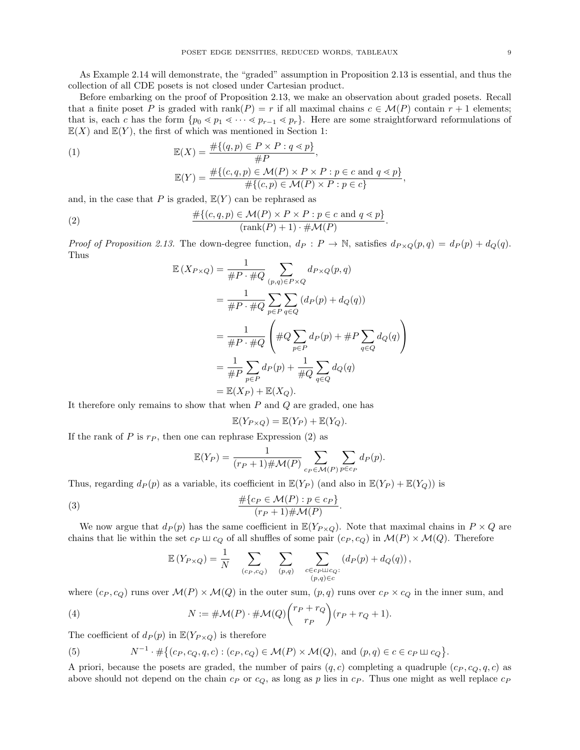As Example 2.14 will demonstrate, the "graded" assumption in Proposition 2.13 is essential, and thus the collection of all CDE posets is not closed under Cartesian product.

Before embarking on the proof of Proposition 2.13, we make an observation about graded posets. Recall that a finite poset $P$ is graded with $\mathrm{rank}(P) = r$ if all maximal chains $c \in \mathcal{M}(P)$ contain $r+1$ elements; that is, each $c$ has the form $\{p_0 \lessdot p_1 \lessdot \cdots \lessdot p_{r-1} \lessdot p_r\}$. Here are some straightforward reformulations of $\mathbb{E}(X)$ and $\mathbb{E}(Y)$, the first of which was mentioned in Section 1:

$$\mathbb{E}(X) = \frac{\#\{(q,p) \in P \times P : q \lessdot p\}}{\#P}, \tag{1}$$

$$\mathbb{E}(Y) = \frac{\#\{(c,q,p) \in \mathcal{M}(P) \times P \times P : p \in c \text{ and } q \lessdot p\}}{\#\{(c,p) \in \mathcal{M}(P) \times P : p \in c\}},$$

and, in the case that $P$ is graded, $\mathbb{E}(Y)$ can be rephrased as

$$\frac{\#\{(c,q,p) \in \mathcal{M}(P) \times P \times P : p \in c \text{ and } q \lessdot p\}}{(\mathrm{rank}(P)+1) \cdot \#\mathcal{M}(P)}. \tag{2}$$

*Proof of Proposition 2.13.* The down-degree function, $d_P : P \to \mathbb{N}$, satisfies $d_{P\times Q}(p,q) = d_P(p) + d_Q(q)$. Thus

$$\begin{aligned}
\mathbb{E}\left(X_{P\times Q}\right) &= \frac{1}{\#P \cdot \#Q} \sum_{(p,q) \in P \times Q} d_{P\times Q}(p,q) \\
&= \frac{1}{\#P \cdot \#Q} \sum_{p \in P} \sum_{q \in Q} \left(d_P(p) + d_Q(q)\right) \\
&= \frac{1}{\#P \cdot \#Q} \left( \#Q \sum_{p \in P} d_P(p) + \#P \sum_{q \in Q} d_Q(q) \right) \\
&= \frac{1}{\#P} \sum_{p \in P} d_P(p) + \frac{1}{\#Q} \sum_{q \in Q} d_Q(q) \\
&= \mathbb{E}(X_P) + \mathbb{E}(X_Q).
\end{aligned}$$

It therefore only remains to show that when $P$ and $Q$ are graded, one has

$$\mathbb{E}(Y_{P\times Q}) = \mathbb{E}(Y_P) + \mathbb{E}(Y_Q).$$

If the rank of $P$ is $r_P$, then one can rephrase Expression (2) as

$$\mathbb{E}(Y_P) = \frac{1}{(r_P+1)\#\mathcal{M}(P)} \sum_{c_P \in \mathcal{M}(P)} \sum_{p \in c_P} d_P(p).$$

Thus, regarding $d_P(p)$ as a variable, its coefficient in $\mathbb{E}(Y_P)$ (and also in $\mathbb{E}(Y_P) + \mathbb{E}(Y_Q)$) is

$$\frac{\#\{c_P \in \mathcal{M}(P) : p \in c_P\}}{(r_P+1)\#\mathcal{M}(P)}. \tag{3}$$

We now argue that $d_P(p)$ has the same coefficient in $\mathbb{E}(Y_{P\times Q})$. Note that maximal chains in $P \times Q$ are chains that lie within the set $c_P \sqcup\!\sqcup\, c_Q$ of all shuffles of some pair $(c_P, c_Q)$ in $\mathcal{M}(P) \times \mathcal{M}(Q)$. Therefore

$$\mathbb{E}\left(Y_{P\times Q}\right) = \frac{1}{N} \sum_{(c_P,c_Q)} \sum_{(p,q)} \sum_{\substack{c \in c_P \sqcup\!\sqcup\, c_Q: \\ (p,q) \in c}} \left(d_P(p) + d_Q(q)\right),$$

where $(c_P, c_Q)$ runs over $\mathcal{M}(P) \times \mathcal{M}(Q)$ in the outer sum, $(p,q)$ runs over $c_P \times c_Q$ in the inner sum, and

$$N := \#\mathcal{M}(P) \cdot \#\mathcal{M}(Q) \binom{r_P + r_Q}{r_P} (r_P + r_Q + 1). \tag{4}$$

The coefficient of $d_P(p)$ in $\mathbb{E}(Y_{P\times Q})$ is therefore

$$N^{-1} \cdot \#\big\{(c_P, c_Q, q, c) : (c_P, c_Q) \in \mathcal{M}(P) \times \mathcal{M}(Q), \text{ and } (p,q) \in c \in c_P \sqcup\!\sqcup\, c_Q\big\}. \tag{5}$$

A priori, because the posets are graded, the number of pairs $(q, c)$ completing a quadruple $(c_P, c_Q, q, c)$ as above should not depend on the chain $c_P$ or $c_Q$, as long as $p$ lies in $c_P$. Thus one might as well replace $c_P$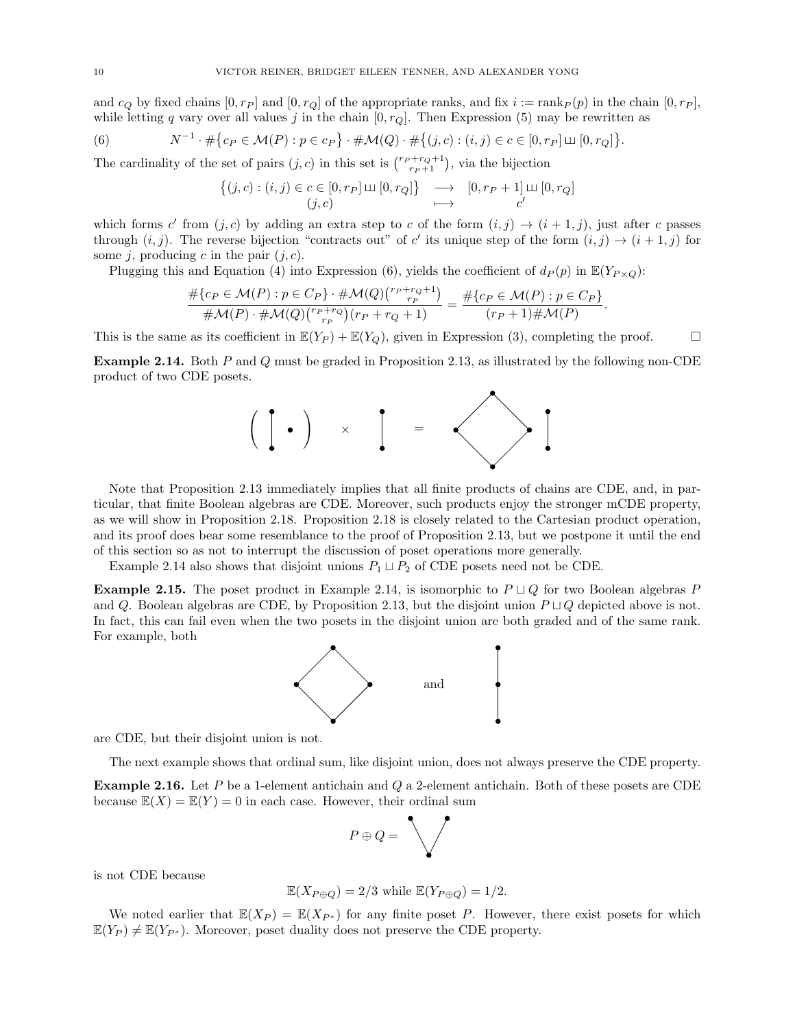and $c_Q$ by fixed chains $[0, r_P]$ and $[0, r_Q]$ of the appropriate ranks, and fix $i := \mathrm{rank}_P(p)$ in the chain $[0, r_P]$, while letting $q$ vary over all values $j$ in the chain $[0, r_Q]$. Then Expression (5) may be rewritten as

$$N^{-1} \cdot \#\{c_P \in \mathcal{M}(P) : p \in c_P\} \cdot \#\mathcal{M}(Q) \cdot \#\{(j, c) : (i, j) \in c \in [0, r_P] \sqcup [0, r_Q]\}. \tag{6}$$

The cardinality of the set of pairs $(j, c)$ in this set is $\binom{r_P + r_Q + 1}{r_P + 1}$, via the bijection

$$\begin{array}{ccc} \{(j, c) : (i, j) \in c \in [0, r_P] \sqcup [0, r_Q]\} & \longrightarrow & [0, r_P + 1] \sqcup [0, r_Q] \\ (j, c) & \longmapsto & c' \end{array}$$

which forms $c'$ from $(j, c)$ by adding an extra step to $c$ of the form $(i, j) \to (i + 1, j)$, just after $c$ passes through $(i, j)$. The reverse bijection "contracts out" of $c'$ its unique step of the form $(i, j) \to (i + 1, j)$ for some $j$, producing $c$ in the pair $(j, c)$.

Plugging this and Equation (4) into Expression (6), yields the coefficient of $d_P(p)$ in $\mathbb{E}(Y_{P\times Q})$:

$$\frac{\#\{c_P \in \mathcal{M}(P) : p \in C_P\} \cdot \#\mathcal{M}(Q)\binom{r_P+r_Q+1}{r_P}}{\#\mathcal{M}(P) \cdot \#\mathcal{M}(Q)\binom{r_P+r_Q}{r_P}(r_P + r_Q + 1)} = \frac{\#\{c_P \in \mathcal{M}(P) : p \in C_P\}}{(r_P + 1)\#\mathcal{M}(P)}.$$

This is the same as its coefficient in $\mathbb{E}(Y_P) + \mathbb{E}(Y_Q)$, given in Expression (3), completing the proof. $\square$

**Example 2.14.** Both $P$ and $Q$ must be graded in Proposition 2.13, as illustrated by the following non-CDE product of two CDE posets.

Note that Proposition 2.13 immediately implies that all finite products of chains are CDE, and, in particular, that finite Boolean algebras are CDE. Moreover, such products enjoy the stronger mCDE property, as we will show in Proposition 2.18. Proposition 2.18 is closely related to the Cartesian product operation, and its proof does bear some resemblance to the proof of Proposition 2.13, but we postpone it until the end of this section so as not to interrupt the discussion of poset operations more generally.

Example 2.14 also shows that disjoint unions $P_1 \sqcup P_2$ of CDE posets need not be CDE.

**Example 2.15.** The poset product in Example 2.14, is isomorphic to $P \sqcup Q$ for two Boolean algebras $P$ and $Q$. Boolean algebras are CDE, by Proposition 2.13, but the disjoint union $P \sqcup Q$ depicted above is not. In fact, this can fail even when the two posets in the disjoint union are both graded and of the same rank. For example, both

and

are CDE, but their disjoint union is not.

The next example shows that ordinal sum, like disjoint union, does not always preserve the CDE property.

**Example 2.16.** Let $P$ be a 1-element antichain and $Q$ a 2-element antichain. Both of these posets are CDE because $\mathbb{E}(X) = \mathbb{E}(Y) = 0$ in each case. However, their ordinal sum

$P \oplus Q =$

is not CDE because

$$\mathbb{E}(X_{P\oplus Q}) = 2/3 \text{ while } \mathbb{E}(Y_{P\oplus Q}) = 1/2.$$

We noted earlier that $\mathbb{E}(X_P) = \mathbb{E}(X_{P^*})$ for any finite poset $P$. However, there exist posets for which $\mathbb{E}(Y_P) \neq \mathbb{E}(Y_{P^*})$. Moreover, poset duality does not preserve the CDE property.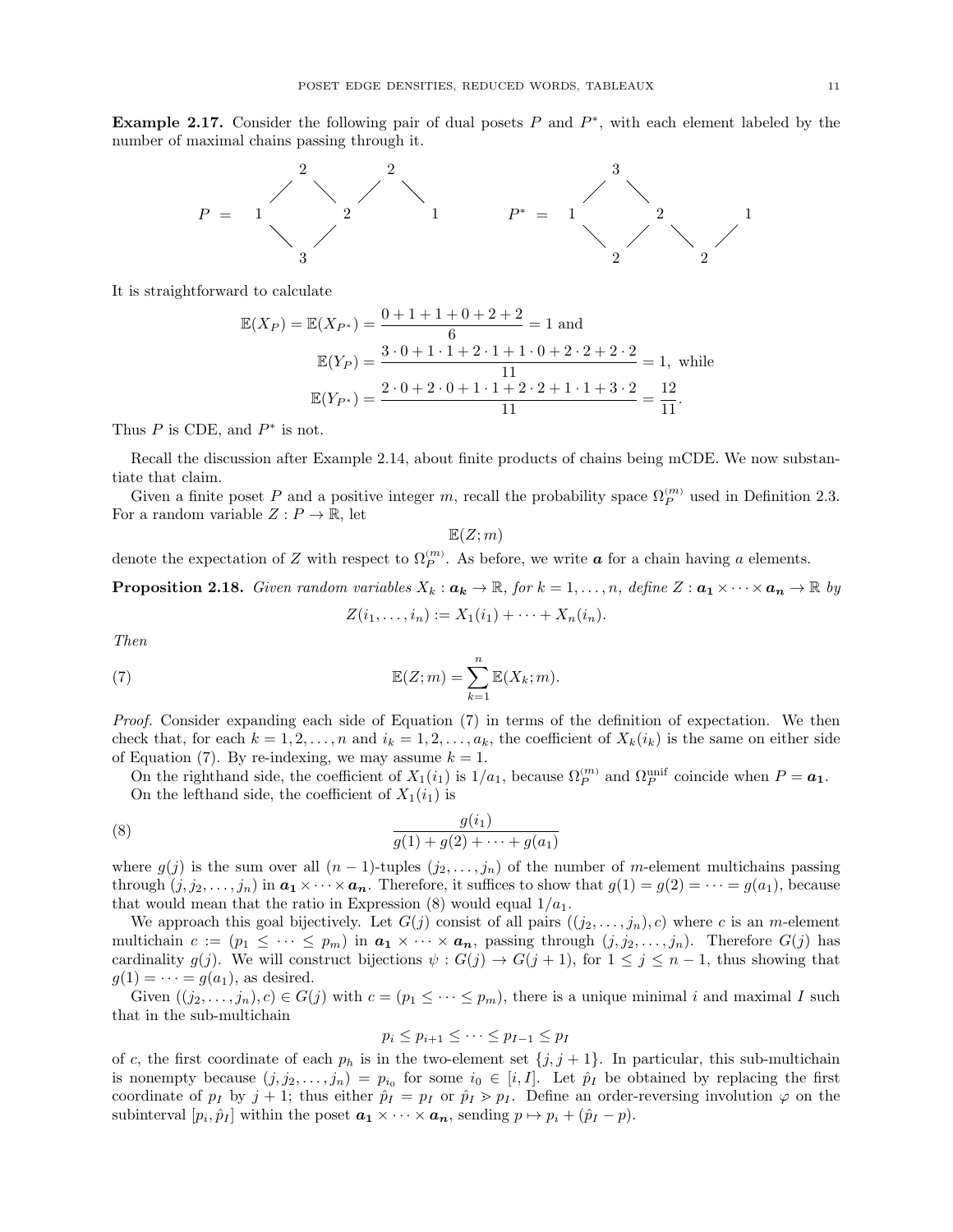**Example 2.17.** Consider the following pair of dual posets $P$ and $P^*$, with each element labeled by the number of maximal chains passing through it.

$$P = \quad \begin{array}{ccccc} & 2 & & 2 & \\ 1 & & 2 & & 1 \\ & 3 & & & \end{array} \qquad\qquad P^* = \quad \begin{array}{ccccc} & 3 & & & \\ 1 & & 2 & & 1 \\ & 2 & & 2 & \end{array}$$

It is straightforward to calculate

$$\mathbb{E}(X_P) = \mathbb{E}(X_{P^*}) = \frac{0+1+1+0+2+2}{6} = 1 \text{ and}$$

$$\mathbb{E}(Y_P) = \frac{3\cdot 0 + 1\cdot 1 + 2\cdot 1 + 1\cdot 0 + 2\cdot 2 + 2\cdot 2}{11} = 1, \text{ while}$$

$$\mathbb{E}(Y_{P^*}) = \frac{2\cdot 0 + 2\cdot 0 + 1\cdot 1 + 2\cdot 2 + 1\cdot 1 + 3\cdot 2}{11} = \frac{12}{11}.$$

Thus $P$ is CDE, and $P^*$ is not.

Recall the discussion after Example 2.14, about finite products of chains being mCDE. We now substantiate that claim.

Given a finite poset $P$ and a positive integer $m$, recall the probability space $\Omega_P^{(m)}$ used in Definition 2.3. For a random variable $Z : P \to \mathbb{R}$, let

$$\mathbb{E}(Z; m)$$

denote the expectation of $Z$ with respect to $\Omega_P^{(m)}$. As before, we write $\boldsymbol{a}$ for a chain having $a$ elements.

**Proposition 2.18.** *Given random variables $X_k : \boldsymbol{a_k} \to \mathbb{R}$, for $k = 1, \ldots, n$, define $Z : \boldsymbol{a_1} \times \cdots \times \boldsymbol{a_n} \to \mathbb{R}$ by*

$$Z(i_1, \ldots, i_n) := X_1(i_1) + \cdots + X_n(i_n).$$

*Then*

$$\mathbb{E}(Z; m) = \sum_{k=1}^{n} \mathbb{E}(X_k; m). \tag{7}$$

*Proof.* Consider expanding each side of Equation (7) in terms of the definition of expectation. We then check that, for each $k = 1, 2, \ldots, n$ and $i_k = 1, 2, \ldots, a_k$, the coefficient of $X_k(i_k)$ is the same on either side of Equation (7). By re-indexing, we may assume $k = 1$.

On the righthand side, the coefficient of $X_1(i_1)$ is $1/a_1$, because $\Omega_P^{(m)}$ and $\Omega_P^{\text{unif}}$ coincide when $P = \boldsymbol{a_1}$.

On the lefthand side, the coefficient of $X_1(i_1)$ is

$$\frac{g(i_1)}{g(1) + g(2) + \cdots + g(a_1)} \tag{8}$$

where $g(j)$ is the sum over all $(n-1)$-tuples $(j_2, \ldots, j_n)$ of the number of $m$-element multichains passing through $(j, j_2, \ldots, j_n)$ in $\boldsymbol{a_1} \times \cdots \times \boldsymbol{a_n}$. Therefore, it suffices to show that $g(1) = g(2) = \cdots = g(a_1)$, because that would mean that the ratio in Expression (8) would equal $1/a_1$.

We approach this goal bijectively. Let $G(j)$ consist of all pairs $((j_2, \ldots, j_n), c)$ where $c$ is an $m$-element multichain $c := (p_1 \leq \cdots \leq p_m)$ in $\boldsymbol{a_1} \times \cdots \times \boldsymbol{a_n}$, passing through $(j, j_2, \ldots, j_n)$. Therefore $G(j)$ has cardinality $g(j)$. We will construct bijections $\psi : G(j) \to G(j+1)$, for $1 \leq j \leq n-1$, thus showing that $g(1) = \cdots = g(a_1)$, as desired.

Given $((j_2, \ldots, j_n), c) \in G(j)$ with $c = (p_1 \leq \cdots \leq p_m)$, there is a unique minimal $i$ and maximal $I$ such that in the sub-multichain

$$p_i \leq p_{i+1} \leq \cdots \leq p_{I-1} \leq p_I$$

of $c$, the first coordinate of each $p_h$ is in the two-element set $\{j, j+1\}$. In particular, this sub-multichain is nonempty because $(j, j_2, \ldots, j_n) = p_{i_0}$ for some $i_0 \in [i, I]$. Let $\hat{p}_I$ be obtained by replacing the first coordinate of $p_I$ by $j+1$; thus either $\hat{p}_I = p_I$ or $\hat{p}_I \gtrdot p_I$. Define an order-reversing involution $\varphi$ on the subinterval $[p_i, \hat{p}_I]$ within the poset $\boldsymbol{a_1} \times \cdots \times \boldsymbol{a_n}$, sending $p \mapsto p_i + (\hat{p}_I - p)$.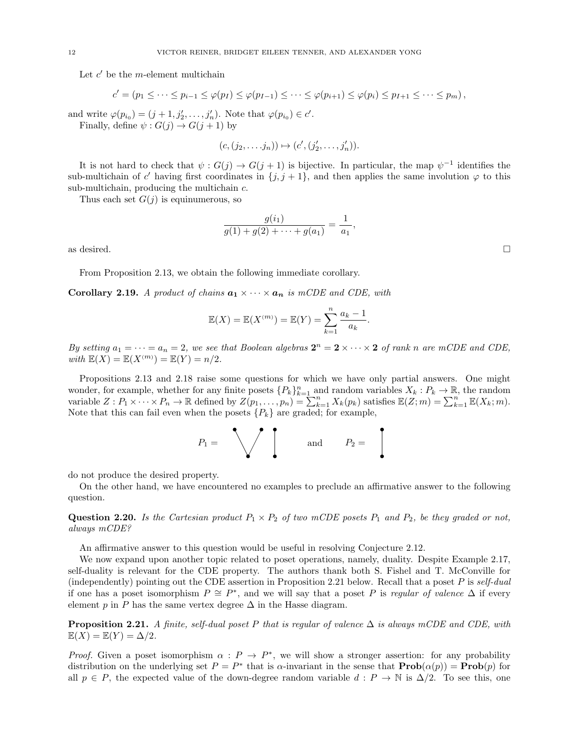Let $c'$ be the $m$-element multichain

$$c' = (p_1 \leq \cdots \leq p_{i-1} \leq \varphi(p_I) \leq \varphi(p_{I-1}) \leq \cdots \leq \varphi(p_{i+1}) \leq \varphi(p_i) \leq p_{I+1} \leq \cdots \leq p_m),$$

and write $\varphi(p_{i_0}) = (j+1, j'_2, \ldots, j'_n)$. Note that $\varphi(p_{i_0}) \in c'$.

Finally, define $\psi : G(j) \to G(j+1)$ by

$$(c, (j_2, \ldots . j_n)) \mapsto (c', (j'_2, \ldots, j'_n)).$$

It is not hard to check that $\psi : G(j) \to G(j+1)$ is bijective. In particular, the map $\psi^{-1}$ identifies the sub-multichain of $c'$ having first coordinates in $\{j, j+1\}$, and then applies the same involution $\varphi$ to this sub-multichain, producing the multichain $c$.

Thus each set $G(j)$ is equinumerous, so

$$\frac{g(i_1)}{g(1) + g(2) + \cdots + g(a_1)} = \frac{1}{a_1},$$

as desired. $\square$

From Proposition 2.13, we obtain the following immediate corollary.

**Corollary 2.19.** *A product of chains $\mathbf{a_1} \times \cdots \times \mathbf{a_n}$ is mCDE and CDE, with*

$$\mathbb{E}(X) = \mathbb{E}(X^{(m)}) = \mathbb{E}(Y) = \sum_{k=1}^{n} \frac{a_k - 1}{a_k}.$$

*By setting $a_1 = \cdots = a_n = 2$, we see that Boolean algebras $\mathbf{2}^n = \mathbf{2} \times \cdots \times \mathbf{2}$ of rank $n$ are mCDE and CDE, with $\mathbb{E}(X) = \mathbb{E}(X^{(m)}) = \mathbb{E}(Y) = n/2$.*

Propositions 2.13 and 2.18 raise some questions for which we have only partial answers. One might wonder, for example, whether for any finite posets $\{P_k\}_{k=1}^n$ and random variables $X_k : P_k \to \mathbb{R}$, the random variable $Z : P_1 \times \cdots \times P_n \to \mathbb{R}$ defined by $Z(p_1, \ldots, p_n) = \sum_{k=1}^n X_k(p_k)$ satisfies $\mathbb{E}(Z; m) = \sum_{k=1}^n \mathbb{E}(X_k; m)$. Note that this can fail even when the posets $\{P_k\}$ are graded; for example,

$P_1 =$ [Hasse diagram: a V shape with one minimal element below two maximal elements, together with a disjoint 2-element chain] and $P_2 =$ [Hasse diagram: a 2-element chain]

do not produce the desired property.

On the other hand, we have encountered no examples to preclude an affirmative answer to the following question.

**Question 2.20.** *Is the Cartesian product $P_1 \times P_2$ of two mCDE posets $P_1$ and $P_2$, be they graded or not, always mCDE?*

An affirmative answer to this question would be useful in resolving Conjecture 2.12.

We now expand upon another topic related to poset operations, namely, duality. Despite Example 2.17, self-duality is relevant for the CDE property. The authors thank both S. Fishel and T. McConville for (independently) pointing out the CDE assertion in Proposition 2.21 below. Recall that a poset $P$ is *self-dual* if one has a poset isomorphism $P \cong P^*$, and we will say that a poset $P$ is *regular of valence* $\Delta$ if every element $p$ in $P$ has the same vertex degree $\Delta$ in the Hasse diagram.

**Proposition 2.21.** *A finite, self-dual poset $P$ that is regular of valence $\Delta$ is always mCDE and CDE, with $\mathbb{E}(X) = \mathbb{E}(Y) = \Delta/2$.*

*Proof.* Given a poset isomorphism $\alpha : P \to P^*$, we will show a stronger assertion: for any probability distribution on the underlying set $P = P^*$ that is $\alpha$-invariant in the sense that $\mathbf{Prob}(\alpha(p)) = \mathbf{Prob}(p)$ for all $p \in P$, the expected value of the down-degree random variable $d : P \to \mathbb{N}$ is $\Delta/2$. To see this, one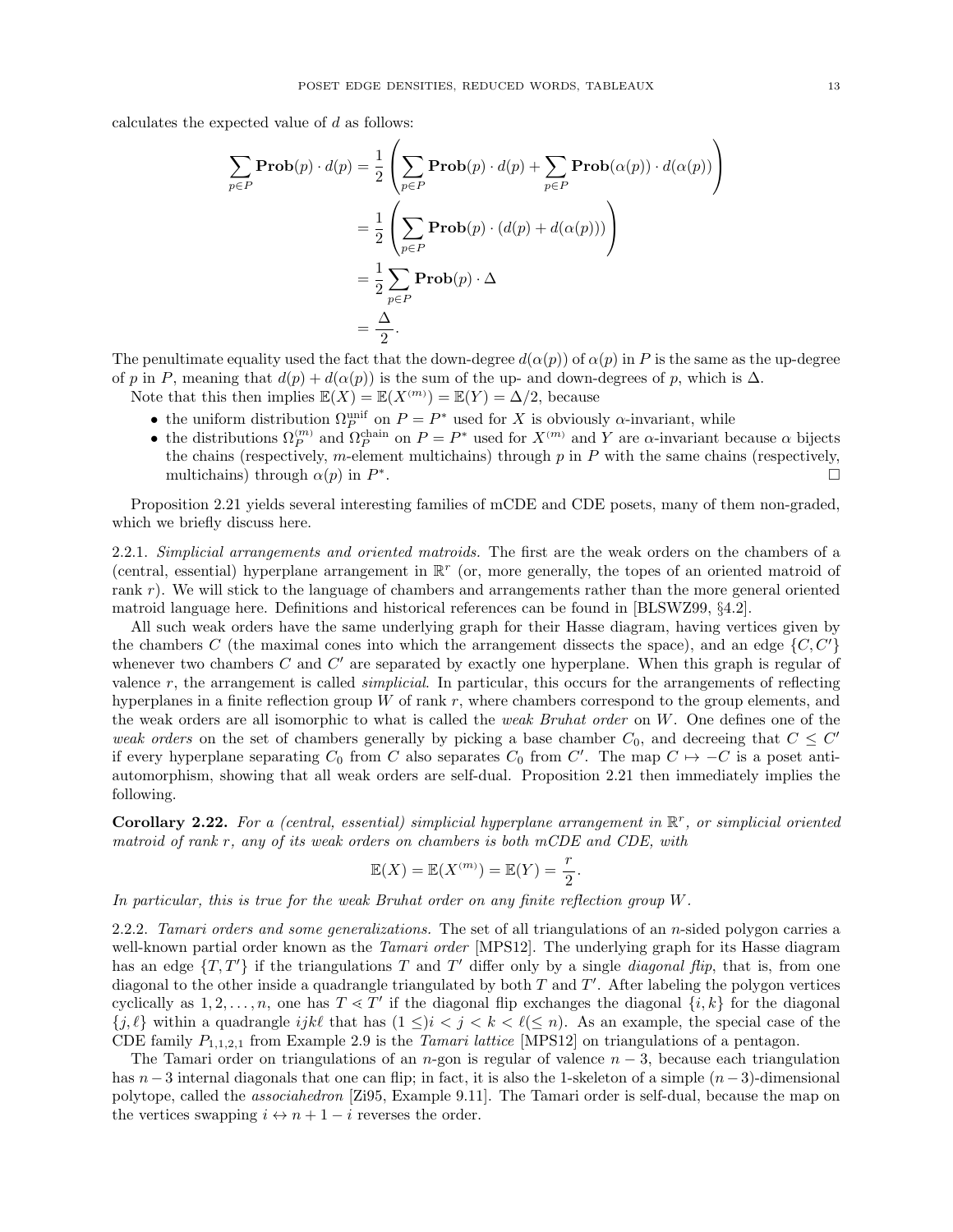calculates the expected value of $d$ as follows:

$$\begin{aligned}
\sum_{p\in P} \mathbf{Prob}(p)\cdot d(p) &= \frac{1}{2}\left(\sum_{p\in P}\mathbf{Prob}(p)\cdot d(p) + \sum_{p\in P}\mathbf{Prob}(\alpha(p))\cdot d(\alpha(p))\right)\\
&= \frac{1}{2}\left(\sum_{p\in P}\mathbf{Prob}(p)\cdot (d(p)+d(\alpha(p)))\right)\\
&= \frac{1}{2}\sum_{p\in P}\mathbf{Prob}(p)\cdot \Delta\\
&= \frac{\Delta}{2}.
\end{aligned}$$

The penultimate equality used the fact that the down-degree $d(\alpha(p))$ of $\alpha(p)$ in $P$ is the same as the up-degree of $p$ in $P$, meaning that $d(p) + d(\alpha(p))$ is the sum of the up- and down-degrees of $p$, which is $\Delta$.

Note that this then implies $\mathbb{E}(X) = \mathbb{E}(X^{(m)}) = \mathbb{E}(Y) = \Delta/2$, because

- the uniform distribution $\Omega_P^{\text{unif}}$ on $P = P^*$ used for $X$ is obviously $\alpha$-invariant, while
- the distributions $\Omega_P^{(m)}$ and $\Omega_P^{\text{chain}}$ on $P = P^*$ used for $X^{(m)}$ and $Y$ are $\alpha$-invariant because $\alpha$ bijects the chains (respectively, $m$-element multichains) through $p$ in $P$ with the same chains (respectively, multichains) through $\alpha(p)$ in $P^*$. □

Proposition 2.21 yields several interesting families of mCDE and CDE posets, many of them non-graded, which we briefly discuss here.

2.2.1. *Simplicial arrangements and oriented matroids.* The first are the weak orders on the chambers of a (central, essential) hyperplane arrangement in $\mathbb{R}^r$ (or, more generally, the topes of an oriented matroid of rank $r$). We will stick to the language of chambers and arrangements rather than the more general oriented matroid language here. Definitions and historical references can be found in [BLSWZ99, §4.2].

All such weak orders have the same underlying graph for their Hasse diagram, having vertices given by the chambers $C$ (the maximal cones into which the arrangement dissects the space), and an edge $\{C, C'\}$ whenever two chambers $C$ and $C'$ are separated by exactly one hyperplane. When this graph is regular of valence $r$, the arrangement is called *simplicial*. In particular, this occurs for the arrangements of reflecting hyperplanes in a finite reflection group $W$ of rank $r$, where chambers correspond to the group elements, and the weak orders are all isomorphic to what is called the *weak Bruhat order* on $W$. One defines one of the *weak orders* on the set of chambers generally by picking a base chamber $C_0$, and decreeing that $C \le C'$ if every hyperplane separating $C_0$ from $C$ also separates $C_0$ from $C'$. The map $C \mapsto -C$ is a poset anti-automorphism, showing that all weak orders are self-dual. Proposition 2.21 then immediately implies the following.

**Corollary 2.22.** *For a (central, essential) simplicial hyperplane arrangement in $\mathbb{R}^r$, or simplicial oriented matroid of rank $r$, any of its weak orders on chambers is both mCDE and CDE, with*

$$\mathbb{E}(X) = \mathbb{E}(X^{(m)}) = \mathbb{E}(Y) = \frac{r}{2}.$$

*In particular, this is true for the weak Bruhat order on any finite reflection group $W$.*

2.2.2. *Tamari orders and some generalizations.* The set of all triangulations of an $n$-sided polygon carries a well-known partial order known as the *Tamari order* [MPS12]. The underlying graph for its Hasse diagram has an edge $\{T, T'\}$ if the triangulations $T$ and $T'$ differ only by a single *diagonal flip*, that is, from one diagonal to the other inside a quadrangle triangulated by both $T$ and $T'$. After labeling the polygon vertices cyclically as $1, 2, \ldots, n$, one has $T \lessdot T'$ if the diagonal flip exchanges the diagonal $\{i, k\}$ for the diagonal $\{j, \ell\}$ within a quadrangle $ijk\ell$ that has $(1 \le) i < j < k < \ell (\le n)$. As an example, the special case of the CDE family $P_{1,1,2,1}$ from Example 2.9 is the *Tamari lattice* [MPS12] on triangulations of a pentagon.

The Tamari order on triangulations of an $n$-gon is regular of valence $n-3$, because each triangulation has $n-3$ internal diagonals that one can flip; in fact, it is also the 1-skeleton of a simple $(n-3)$-dimensional polytope, called the *associahedron* [Zi95, Example 9.11]. The Tamari order is self-dual, because the map on the vertices swapping $i \leftrightarrow n+1-i$ reverses the order.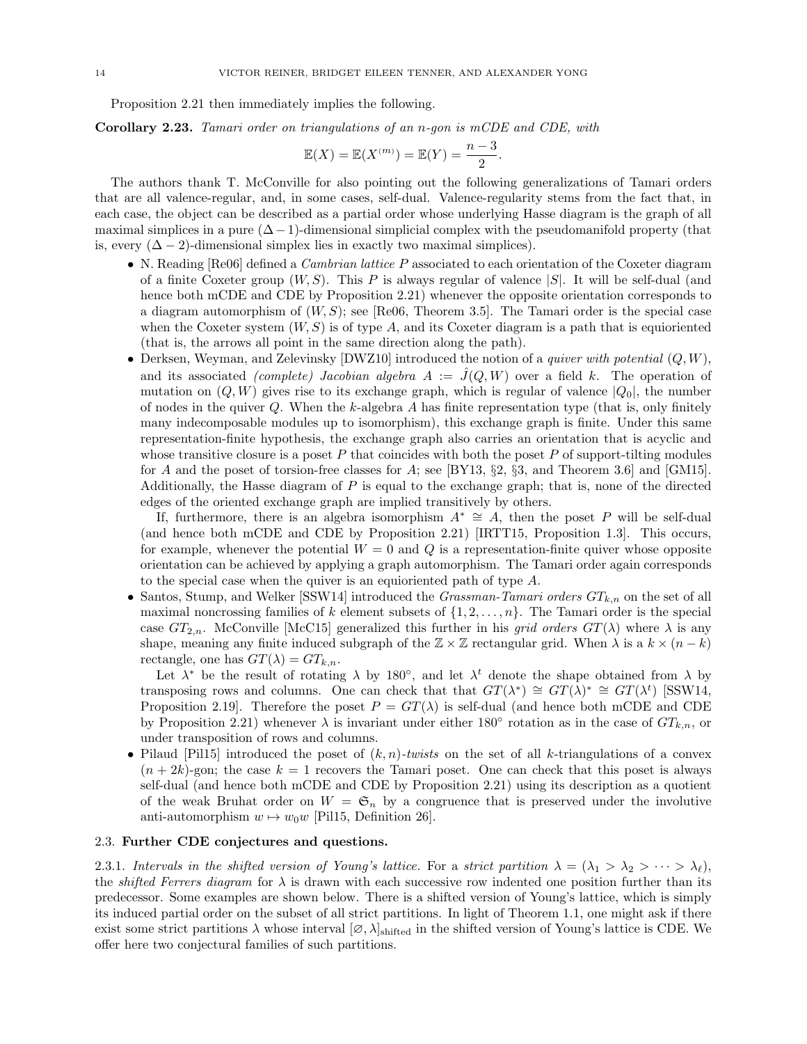Proposition 2.21 then immediately implies the following.

**Corollary 2.23.** *Tamari order on triangulations of an n-gon is mCDE and CDE, with*

$$\mathbb{E}(X) = \mathbb{E}(X^{(m)}) = \mathbb{E}(Y) = \frac{n-3}{2}.$$

The authors thank T. McConville for also pointing out the following generalizations of Tamari orders that are all valence-regular, and, in some cases, self-dual. Valence-regularity stems from the fact that, in each case, the object can be described as a partial order whose underlying Hasse diagram is the graph of all maximal simplices in a pure $(\Delta - 1)$-dimensional simplicial complex with the pseudomanifold property (that is, every $(\Delta - 2)$-dimensional simplex lies in exactly two maximal simplices).

- N. Reading [Re06] defined a *Cambrian lattice* $P$ associated to each orientation of the Coxeter diagram of a finite Coxeter group $(W, S)$. This $P$ is always regular of valence $|S|$. It will be self-dual (and hence both mCDE and CDE by Proposition 2.21) whenever the opposite orientation corresponds to a diagram automorphism of $(W, S)$; see [Re06, Theorem 3.5]. The Tamari order is the special case when the Coxeter system $(W, S)$ is of type $A$, and its Coxeter diagram is a path that is equioriented (that is, the arrows all point in the same direction along the path).
- Derksen, Weyman, and Zelevinsky [DWZ10] introduced the notion of a *quiver with potential* $(Q, W)$, and its associated *(complete) Jacobian algebra* $A := \hat{J}(Q, W)$ over a field $k$. The operation of mutation on $(Q, W)$ gives rise to its exchange graph, which is regular of valence $|Q_0|$, the number of nodes in the quiver $Q$. When the $k$-algebra $A$ has finite representation type (that is, only finitely many indecomposable modules up to isomorphism), this exchange graph is finite. Under this same representation-finite hypothesis, the exchange graph also carries an orientation that is acyclic and whose transitive closure is a poset $P$ that coincides with both the poset $P$ of support-tilting modules for $A$ and the poset of torsion-free classes for $A$; see [BY13, §2, §3, and Theorem 3.6] and [GM15]. Additionally, the Hasse diagram of $P$ is equal to the exchange graph; that is, none of the directed edges of the oriented exchange graph are implied transitively by others.

  If, furthermore, there is an algebra isomorphism $A^* \cong A$, then the poset $P$ will be self-dual (and hence both mCDE and CDE by Proposition 2.21) [IRTT15, Proposition 1.3]. This occurs, for example, whenever the potential $W = 0$ and $Q$ is a representation-finite quiver whose opposite orientation can be achieved by applying a graph automorphism. The Tamari order again corresponds to the special case when the quiver is an equioriented path of type $A$.
- Santos, Stump, and Welker [SSW14] introduced the *Grassman-Tamari orders* $GT_{k,n}$ on the set of all maximal noncrossing families of $k$ element subsets of $\{1, 2, \ldots, n\}$. The Tamari order is the special case $GT_{2,n}$. McConville [McC15] generalized this further in his *grid orders* $GT(\lambda)$ where $\lambda$ is any shape, meaning any finite induced subgraph of the $\mathbb{Z} \times \mathbb{Z}$ rectangular grid. When $\lambda$ is a $k \times (n-k)$ rectangle, one has $GT(\lambda) = GT_{k,n}$.

  Let $\lambda^*$ be the result of rotating $\lambda$ by $180°$, and let $\lambda^t$ denote the shape obtained from $\lambda$ by transposing rows and columns. One can check that that $GT(\lambda^*) \cong GT(\lambda)^* \cong GT(\lambda^t)$ [SSW14, Proposition 2.19]. Therefore the poset $P = GT(\lambda)$ is self-dual (and hence both mCDE and CDE by Proposition 2.21) whenever $\lambda$ is invariant under either $180°$ rotation as in the case of $GT_{k,n}$, or under transposition of rows and columns.
- Pilaud [Pil15] introduced the poset of $(k, n)$*-twists* on the set of all $k$-triangulations of a convex $(n + 2k)$-gon; the case $k = 1$ recovers the Tamari poset. One can check that this poset is always self-dual (and hence both mCDE and CDE by Proposition 2.21) using its description as a quotient of the weak Bruhat order on $W = \mathfrak{S}_n$ by a congruence that is preserved under the involutive anti-automorphism $w \mapsto w_0 w$ [Pil15, Definition 26].

### 2.3. Further CDE conjectures and questions.

2.3.1. *Intervals in the shifted version of Young's lattice.* For a *strict partition* $\lambda = (\lambda_1 > \lambda_2 > \cdots > \lambda_\ell)$, the *shifted Ferrers diagram* for $\lambda$ is drawn with each successive row indented one position further than its predecessor. Some examples are shown below. There is a shifted version of Young's lattice, which is simply its induced partial order on the subset of all strict partitions. In light of Theorem 1.1, one might ask if there exist some strict partitions $\lambda$ whose interval $[\varnothing, \lambda]_{\text{shifted}}$ in the shifted version of Young's lattice is CDE. We offer here two conjectural families of such partitions.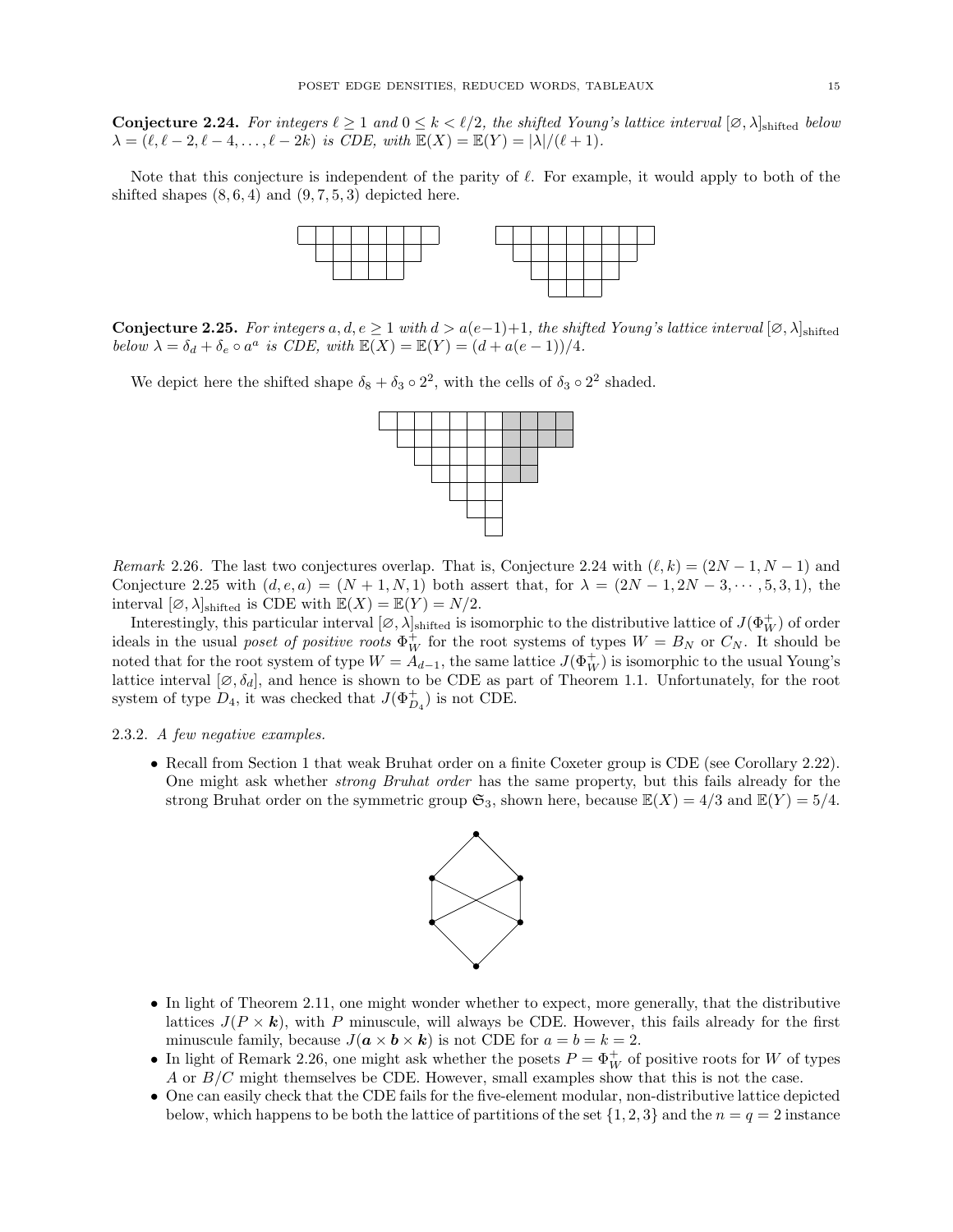**Conjecture 2.24.** *For integers $\ell \geq 1$ and $0 \leq k < \ell/2$, the shifted Young's lattice interval $[\varnothing, \lambda]_{\text{shifted}}$ below $\lambda = (\ell, \ell-2, \ell-4, \ldots, \ell-2k)$ is CDE, with $\mathbb{E}(X) = \mathbb{E}(Y) = |\lambda|/(\ell+1)$.*

Note that this conjecture is independent of the parity of $\ell$. For example, it would apply to both of the shifted shapes $(8, 6, 4)$ and $(9, 7, 5, 3)$ depicted here.

**Conjecture 2.25.** *For integers $a, d, e \geq 1$ with $d > a(e-1)+1$, the shifted Young's lattice interval $[\varnothing, \lambda]_{\text{shifted}}$ below $\lambda = \delta_d + \delta_e \circ a^a$ is CDE, with $\mathbb{E}(X) = \mathbb{E}(Y) = (d + a(e-1))/4$.*

We depict here the shifted shape $\delta_8 + \delta_3 \circ 2^2$, with the cells of $\delta_3 \circ 2^2$ shaded.

*Remark* 2.26. The last two conjectures overlap. That is, Conjecture 2.24 with $(\ell, k) = (2N-1, N-1)$ and Conjecture 2.25 with $(d, e, a) = (N+1, N, 1)$ both assert that, for $\lambda = (2N-1, 2N-3, \cdots, 5, 3, 1)$, the interval $[\varnothing, \lambda]_{\text{shifted}}$ is CDE with $\mathbb{E}(X) = \mathbb{E}(Y) = N/2$.

Interestingly, this particular interval $[\varnothing, \lambda]_{\text{shifted}}$ is isomorphic to the distributive lattice of $J(\Phi_W^+)$ of order ideals in the usual *poset of positive roots* $\Phi_W^+$ for the root systems of types $W = B_N$ or $C_N$. It should be noted that for the root system of type $W = A_{d-1}$, the same lattice $J(\Phi_W^+)$ is isomorphic to the usual Young's lattice interval $[\varnothing, \delta_d]$, and hence is shown to be CDE as part of Theorem 1.1. Unfortunately, for the root system of type $D_4$, it was checked that $J(\Phi_{D_4}^+)$ is not CDE.

2.3.2. *A few negative examples.*

- Recall from Section 1 that weak Bruhat order on a finite Coxeter group is CDE (see Corollary 2.22). One might ask whether *strong Bruhat order* has the same property, but this fails already for the strong Bruhat order on the symmetric group $\mathfrak{S}_3$, shown here, because $\mathbb{E}(X) = 4/3$ and $\mathbb{E}(Y) = 5/4$.

- In light of Theorem 2.11, one might wonder whether to expect, more generally, that the distributive lattices $J(P \times \boldsymbol{k})$, with $P$ minuscule, will always be CDE. However, this fails already for the first minuscule family, because $J(\boldsymbol{a} \times \boldsymbol{b} \times \boldsymbol{k})$ is not CDE for $a = b = k = 2$.
- In light of Remark 2.26, one might ask whether the posets $P = \Phi_W^+$ of positive roots for $W$ of types $A$ or $B/C$ might themselves be CDE. However, small examples show that this is not the case.
- One can easily check that the CDE fails for the five-element modular, non-distributive lattice depicted below, which happens to be both the lattice of partitions of the set $\{1, 2, 3\}$ and the $n = q = 2$ instance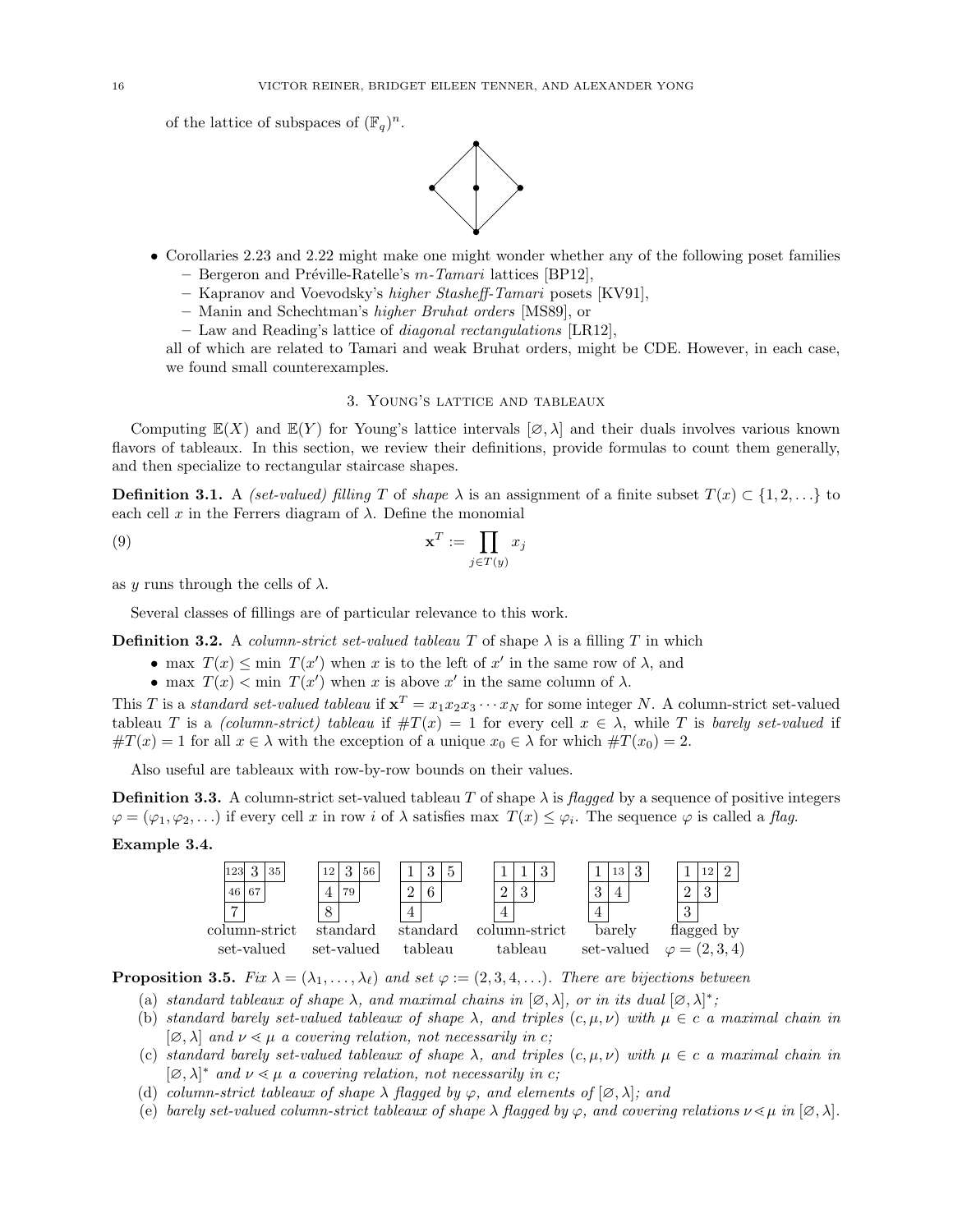of the lattice of subspaces of $(\mathbb{F}_q)^n$.

- Corollaries 2.23 and 2.22 might make one might wonder whether any of the following poset families
  - Bergeron and Préville-Ratelle's *m-Tamari* lattices [BP12],
  - Kapranov and Voevodsky's *higher Stasheff-Tamari* posets [KV91],
  - Manin and Schechtman's *higher Bruhat orders* [MS89], or
  - Law and Reading's lattice of *diagonal rectangulations* [LR12],

  all of which are related to Tamari and weak Bruhat orders, might be CDE. However, in each case, we found small counterexamples.

## 3. Young's lattice and tableaux

Computing $\mathbb{E}(X)$ and $\mathbb{E}(Y)$ for Young's lattice intervals $[\varnothing, \lambda]$ and their duals involves various known flavors of tableaux. In this section, we review their definitions, provide formulas to count them generally, and then specialize to rectangular staircase shapes.

**Definition 3.1.** A *(set-valued) filling* $T$ of *shape* $\lambda$ is an assignment of a finite subset $T(x) \subset \{1, 2, \ldots\}$ to each cell $x$ in the Ferrers diagram of $\lambda$. Define the monomial

$$\mathbf{x}^T := \prod_{j \in T(y)} x_j \tag{9}$$

as $y$ runs through the cells of $\lambda$.

Several classes of fillings are of particular relevance to this work.

**Definition 3.2.** A *column-strict set-valued tableau* $T$ of shape $\lambda$ is a filling $T$ in which

- $\max\, T(x) \leq \min\, T(x')$ when $x$ is to the left of $x'$ in the same row of $\lambda$, and
- $\max\, T(x) < \min\, T(x')$ when $x$ is above $x'$ in the same column of $\lambda$.

This $T$ is a *standard set-valued tableau* if $\mathbf{x}^T = x_1 x_2 x_3 \cdots x_N$ for some integer $N$. A column-strict set-valued tableau $T$ is a *(column-strict) tableau* if $\#T(x) = 1$ for every cell $x \in \lambda$, while $T$ is *barely set-valued* if $\#T(x) = 1$ for all $x \in \lambda$ with the exception of a unique $x_0 \in \lambda$ for which $\#T(x_0) = 2$.

Also useful are tableaux with row-by-row bounds on their values.

**Definition 3.3.** A column-strict set-valued tableau $T$ of shape $\lambda$ is *flagged* by a sequence of positive integers $\varphi = (\varphi_1, \varphi_2, \ldots)$ if every cell $x$ in row $i$ of $\lambda$ satisfies $\max\, T(x) \leq \varphi_i$. The sequence $\varphi$ is called a *flag*.

**Example 3.4.**

| column-strict set-valued | standard set-valued | standard tableau | column-strict tableau | barely set-valued | flagged by $\varphi = (2,3,4)$ |
|---|---|---|---|---|---|
| 123, 3, 35 / 46, 67 / 7 | 12, 3, 56 / 4, 79 / 8 | 1, 3, 5 / 2, 6 / 4 | 1, 1, 3 / 2, 3 / 4 | 1, 13, 3 / 3, 4 / 4 | 1, 12, 2 / 2, 3 / 3 |

**Proposition 3.5.** *Fix $\lambda = (\lambda_1, \ldots, \lambda_\ell)$ and set $\varphi := (2, 3, 4, \ldots)$. There are bijections between*

(a) *standard tableaux of shape $\lambda$, and maximal chains in $[\varnothing, \lambda]$, or in its dual $[\varnothing, \lambda]^*$;*

(b) *standard barely set-valued tableaux of shape $\lambda$, and triples $(c, \mu, \nu)$ with $\mu \in c$ a maximal chain in $[\varnothing, \lambda]$ and $\nu \lessdot \mu$ a covering relation, not necessarily in $c$;*

(c) *standard barely set-valued tableaux of shape $\lambda$, and triples $(c, \mu, \nu)$ with $\mu \in c$ a maximal chain in $[\varnothing, \lambda]^*$ and $\nu \lessdot \mu$ a covering relation, not necessarily in $c$;*

(d) *column-strict tableaux of shape $\lambda$ flagged by $\varphi$, and elements of $[\varnothing, \lambda]$; and*

(e) *barely set-valued column-strict tableaux of shape $\lambda$ flagged by $\varphi$, and covering relations $\nu \lessdot \mu$ in $[\varnothing, \lambda]$.*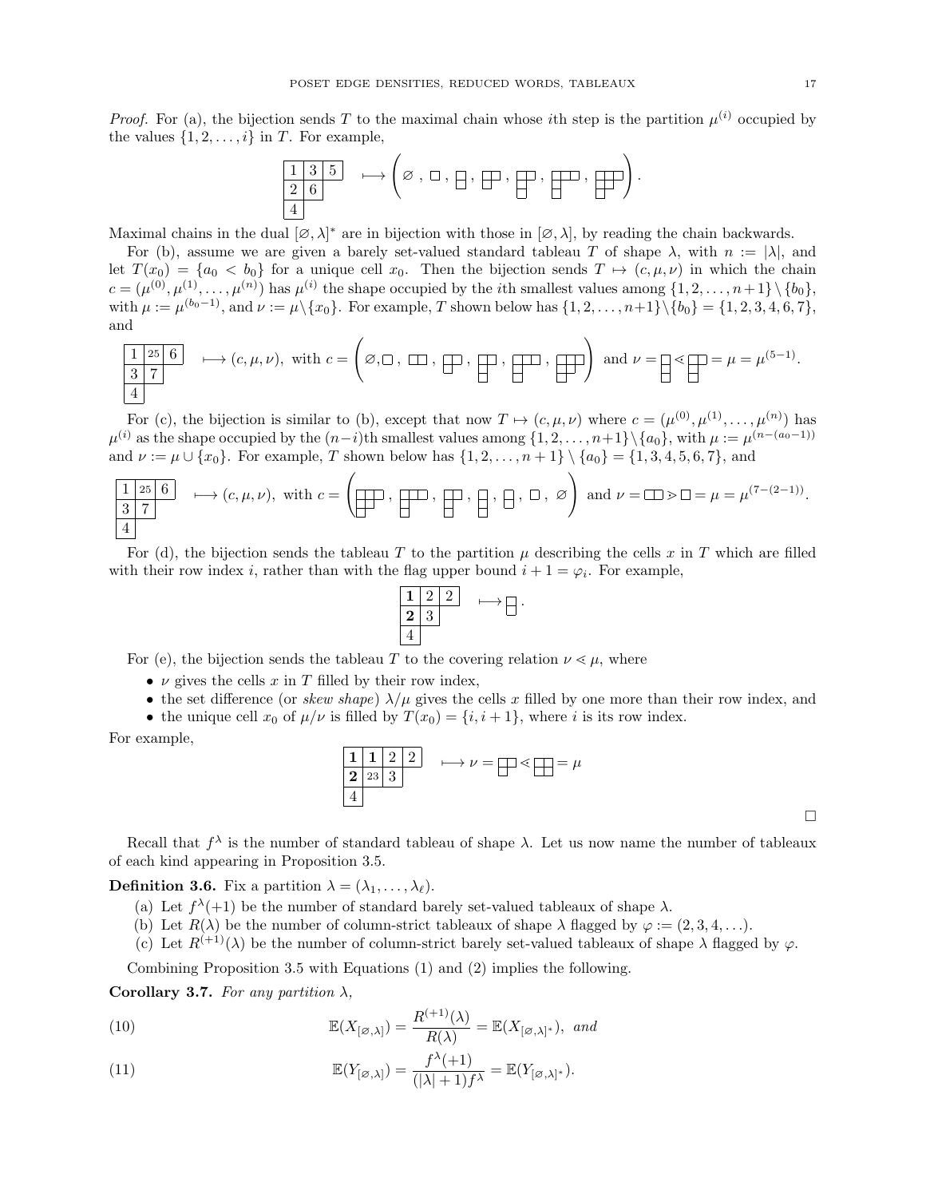*Proof.* For (a), the bijection sends $T$ to the maximal chain whose $i$th step is the partition $\mu^{(i)}$ occupied by the values $\{1, 2, \ldots, i\}$ in $T$. For example,

$$\begin{array}{|c|c|c|}\hline 1&3&5\\\hline 2&6\\\cline{1-2} 4\\\cline{1-1}\end{array} \longmapsto \left(\varnothing, (1), (1,1), (2,1), (2,1,1), (3,1,1), (3,2,1)\right).$$

Maximal chains in the dual $[\varnothing, \lambda]^*$ are in bijection with those in $[\varnothing, \lambda]$, by reading the chain backwards.

For (b), assume we are given a barely set-valued standard tableau $T$ of shape $\lambda$, with $n := |\lambda|$, and let $T(x_0) = \{a_0 < b_0\}$ for a unique cell $x_0$. Then the bijection sends $T \mapsto (c, \mu, \nu)$ in which the chain $c = (\mu^{(0)}, \mu^{(1)}, \ldots, \mu^{(n)})$ has $\mu^{(i)}$ the shape occupied by the $i$th smallest values among $\{1, 2, \ldots, n+1\} \setminus \{b_0\}$, with $\mu := \mu^{(b_0 - 1)}$, and $\nu := \mu \setminus \{x_0\}$. For example, $T$ shown below has $\{1, 2, \ldots, n+1\} \setminus \{b_0\} = \{1, 2, 3, 4, 6, 7\}$, and

$$\begin{array}{|c|c|c|}\hline 1&25&6\\\hline 3&7\\\cline{1-2} 4\\\cline{1-1}\end{array} \longmapsto (c, \mu, \nu), \text{ with } c = \left(\varnothing, (1), (2), (2,1), (2,1,1), (3,1,1), (3,2,1)\right) \text{ and } \nu = (1,1) \lessdot (2,1) = \mu = \mu^{(5-1)}.$$

For (c), the bijection is similar to (b), except that now $T \mapsto (c, \mu, \nu)$ where $c = (\mu^{(0)}, \mu^{(1)}, \ldots, \mu^{(n)})$ has $\mu^{(i)}$ as the shape occupied by the $(n-i)$th smallest values among $\{1, 2, \ldots, n+1\} \setminus \{a_0\}$, with $\mu := \mu^{(n-(a_0-1))}$ and $\nu := \mu \cup \{x_0\}$. For example, $T$ shown below has $\{1, 2, \ldots, n+1\} \setminus \{a_0\} = \{1, 3, 4, 5, 6, 7\}$, and

$$\begin{array}{|c|c|c|}\hline 1&25&6\\\hline 3&7\\\cline{1-2} 4\\\cline{1-1}\end{array} \longmapsto (c, \mu, \nu), \text{ with } c = \left((3,2,1), (3,1,1), (2,1,1), (1,1,1), (1,1), (1), \varnothing\right) \text{ and } \nu = (2) \gtrdot (1) = \mu = \mu^{(7-(2-1))}.$$

For (d), the bijection sends the tableau $T$ to the partition $\mu$ describing the cells $x$ in $T$ which are filled with their row index $i$, rather than with the flag upper bound $i + 1 = \varphi_i$. For example,

$$\begin{array}{|c|c|c|}\hline \mathbf{1}&2&2\\\hline \mathbf{2}&3\\\cline{1-2} 4\\\cline{1-1}\end{array} \longmapsto (1,1).$$

For (e), the bijection sends the tableau $T$ to the covering relation $\nu \lessdot \mu$, where

- $\nu$ gives the cells $x$ in $T$ filled by their row index,
- the set difference (or *skew shape*) $\lambda/\mu$ gives the cells $x$ filled by one more than their row index, and
- the unique cell $x_0$ of $\mu/\nu$ is filled by $T(x_0) = \{i, i+1\}$, where $i$ is its row index.

For example,

$$\begin{array}{|c|c|c|c|}\hline \mathbf{1}&\mathbf{1}&2&2\\\hline \mathbf{2}&23&3\\\cline{1-3} 4\\\cline{1-1}\end{array} \longmapsto \nu = (2,1) \lessdot (2,2) = \mu$$

$\square$

Recall that $f^\lambda$ is the number of standard tableau of shape $\lambda$. Let us now name the number of tableaux of each kind appearing in Proposition 3.5.

**Definition 3.6.** Fix a partition $\lambda = (\lambda_1, \ldots, \lambda_\ell)$.

(a) Let $f^\lambda(+1)$ be the number of standard barely set-valued tableaux of shape $\lambda$.

(b) Let $R(\lambda)$ be the number of column-strict tableaux of shape $\lambda$ flagged by $\varphi := (2, 3, 4, \ldots)$.

(c) Let $R^{(+1)}(\lambda)$ be the number of column-strict barely set-valued tableaux of shape $\lambda$ flagged by $\varphi$.

Combining Proposition 3.5 with Equations (1) and (2) implies the following.

**Corollary 3.7.** *For any partition $\lambda$,*

$$\mathbb{E}(X_{[\varnothing,\lambda]}) = \frac{R^{(+1)}(\lambda)}{R(\lambda)} = \mathbb{E}(X_{[\varnothing,\lambda]^*}), \text{ and} \tag{10}$$

$$\mathbb{E}(Y_{[\varnothing,\lambda]}) = \frac{f^\lambda(+1)}{(|\lambda|+1) f^\lambda} = \mathbb{E}(Y_{[\varnothing,\lambda]^*}). \tag{11}$$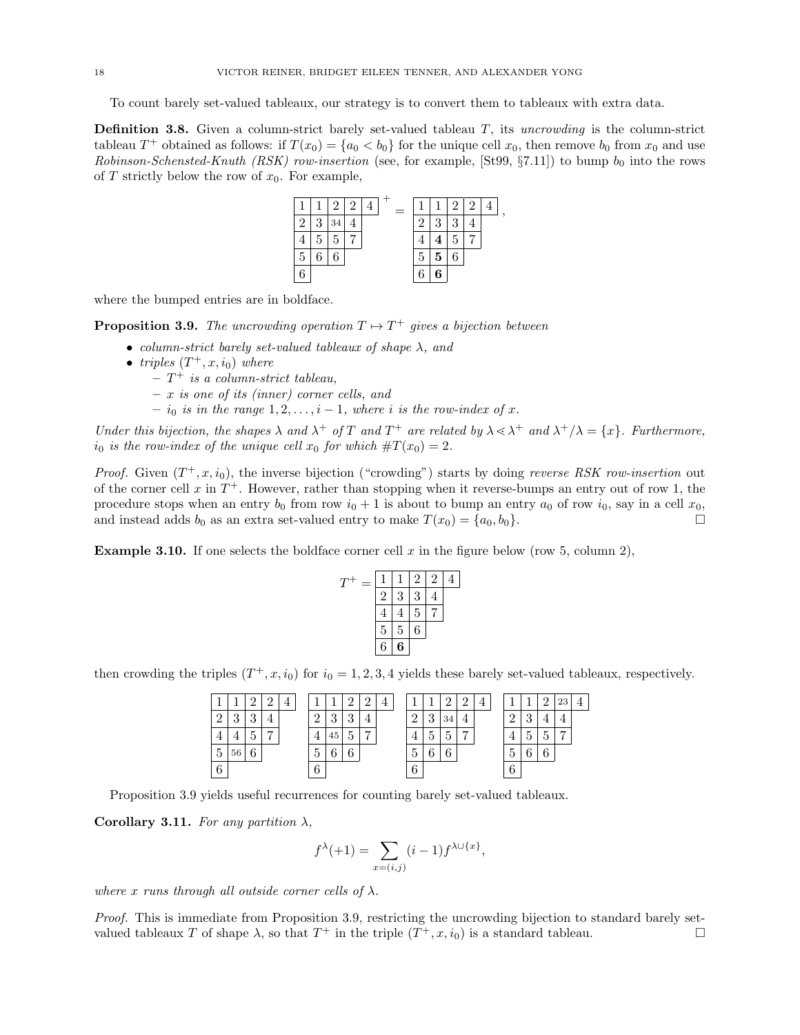To count barely set-valued tableaux, our strategy is to convert them to tableaux with extra data.

**Definition 3.8.** Given a column-strict barely set-valued tableau $T$, its *uncrowding* is the column-strict tableau $T^+$ obtained as follows: if $T(x_0) = \{a_0 < b_0\}$ for the unique cell $x_0$, then remove $b_0$ from $x_0$ and use *Robinson-Schensted-Knuth (RSK) row-insertion* (see, for example, [St99, §7.11]) to bump $b_0$ into the rows of $T$ strictly below the row of $x_0$. For example,

$$\begin{array}{|c|c|c|c|c|}\hline 1&1&2&2&4\\\hline 2&3&34&4\\\cline{1-4} 4&5&5&7\\\cline{1-4} 5&6&6\\\cline{1-3} 6\\\cline{1-1}\end{array}^{\,+} = \begin{array}{|c|c|c|c|c|}\hline 1&1&2&2&4\\\hline 2&3&3&4\\\cline{1-4} 4&\mathbf{4}&5&7\\\cline{1-4} 5&\mathbf{5}&6\\\cline{1-3} 6&\mathbf{6}\\\cline{1-2}\end{array},$$

where the bumped entries are in boldface.

**Proposition 3.9.** *The uncrowding operation $T \mapsto T^+$ gives a bijection between*

- *column-strict barely set-valued tableaux of shape $\lambda$, and*
- *triples $(T^+, x, i_0)$ where*
  - *$T^+$ is a column-strict tableau,*
  - *$x$ is one of its (inner) corner cells, and*
  - *$i_0$ is in the range $1, 2, \ldots, i-1$, where $i$ is the row-index of $x$.*

*Under this bijection, the shapes $\lambda$ and $\lambda^+$ of $T$ and $T^+$ are related by $\lambda \lessdot \lambda^+$ and $\lambda^+/\lambda = \{x\}$. Furthermore, $i_0$ is the row-index of the unique cell $x_0$ for which $\#T(x_0) = 2$.*

*Proof.* Given $(T^+, x, i_0)$, the inverse bijection ("crowding") starts by doing *reverse RSK row-insertion* out of the corner cell $x$ in $T^+$. However, rather than stopping when it reverse-bumps an entry out of row 1, the procedure stops when an entry $b_0$ from row $i_0 + 1$ is about to bump an entry $a_0$ of row $i_0$, say in a cell $x_0$, and instead adds $b_0$ as an extra set-valued entry to make $T(x_0) = \{a_0, b_0\}$. $\square$

**Example 3.10.** If one selects the boldface corner cell $x$ in the figure below (row 5, column 2),

$$T^+ = \begin{array}{|c|c|c|c|c|}\hline 1&1&2&2&4\\\hline 2&3&3&4\\\cline{1-4} 4&4&5&7\\\cline{1-4} 5&5&6\\\cline{1-3} 6&\mathbf{6}\\\cline{1-2}\end{array}$$

then crowding the triples $(T^+, x, i_0)$ for $i_0 = 1, 2, 3, 4$ yields these barely set-valued tableaux, respectively.

$$\begin{array}{|c|c|c|c|c|}\hline 1&1&2&2&4\\\hline 2&3&3&4\\\cline{1-4} 4&4&5&7\\\cline{1-4} 5&56&6\\\cline{1-3} 6\\\cline{1-1}\end{array}\quad \begin{array}{|c|c|c|c|c|}\hline 1&1&2&2&4\\\hline 2&3&3&4\\\cline{1-4} 4&45&5&7\\\cline{1-4} 5&6&6\\\cline{1-3} 6\\\cline{1-1}\end{array}\quad \begin{array}{|c|c|c|c|c|}\hline 1&1&2&2&4\\\hline 2&3&34&4\\\cline{1-4} 4&5&5&7\\\cline{1-4} 5&6&6\\\cline{1-3} 6\\\cline{1-1}\end{array}\quad \begin{array}{|c|c|c|c|c|}\hline 1&1&2&23&4\\\hline 2&3&4&4\\\cline{1-4} 4&5&5&7\\\cline{1-4} 5&6&6\\\cline{1-3} 6\\\cline{1-1}\end{array}$$

Proposition 3.9 yields useful recurrences for counting barely set-valued tableaux.

**Corollary 3.11.** *For any partition $\lambda$,*

$$f^\lambda(+1) = \sum_{x=(i,j)} (i-1) f^{\lambda \cup \{x\}},$$

*where $x$ runs through all outside corner cells of $\lambda$.*

*Proof.* This is immediate from Proposition 3.9, restricting the uncrowding bijection to standard barely set-valued tableaux $T$ of shape $\lambda$, so that $T^+$ in the triple $(T^+, x, i_0)$ is a standard tableau. $\square$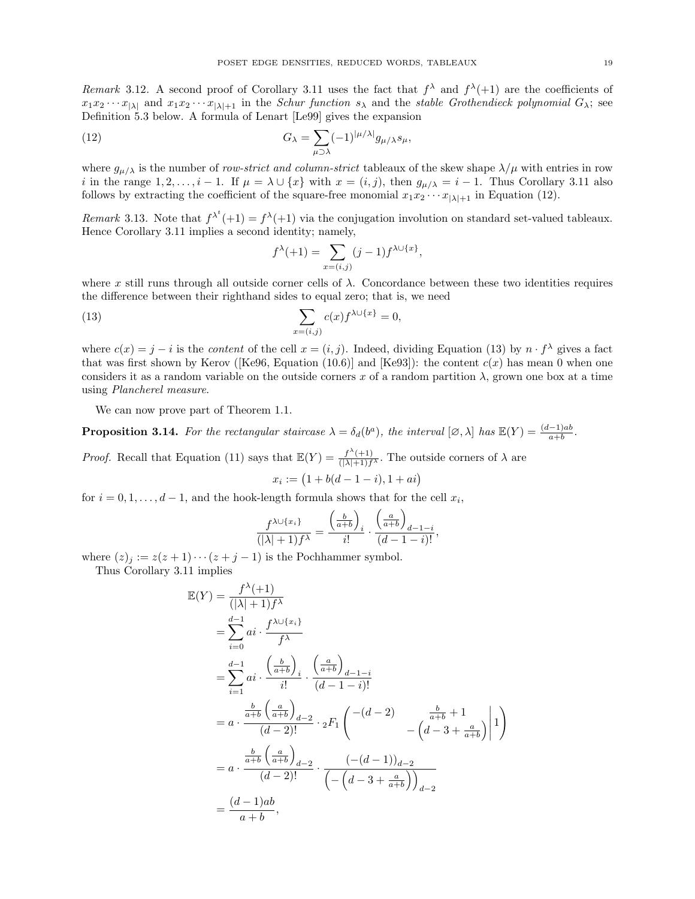*Remark* 3.12. A second proof of Corollary 3.11 uses the fact that $f^\lambda$ and $f^\lambda(+1)$ are the coefficients of $x_1x_2\cdots x_{|\lambda|}$ and $x_1x_2\cdots x_{|\lambda|+1}$ in the *Schur function* $s_\lambda$ and the *stable Grothendieck polynomial* $G_\lambda$; see Definition 5.3 below. A formula of Lenart [Le99] gives the expansion

$$G_\lambda = \sum_{\mu\supset\lambda} (-1)^{|\mu/\lambda|} g_{\mu/\lambda} s_\mu, \tag{12}$$

where $g_{\mu/\lambda}$ is the number of *row-strict and column-strict* tableaux of the skew shape $\lambda/\mu$ with entries in row $i$ in the range $1, 2, \ldots, i-1$. If $\mu = \lambda \cup \{x\}$ with $x = (i,j)$, then $g_{\mu/\lambda} = i-1$. Thus Corollary 3.11 also follows by extracting the coefficient of the square-free monomial $x_1x_2\cdots x_{|\lambda|+1}$ in Equation (12).

*Remark* 3.13. Note that $f^{\lambda^t}(+1) = f^\lambda(+1)$ via the conjugation involution on standard set-valued tableaux. Hence Corollary 3.11 implies a second identity; namely,

$$f^\lambda(+1) = \sum_{x=(i,j)} (j-1) f^{\lambda\cup\{x\}},$$

where $x$ still runs through all outside corner cells of $\lambda$. Concordance between these two identities requires the difference between their righthand sides to equal zero; that is, we need

$$\sum_{x=(i,j)} c(x) f^{\lambda\cup\{x\}} = 0, \tag{13}$$

where $c(x) = j - i$ is the *content* of the cell $x = (i,j)$. Indeed, dividing Equation (13) by $n \cdot f^\lambda$ gives a fact that was first shown by Kerov ([Ke96, Equation (10.6)] and [Ke93]): the content $c(x)$ has mean 0 when one considers it as a random variable on the outside corners $x$ of a random partition $\lambda$, grown one box at a time using *Plancherel measure*.

We can now prove part of Theorem 1.1.

**Proposition 3.14.** *For the rectangular staircase $\lambda = \delta_d(b^a)$, the interval $[\varnothing, \lambda]$ has $\mathbb{E}(Y) = \frac{(d-1)ab}{a+b}$.*

*Proof.* Recall that Equation (11) says that $\mathbb{E}(Y) = \frac{f^\lambda(+1)}{(|\lambda|+1)f^\lambda}$. The outside corners of $\lambda$ are

$$x_i := \big(1 + b(d-1-i), 1 + ai\big)$$

for $i = 0, 1, \ldots, d-1$, and the hook-length formula shows that for the cell $x_i$,

$$\frac{f^{\lambda\cup\{x_i\}}}{(|\lambda|+1)f^\lambda} = \frac{\left(\frac{b}{a+b}\right)_i}{i!} \cdot \frac{\left(\frac{a}{a+b}\right)_{d-1-i}}{(d-1-i)!},$$

where $(z)_j := z(z+1)\cdots(z+j-1)$ is the Pochhammer symbol.

Thus Corollary 3.11 implies

$$\begin{aligned}
\mathbb{E}(Y) &= \frac{f^\lambda(+1)}{(|\lambda|+1)f^\lambda} \\
&= \sum_{i=0}^{d-1} ai \cdot \frac{f^{\lambda\cup\{x_i\}}}{f^\lambda} \\
&= \sum_{i=1}^{d-1} ai \cdot \frac{\left(\frac{b}{a+b}\right)_i}{i!} \cdot \frac{\left(\frac{a}{a+b}\right)_{d-1-i}}{(d-1-i)!} \\
&= a \cdot \frac{\frac{b}{a+b}\left(\frac{a}{a+b}\right)_{d-2}}{(d-2)!} \cdot {}_2F_1\left(\begin{matrix} -(d-2) & \frac{b}{a+b}+1 \\ & -\left(d-3+\frac{a}{a+b}\right)\end{matrix}\,\middle|\, 1\right) \\
&= a \cdot \frac{\frac{b}{a+b}\left(\frac{a}{a+b}\right)_{d-2}}{(d-2)!} \cdot \frac{\big(-(d-1)\big)_{d-2}}{\left(-\left(d-3+\frac{a}{a+b}\right)\right)_{d-2}} \\
&= \frac{(d-1)ab}{a+b},
\end{aligned}$$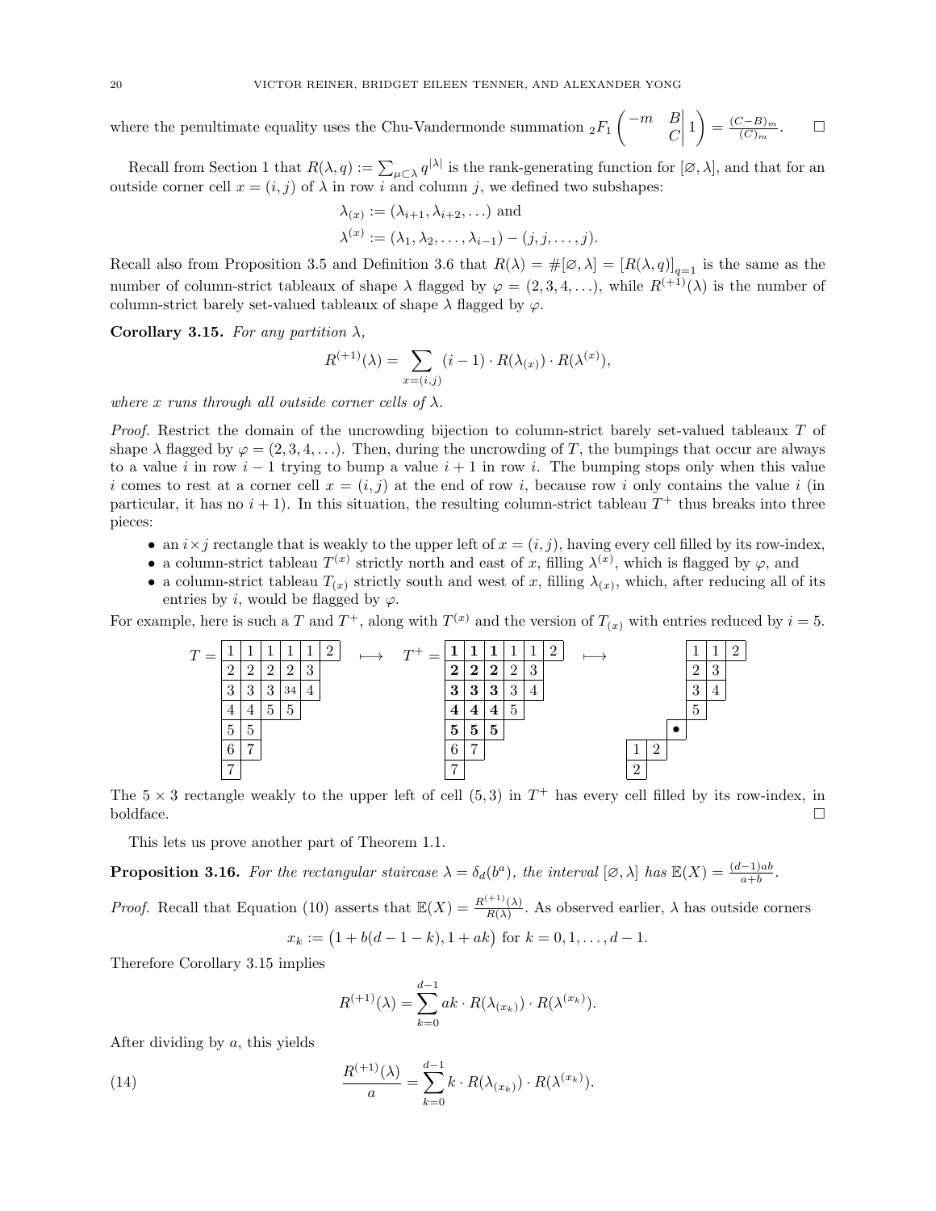where the penultimate equality uses the Chu-Vandermonde summation ${}_2F_1\left(\begin{matrix}-m & B \\ & C\end{matrix}\middle| 1\right) = \frac{(C-B)_m}{(C)_m}$. $\square$

Recall from Section 1 that $R(\lambda, q) := \sum_{\mu \subset \lambda} q^{|\lambda|}$ is the rank-generating function for $[\varnothing, \lambda]$, and that for an outside corner cell $x = (i,j)$ of $\lambda$ in row $i$ and column $j$, we defined two subshapes:

$$\lambda_{(x)} := (\lambda_{i+1}, \lambda_{i+2}, \ldots) \text{ and}$$
$$\lambda^{(x)} := (\lambda_1, \lambda_2, \ldots, \lambda_{i-1}) - (j, j, \ldots, j).$$

Recall also from Proposition 3.5 and Definition 3.6 that $R(\lambda) = \#[\varnothing, \lambda] = [R(\lambda, q)]_{q=1}$ is the same as the number of column-strict tableaux of shape $\lambda$ flagged by $\varphi = (2, 3, 4, \ldots)$, while $R^{(+1)}(\lambda)$ is the number of column-strict barely set-valued tableaux of shape $\lambda$ flagged by $\varphi$.

**Corollary 3.15.** *For any partition $\lambda$,*

$$R^{(+1)}(\lambda) = \sum_{x=(i,j)} (i-1) \cdot R(\lambda_{(x)}) \cdot R(\lambda^{(x)}),$$

*where $x$ runs through all outside corner cells of $\lambda$.*

*Proof.* Restrict the domain of the uncrowding bijection to column-strict barely set-valued tableaux $T$ of shape $\lambda$ flagged by $\varphi = (2, 3, 4, \ldots)$. Then, during the uncrowding of $T$, the bumpings that occur are always to a value $i$ in row $i-1$ trying to bump a value $i+1$ in row $i$. The bumping stops only when this value $i$ comes to rest at a corner cell $x = (i, j)$ at the end of row $i$, because row $i$ only contains the value $i$ (in particular, it has no $i+1$). In this situation, the resulting column-strict tableau $T^+$ thus breaks into three pieces:

- an $i \times j$ rectangle that is weakly to the upper left of $x = (i, j)$, having every cell filled by its row-index,
- a column-strict tableau $T^{(x)}$ strictly north and east of $x$, filling $\lambda^{(x)}$, which is flagged by $\varphi$, and
- a column-strict tableau $T_{(x)}$ strictly south and west of $x$, filling $\lambda_{(x)}$, which, after reducing all of its entries by $i$, would be flagged by $\varphi$.

For example, here is such a $T$ and $T^+$, along with $T^{(x)}$ and the version of $T_{(x)}$ with entries reduced by $i = 5$.

$$T = \begin{array}{|c|c|c|c|c|c|}\hline 1&1&1&1&1&2\\\hline 2&2&2&2&3\\\cline{1-5} 3&3&3&34&4\\\cline{1-5} 4&4&5&5\\\cline{1-4} 5&5\\\cline{1-2} 6&7\\\cline{1-2} 7\\\cline{1-1}\end{array} \quad \longmapsto \quad T^+ = \begin{array}{|c|c|c|c|c|c|}\hline \mathbf{1}&\mathbf{1}&\mathbf{1}&1&1&2\\\hline \mathbf{2}&\mathbf{2}&\mathbf{2}&2&3\\\cline{1-5} \mathbf{3}&\mathbf{3}&\mathbf{3}&3&4\\\cline{1-5} \mathbf{4}&\mathbf{4}&\mathbf{4}&5\\\cline{1-4} \mathbf{5}&\mathbf{5}&\mathbf{5}\\\cline{1-3} 6&7\\\cline{1-2} 7\\\cline{1-1}\end{array} \quad \longmapsto \quad \begin{array}{cccccc} &&&1&1&2\\ &&&2&3\\ &&&3&4\\ &&&5\\ &&\bullet\\ 1&2\\ 2\end{array}$$

The $5 \times 3$ rectangle weakly to the upper left of cell $(5, 3)$ in $T^+$ has every cell filled by its row-index, in boldface. $\square$

This lets us prove another part of Theorem 1.1.

**Proposition 3.16.** *For the rectangular staircase $\lambda = \delta_d(b^a)$, the interval $[\varnothing, \lambda]$ has $\mathbb{E}(X) = \frac{(d-1)ab}{a+b}$.*

*Proof.* Recall that Equation (10) asserts that $\mathbb{E}(X) = \frac{R^{(+1)}(\lambda)}{R(\lambda)}$. As observed earlier, $\lambda$ has outside corners

$$x_k := \big(1 + b(d-1-k), 1 + ak\big) \text{ for } k = 0, 1, \ldots, d-1.$$

Therefore Corollary 3.15 implies

$$R^{(+1)}(\lambda) = \sum_{k=0}^{d-1} ak \cdot R(\lambda_{(x_k)}) \cdot R(\lambda^{(x_k)}).$$

After dividing by $a$, this yields

$$\frac{R^{(+1)}(\lambda)}{a} = \sum_{k=0}^{d-1} k \cdot R(\lambda_{(x_k)}) \cdot R(\lambda^{(x_k)}). \tag{14}$$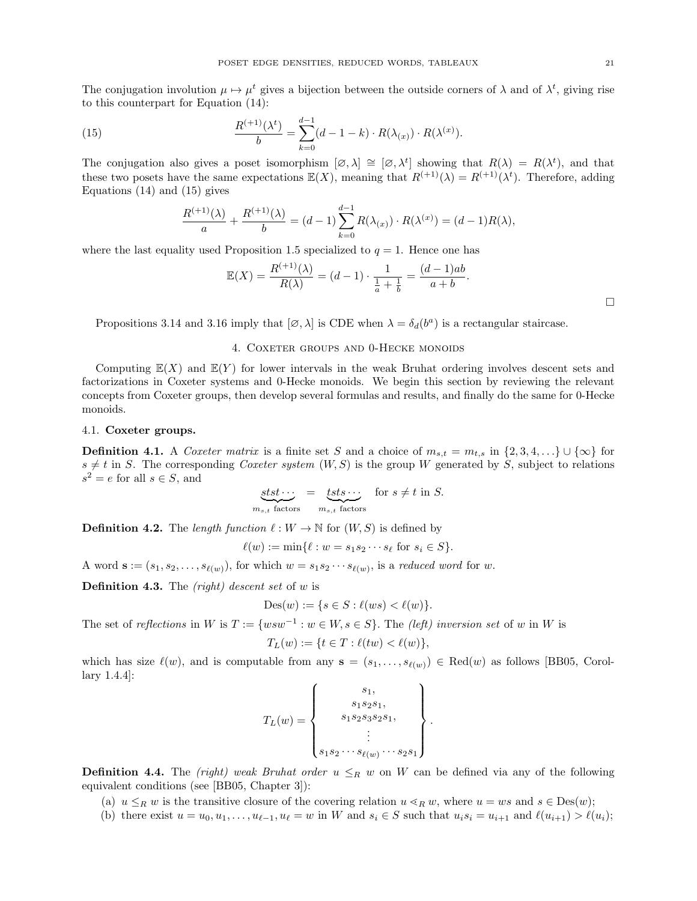The conjugation involution $\mu \mapsto \mu^t$ gives a bijection between the outside corners of $\lambda$ and of $\lambda^t$, giving rise to this counterpart for Equation (14):

$$\frac{R^{(+1)}(\lambda^t)}{b} = \sum_{k=0}^{d-1} (d-1-k) \cdot R(\lambda_{(x)}) \cdot R(\lambda^{(x)}). \tag{15}$$

The conjugation also gives a poset isomorphism $[\varnothing, \lambda] \cong [\varnothing, \lambda^t]$ showing that $R(\lambda) = R(\lambda^t)$, and that these two posets have the same expectations $\mathbb{E}(X)$, meaning that $R^{(+1)}(\lambda) = R^{(+1)}(\lambda^t)$. Therefore, adding Equations (14) and (15) gives

$$\frac{R^{(+1)}(\lambda)}{a} + \frac{R^{(+1)}(\lambda)}{b} = (d-1)\sum_{k=0}^{d-1} R(\lambda_{(x)}) \cdot R(\lambda^{(x)}) = (d-1)R(\lambda),$$

where the last equality used Proposition 1.5 specialized to $q = 1$. Hence one has

$$\mathbb{E}(X) = \frac{R^{(+1)}(\lambda)}{R(\lambda)} = (d-1) \cdot \frac{1}{\frac{1}{a} + \frac{1}{b}} = \frac{(d-1)ab}{a+b}.$$

□

Propositions 3.14 and 3.16 imply that $[\varnothing, \lambda]$ is CDE when $\lambda = \delta_d(b^a)$ is a rectangular staircase.

## 4. Coxeter groups and 0-Hecke monoids

Computing $\mathbb{E}(X)$ and $\mathbb{E}(Y)$ for lower intervals in the weak Bruhat ordering involves descent sets and factorizations in Coxeter systems and 0-Hecke monoids. We begin this section by reviewing the relevant concepts from Coxeter groups, then develop several formulas and results, and finally do the same for 0-Hecke monoids.

### 4.1. Coxeter groups.

**Definition 4.1.** A *Coxeter matrix* is a finite set $S$ and a choice of $m_{s,t} = m_{t,s}$ in $\{2, 3, 4, \ldots\} \cup \{\infty\}$ for $s \neq t$ in $S$. The corresponding *Coxeter system* $(W, S)$ is the group $W$ generated by $S$, subject to relations $s^2 = e$ for all $s \in S$, and

$$\underbrace{stst\cdots}_{m_{s,t} \text{ factors}} = \underbrace{tsts\cdots}_{m_{s,t} \text{ factors}} \quad \text{for } s \neq t \text{ in } S.$$

**Definition 4.2.** The *length function* $\ell : W \to \mathbb{N}$ for $(W, S)$ is defined by

$$\ell(w) := \min\{\ell : w = s_1 s_2 \cdots s_\ell \text{ for } s_i \in S\}.$$

A word $\mathbf{s} := (s_1, s_2, \ldots, s_{\ell(w)})$, for which $w = s_1 s_2 \cdots s_{\ell(w)}$, is a *reduced word* for $w$.

**Definition 4.3.** The *(right) descent set* of $w$ is

$$\mathrm{Des}(w) := \{s \in S : \ell(ws) < \ell(w)\}.$$

The set of *reflections* in $W$ is $T := \{wsw^{-1} : w \in W, s \in S\}$. The *(left) inversion set* of $w$ in $W$ is

$$T_L(w) := \{t \in T : \ell(tw) < \ell(w)\},$$

which has size $\ell(w)$, and is computable from any $\mathbf{s} = (s_1, \ldots, s_{\ell(w)}) \in \mathrm{Red}(w)$ as follows [BB05, Corollary 1.4.4]:

$$T_L(w) = \left\{ \begin{array}{c} s_1, \\ s_1 s_2 s_1, \\ s_1 s_2 s_3 s_2 s_1, \\ \vdots \\ s_1 s_2 \cdots s_{\ell(w)} \cdots s_2 s_1 \end{array} \right\}.$$

**Definition 4.4.** The *(right) weak Bruhat order* $u \leq_R w$ on $W$ can be defined via any of the following equivalent conditions (see [BB05, Chapter 3]):

(a) $u \leq_R w$ is the transitive closure of the covering relation $u \lessdot_R w$, where $u = ws$ and $s \in \mathrm{Des}(w)$;

(b) there exist $u = u_0, u_1, \ldots, u_{\ell-1}, u_\ell = w$ in $W$ and $s_i \in S$ such that $u_i s_i = u_{i+1}$ and $\ell(u_{i+1}) > \ell(u_i)$;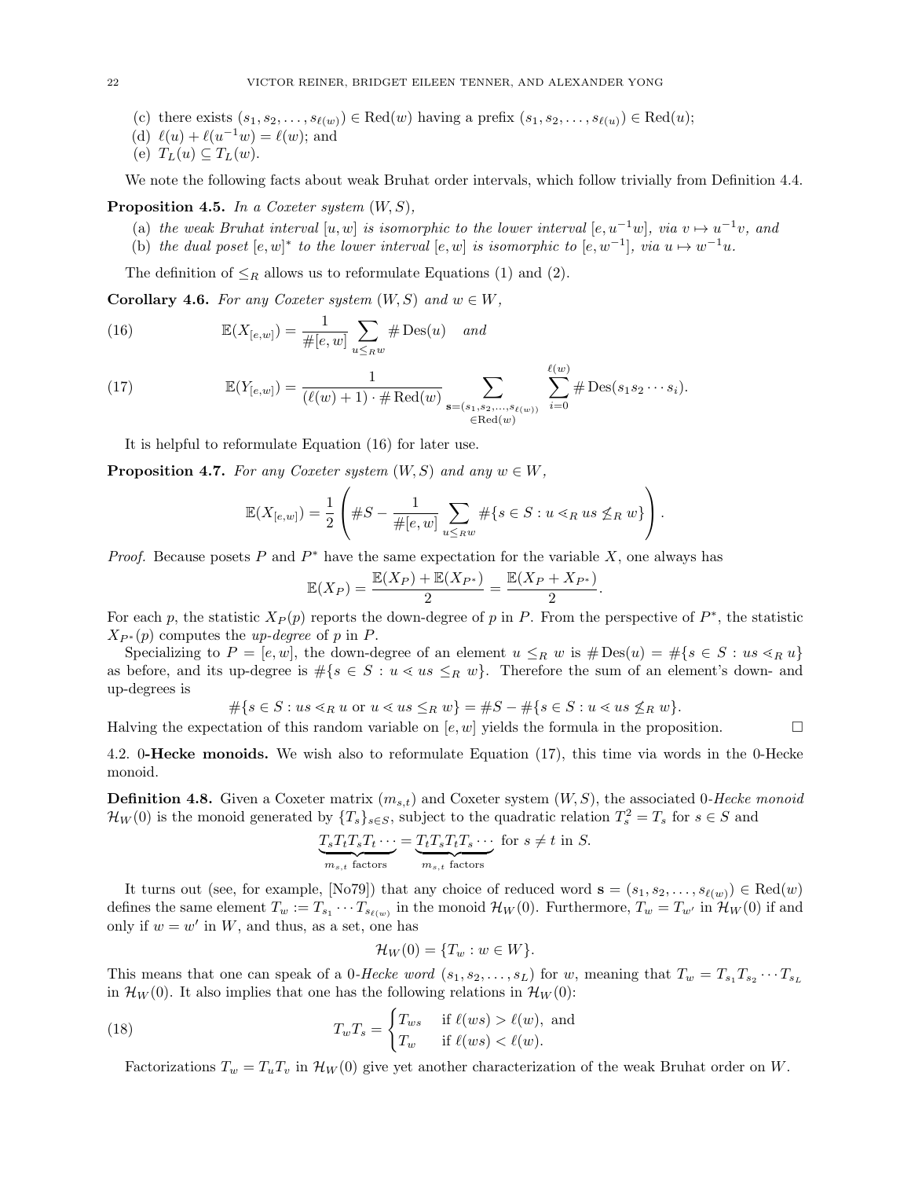(c) there exists $(s_1, s_2, \ldots, s_{\ell(w)}) \in \mathrm{Red}(w)$ having a prefix $(s_1, s_2, \ldots, s_{\ell(u)}) \in \mathrm{Red}(u)$;
(d) $\ell(u) + \ell(u^{-1}w) = \ell(w)$; and
(e) $T_L(u) \subseteq T_L(w)$.

We note the following facts about weak Bruhat order intervals, which follow trivially from Definition 4.4.

**Proposition 4.5.** *In a Coxeter system $(W, S)$,*

(a) *the weak Bruhat interval $[u, w]$ is isomorphic to the lower interval $[e, u^{-1}w]$, via $v \mapsto u^{-1}v$, and*
(b) *the dual poset $[e, w]^*$ to the lower interval $[e, w]$ is isomorphic to $[e, w^{-1}]$, via $u \mapsto w^{-1}u$.*

The definition of $\leq_R$ allows us to reformulate Equations (1) and (2).

**Corollary 4.6.** *For any Coxeter system $(W, S)$ and $w \in W$,*

$$\mathbb{E}(X_{[e,w]}) = \frac{1}{\#[e,w]} \sum_{u \leq_R w} \#\,\mathrm{Des}(u) \quad \textit{and} \tag{16}$$

$$\mathbb{E}(Y_{[e,w]}) = \frac{1}{(\ell(w)+1) \cdot \#\,\mathrm{Red}(w)} \sum_{\substack{\mathbf{s}=(s_1,s_2,\ldots,s_{\ell(w)}) \\ \in \mathrm{Red}(w)}} \sum_{i=0}^{\ell(w)} \#\,\mathrm{Des}(s_1 s_2 \cdots s_i). \tag{17}$$

It is helpful to reformulate Equation (16) for later use.

**Proposition 4.7.** *For any Coxeter system $(W, S)$ and any $w \in W$,*

$$\mathbb{E}(X_{[e,w]}) = \frac{1}{2}\left(\#S - \frac{1}{\#[e,w]} \sum_{u \leq_R w} \#\{s \in S : u \lessdot_R us \not\leq_R w\}\right).$$

*Proof.* Because posets $P$ and $P^*$ have the same expectation for the variable $X$, one always has

$$\mathbb{E}(X_P) = \frac{\mathbb{E}(X_P) + \mathbb{E}(X_{P^*})}{2} = \frac{\mathbb{E}(X_P + X_{P^*})}{2}.$$

For each $p$, the statistic $X_P(p)$ reports the down-degree of $p$ in $P$. From the perspective of $P^*$, the statistic $X_{P^*}(p)$ computes the *up-degree* of $p$ in $P$.

Specializing to $P = [e, w]$, the down-degree of an element $u \leq_R w$ is $\#\,\mathrm{Des}(u) = \#\{s \in S : us \lessdot_R u\}$ as before, and its up-degree is $\#\{s \in S : u \lessdot us \leq_R w\}$. Therefore the sum of an element's down- and up-degrees is

$$\#\{s \in S : us \lessdot_R u \text{ or } u \lessdot us \leq_R w\} = \#S - \#\{s \in S : u \lessdot us \not\leq_R w\}.$$

Halving the expectation of this random variable on $[e, w]$ yields the formula in the proposition. $\square$

### 4.2. 0-Hecke monoids.

We wish also to reformulate Equation (17), this time via words in the 0-Hecke monoid.

**Definition 4.8.** Given a Coxeter matrix $(m_{s,t})$ and Coxeter system $(W, S)$, the associated *0-Hecke monoid* $\mathcal{H}_W(0)$ is the monoid generated by $\{T_s\}_{s \in S}$, subject to the quadratic relation $T_s^2 = T_s$ for $s \in S$ and

$$\underbrace{T_s T_t T_s T_t \cdots}_{m_{s,t} \text{ factors}} = \underbrace{T_t T_s T_t T_s \cdots}_{m_{s,t} \text{ factors}} \text{ for } s \neq t \text{ in } S.$$

It turns out (see, for example, [No79]) that any choice of reduced word $\mathbf{s} = (s_1, s_2, \ldots, s_{\ell(w)}) \in \mathrm{Red}(w)$ defines the same element $T_w := T_{s_1} \cdots T_{s_{\ell(w)}}$ in the monoid $\mathcal{H}_W(0)$. Furthermore, $T_w = T_{w'}$ in $\mathcal{H}_W(0)$ if and only if $w = w'$ in $W$, and thus, as a set, one has

$$\mathcal{H}_W(0) = \{T_w : w \in W\}.$$

This means that one can speak of a *0-Hecke word* $(s_1, s_2, \ldots, s_L)$ for $w$, meaning that $T_w = T_{s_1} T_{s_2} \cdots T_{s_L}$ in $\mathcal{H}_W(0)$. It also implies that one has the following relations in $\mathcal{H}_W(0)$:

$$T_w T_s = \begin{cases} T_{ws} & \text{if } \ell(ws) > \ell(w), \text{ and} \\ T_w & \text{if } \ell(ws) < \ell(w). \end{cases} \tag{18}$$

Factorizations $T_w = T_u T_v$ in $\mathcal{H}_W(0)$ give yet another characterization of the weak Bruhat order on $W$.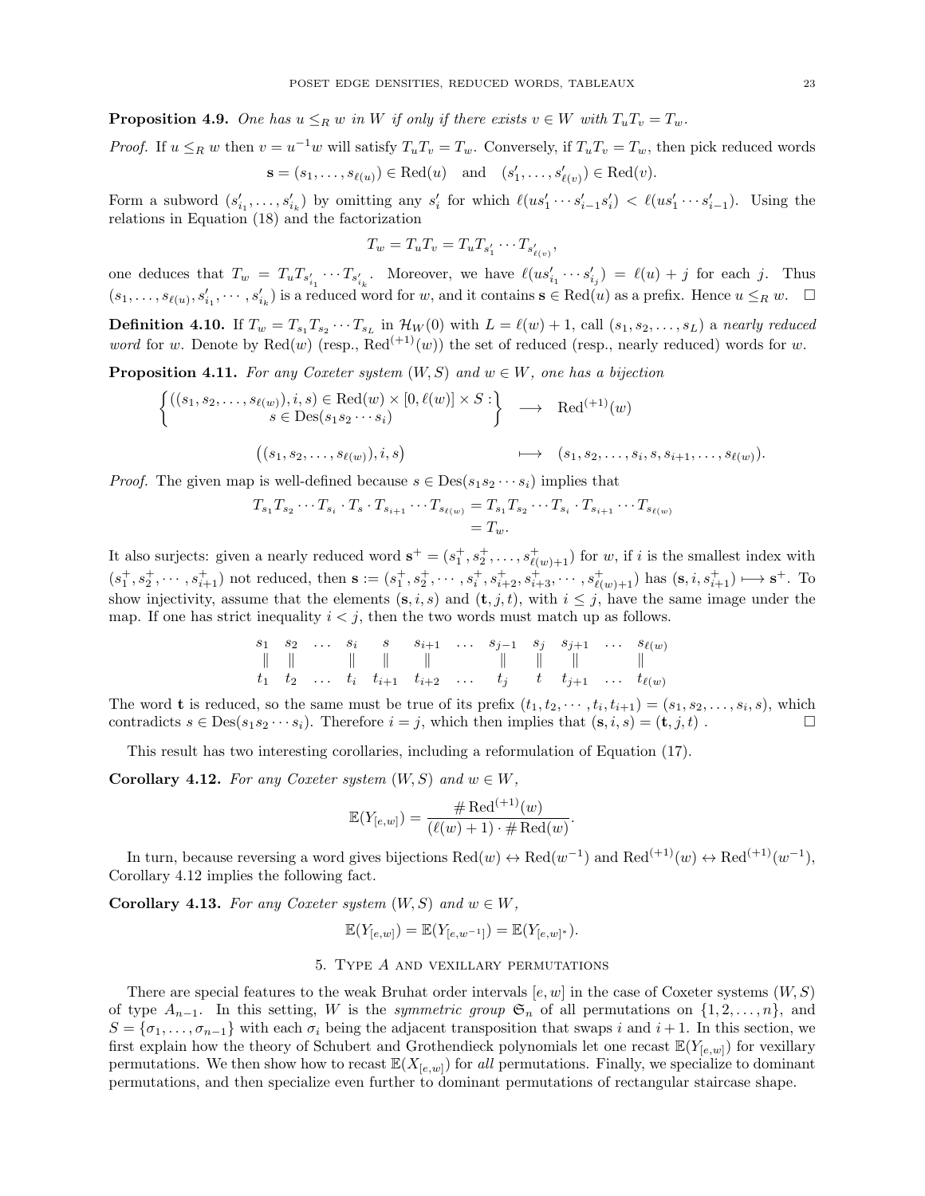**Proposition 4.9.** *One has $u \leq_R w$ in $W$ if only if there exists $v \in W$ with $T_u T_v = T_w$.*

*Proof.* If $u \leq_R w$ then $v = u^{-1}w$ will satisfy $T_u T_v = T_w$. Conversely, if $T_u T_v = T_w$, then pick reduced words

$$\mathbf{s} = (s_1, \ldots, s_{\ell(u)}) \in \mathrm{Red}(u) \quad \text{and} \quad (s'_1, \ldots, s'_{\ell(v)}) \in \mathrm{Red}(v).$$

Form a subword $(s'_{i_1}, \ldots, s'_{i_k})$ by omitting any $s'_i$ for which $\ell(us'_1 \cdots s'_{i-1}s'_i) < \ell(us'_1 \cdots s'_{i-1})$. Using the relations in Equation (18) and the factorization

$$T_w = T_u T_v = T_u T_{s'_1} \cdots T_{s'_{\ell(v)}},$$

one deduces that $T_w = T_u T_{s'_{i_1}} \cdots T_{s'_{i_k}}$. Moreover, we have $\ell(us'_{i_1} \cdots s'_{i_j}) = \ell(u) + j$ for each $j$. Thus $(s_1, \ldots, s_{\ell(u)}, s'_{i_1}, \cdots, s'_{i_k})$ is a reduced word for $w$, and it contains $\mathbf{s} \in \mathrm{Red}(u)$ as a prefix. Hence $u \leq_R w$. $\square$

**Definition 4.10.** If $T_w = T_{s_1} T_{s_2} \cdots T_{s_L}$ in $\mathcal{H}_W(0)$ with $L = \ell(w) + 1$, call $(s_1, s_2, \ldots, s_L)$ a *nearly reduced word* for $w$. Denote by $\mathrm{Red}(w)$ (resp., $\mathrm{Red}^{(+1)}(w)$) the set of reduced (resp., nearly reduced) words for $w$.

**Proposition 4.11.** *For any Coxeter system $(W, S)$ and $w \in W$, one has a bijection*

$$\begin{aligned}
\left\{ \begin{matrix} ((s_1, s_2, \ldots, s_{\ell(w)}), i, s) \in \mathrm{Red}(w) \times [0, \ell(w)] \times S : \\ s \in \mathrm{Des}(s_1 s_2 \cdots s_i) \end{matrix} \right\} &\longrightarrow \quad \mathrm{Red}^{(+1)}(w) \\
\big((s_1, s_2, \ldots, s_{\ell(w)}), i, s\big) &\longmapsto \quad (s_1, s_2, \ldots, s_i, s, s_{i+1}, \ldots, s_{\ell(w)}).
\end{aligned}$$

*Proof.* The given map is well-defined because $s \in \mathrm{Des}(s_1 s_2 \cdots s_i)$ implies that

$$\begin{aligned}
T_{s_1} T_{s_2} \cdots T_{s_i} \cdot T_s \cdot T_{s_{i+1}} \cdots T_{s_{\ell(w)}} &= T_{s_1} T_{s_2} \cdots T_{s_i} \cdot T_{s_{i+1}} \cdots T_{s_{\ell(w)}} \\
&= T_w.
\end{aligned}$$

It also surjects: given a nearly reduced word $\mathbf{s}^+ = (s^+_1, s^+_2, \ldots, s^+_{\ell(w)+1})$ for $w$, if $i$ is the smallest index with $(s^+_1, s^+_2, \cdots, s^+_{i+1})$ not reduced, then $\mathbf{s} := (s^+_1, s^+_2, \cdots, s^+_i, s^+_{i+2}, s^+_{i+3}, \cdots, s^+_{\ell(w)+1})$ has $(\mathbf{s}, i, s^+_{i+1}) \longmapsto \mathbf{s}^+$. To show injectivity, assume that the elements $(\mathbf{s}, i, s)$ and $(\mathbf{t}, j, t)$, with $i \leq j$, have the same image under the map. If one has strict inequality $i < j$, then the two words must match up as follows.

$$\begin{array}{ccccccccccccc}
s_1 & s_2 & \ldots & s_i & s & s_{i+1} & \ldots & s_{j-1} & s_j & s_{j+1} & \ldots & s_{\ell(w)} \\
\| & \| & & \| & \| & \| & & \| & \| & \| & & \| \\
t_1 & t_2 & \ldots & t_i & t_{i+1} & t_{i+2} & \ldots & t_j & t & t_{j+1} & \ldots & t_{\ell(w)}
\end{array}$$

The word $\mathbf{t}$ is reduced, so the same must be true of its prefix $(t_1, t_2, \cdots, t_i, t_{i+1}) = (s_1, s_2, \ldots, s_i, s)$, which contradicts $s \in \mathrm{Des}(s_1 s_2 \cdots s_i)$. Therefore $i = j$, which then implies that $(\mathbf{s}, i, s) = (\mathbf{t}, j, t)$ . $\square$

This result has two interesting corollaries, including a reformulation of Equation (17).

**Corollary 4.12.** *For any Coxeter system $(W, S)$ and $w \in W$,*

$$\mathbb{E}(Y_{[e,w]}) = \frac{\#\,\mathrm{Red}^{(+1)}(w)}{(\ell(w) + 1) \cdot \#\,\mathrm{Red}(w)}.$$

In turn, because reversing a word gives bijections $\mathrm{Red}(w) \leftrightarrow \mathrm{Red}(w^{-1})$ and $\mathrm{Red}^{(+1)}(w) \leftrightarrow \mathrm{Red}^{(+1)}(w^{-1})$, Corollary 4.12 implies the following fact.

**Corollary 4.13.** *For any Coxeter system $(W, S)$ and $w \in W$,*

$$\mathbb{E}(Y_{[e,w]}) = \mathbb{E}(Y_{[e,w^{-1}]}) = \mathbb{E}(Y_{[e,w]^*}).$$

## 5. Type $A$ and vexillary permutations

There are special features to the weak Bruhat order intervals $[e, w]$ in the case of Coxeter systems $(W, S)$ of type $A_{n-1}$. In this setting, $W$ is the *symmetric group* $\mathfrak{S}_n$ of all permutations on $\{1, 2, \ldots, n\}$, and $S = \{\sigma_1, \ldots, \sigma_{n-1}\}$ with each $\sigma_i$ being the adjacent transposition that swaps $i$ and $i + 1$. In this section, we first explain how the theory of Schubert and Grothendieck polynomials let one recast $\mathbb{E}(Y_{[e,w]})$ for vexillary permutations. We then show how to recast $\mathbb{E}(X_{[e,w]})$ for *all* permutations. Finally, we specialize to dominant permutations, and then specialize even further to dominant permutations of rectangular staircase shape.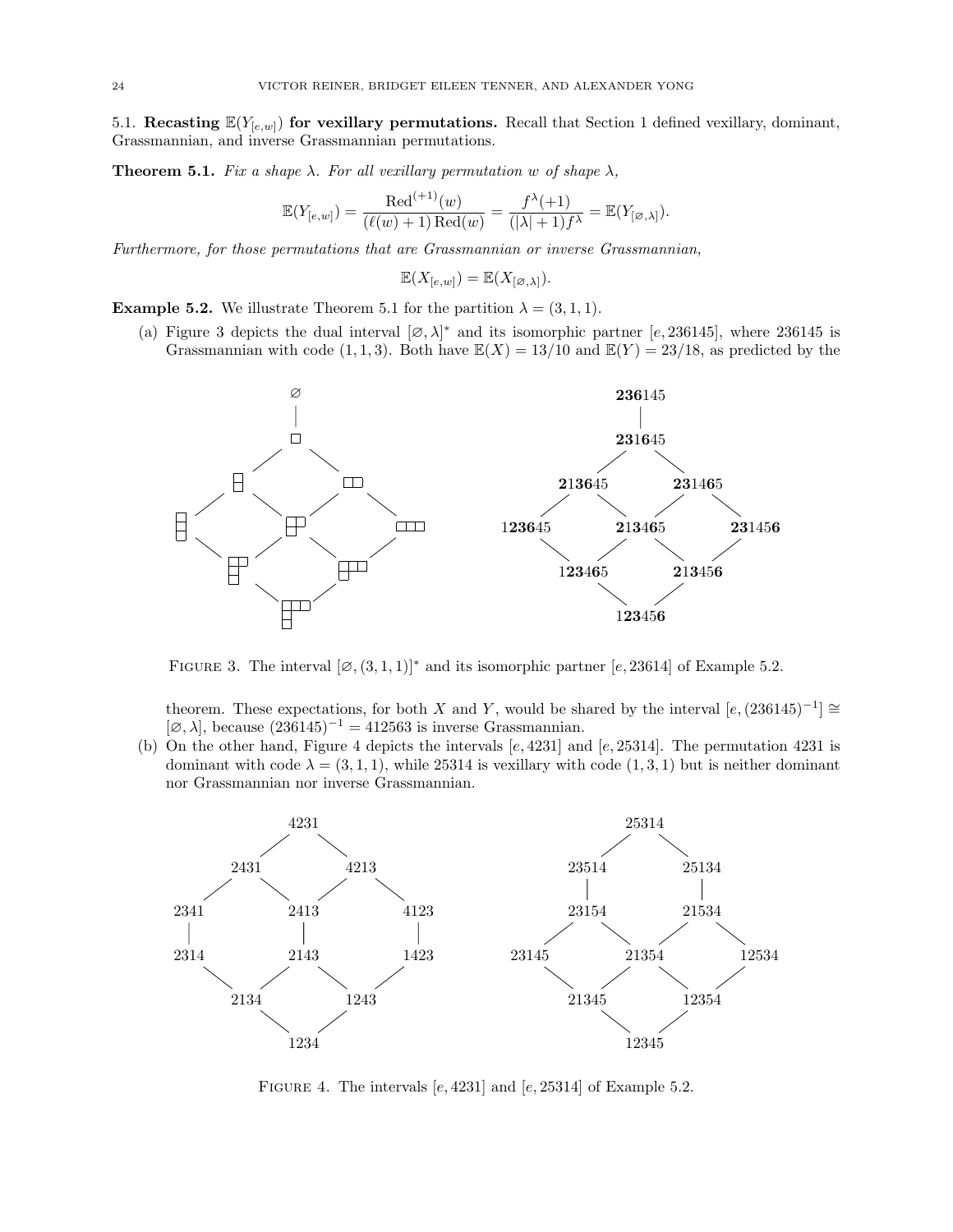### 5.1. Recasting $\mathbb{E}(Y_{[e,w]})$ for vexillary permutations.

Recall that Section 1 defined vexillary, dominant, Grassmannian, and inverse Grassmannian permutations.

**Theorem 5.1.** *Fix a shape $\lambda$. For all vexillary permutation $w$ of shape $\lambda$,*

$$\mathbb{E}(Y_{[e,w]}) = \frac{\mathrm{Red}^{(+1)}(w)}{(\ell(w)+1)\,\mathrm{Red}(w)} = \frac{f^{\lambda}(+1)}{(|\lambda|+1)f^{\lambda}} = \mathbb{E}(Y_{[\varnothing,\lambda]}).$$

*Furthermore, for those permutations that are Grassmannian or inverse Grassmannian,*

$$\mathbb{E}(X_{[e,w]}) = \mathbb{E}(X_{[\varnothing,\lambda]}).$$

**Example 5.2.** We illustrate Theorem 5.1 for the partition $\lambda = (3,1,1)$.

(a) Figure 3 depicts the dual interval $[\varnothing,\lambda]^*$ and its isomorphic partner $[e, 236145]$, where 236145 is Grassmannian with code $(1,1,3)$. Both have $\mathbb{E}(X) = 13/10$ and $\mathbb{E}(Y) = 23/18$, as predicted by the theorem. These expectations, for both $X$ and $Y$, would be shared by the interval $[e,(236145)^{-1}] \cong [\varnothing,\lambda]$, because $(236145)^{-1} = 412563$ is inverse Grassmannian.

FIGURE 3. The interval $[\varnothing,(3,1,1)]^*$ and its isomorphic partner $[e, 23614]$ of Example 5.2.

(b) On the other hand, Figure 4 depicts the intervals $[e, 4231]$ and $[e, 25314]$. The permutation 4231 is dominant with code $\lambda = (3,1,1)$, while 25314 is vexillary with code $(1,3,1)$ but is neither dominant nor Grassmannian nor inverse Grassmannian.

FIGURE 4. The intervals $[e, 4231]$ and $[e, 25314]$ of Example 5.2.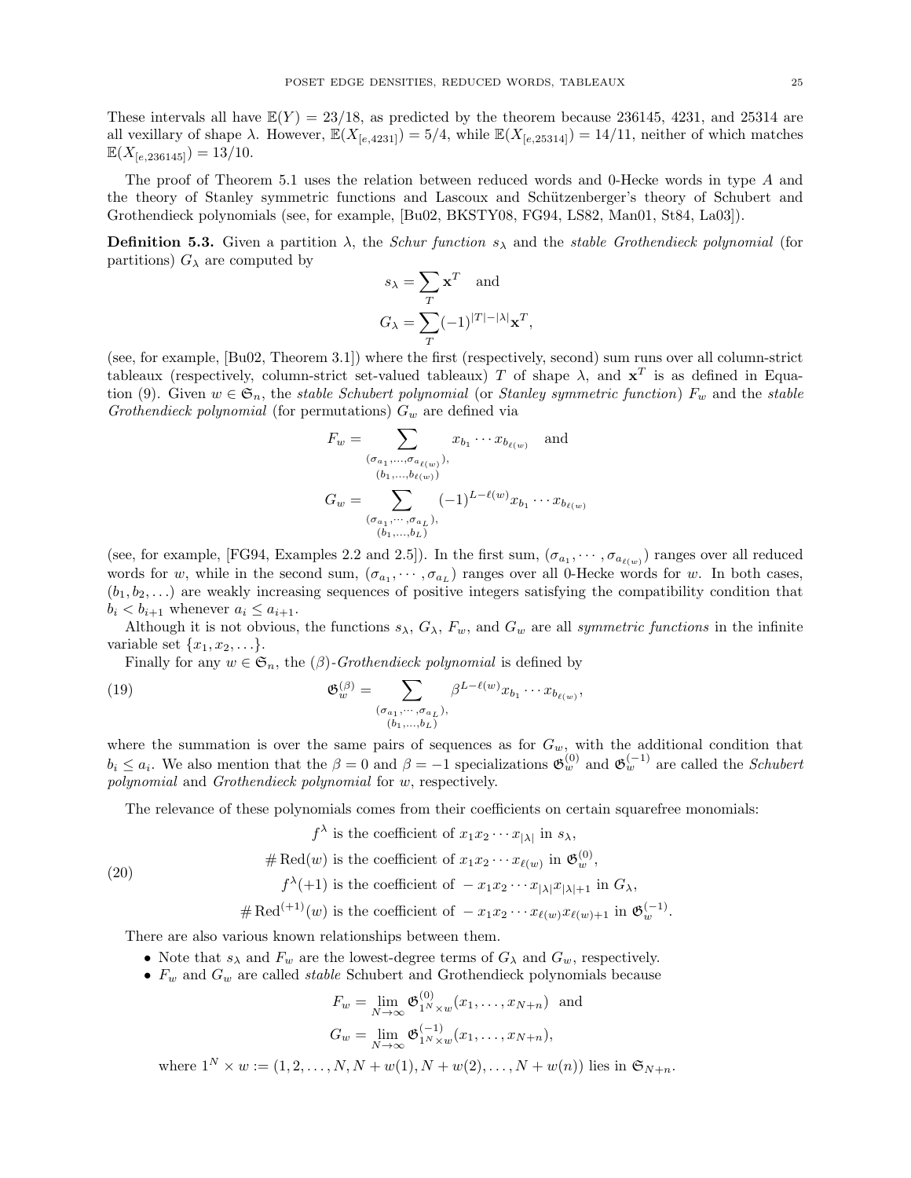These intervals all have $\mathbb{E}(Y) = 23/18$, as predicted by the theorem because 236145, 4231, and 25314 are all vexillary of shape $\lambda$. However, $\mathbb{E}(X_{[e,4231]}) = 5/4$, while $\mathbb{E}(X_{[e,25314]}) = 14/11$, neither of which matches $\mathbb{E}(X_{[e,236145]}) = 13/10$.

The proof of Theorem 5.1 uses the relation between reduced words and 0-Hecke words in type $A$ and the theory of Stanley symmetric functions and Lascoux and Schützenberger's theory of Schubert and Grothendieck polynomials (see, for example, [Bu02, BKSTY08, FG94, LS82, Man01, St84, La03]).

**Definition 5.3.** Given a partition $\lambda$, the *Schur function* $s_\lambda$ and the *stable Grothendieck polynomial* (for partitions) $G_\lambda$ are computed by

$$s_\lambda = \sum_T \mathbf{x}^T \quad \text{and}$$
$$G_\lambda = \sum_T (-1)^{|T|-|\lambda|}\mathbf{x}^T,$$

(see, for example, [Bu02, Theorem 3.1]) where the first (respectively, second) sum runs over all column-strict tableaux (respectively, column-strict set-valued tableaux) $T$ of shape $\lambda$, and $\mathbf{x}^T$ is as defined in Equation (9). Given $w \in \mathfrak{S}_n$, the *stable Schubert polynomial* (or *Stanley symmetric function*) $F_w$ and the *stable Grothendieck polynomial* (for permutations) $G_w$ are defined via

$$F_w = \sum_{\substack{(\sigma_{a_1},\ldots,\sigma_{a_{\ell(w)}}),\\ (b_1,\ldots,b_{\ell(w)})}} x_{b_1}\cdots x_{b_{\ell(w)}} \quad \text{and}$$
$$G_w = \sum_{\substack{(\sigma_{a_1},\cdots,\sigma_{a_L}),\\ (b_1,\ldots,b_L)}} (-1)^{L-\ell(w)} x_{b_1}\cdots x_{b_{\ell(w)}}$$

(see, for example, [FG94, Examples 2.2 and 2.5]). In the first sum, $(\sigma_{a_1},\cdots,\sigma_{a_{\ell(w)}})$ ranges over all reduced words for $w$, while in the second sum, $(\sigma_{a_1},\cdots,\sigma_{a_L})$ ranges over all 0-Hecke words for $w$. In both cases, $(b_1, b_2, \ldots)$ are weakly increasing sequences of positive integers satisfying the compatibility condition that $b_i < b_{i+1}$ whenever $a_i \le a_{i+1}$.

Although it is not obvious, the functions $s_\lambda$, $G_\lambda$, $F_w$, and $G_w$ are all *symmetric functions* in the infinite variable set $\{x_1, x_2, \ldots\}$.

Finally for any $w \in \mathfrak{S}_n$, the ($\beta$)-*Grothendieck polynomial* is defined by

$$\mathfrak{G}_w^{(\beta)} = \sum_{\substack{(\sigma_{a_1},\cdots,\sigma_{a_L}),\\ (b_1,\ldots,b_L)}} \beta^{L-\ell(w)} x_{b_1}\cdots x_{b_{\ell(w)}}, \tag{19}$$

where the summation is over the same pairs of sequences as for $G_w$, with the additional condition that $b_i \le a_i$. We also mention that the $\beta = 0$ and $\beta = -1$ specializations $\mathfrak{G}_w^{(0)}$ and $\mathfrak{G}_w^{(-1)}$ are called the *Schubert polynomial* and *Grothendieck polynomial* for $w$, respectively.

The relevance of these polynomials comes from their coefficients on certain squarefree monomials:

$$\begin{aligned}
f^\lambda &\text{ is the coefficient of } x_1x_2\cdots x_{|\lambda|} \text{ in } s_\lambda,\\
\#\operatorname{Red}(w) &\text{ is the coefficient of } x_1x_2\cdots x_{\ell(w)} \text{ in } \mathfrak{G}_w^{(0)},\\
f^\lambda(+1) &\text{ is the coefficient of } -x_1x_2\cdots x_{|\lambda|}x_{|\lambda|+1} \text{ in } G_\lambda,\\
\#\operatorname{Red}^{(+1)}(w) &\text{ is the coefficient of } -x_1x_2\cdots x_{\ell(w)}x_{\ell(w)+1} \text{ in } \mathfrak{G}_w^{(-1)}.
\end{aligned} \tag{20}$$

There are also various known relationships between them.

- Note that $s_\lambda$ and $F_w$ are the lowest-degree terms of $G_\lambda$ and $G_w$, respectively.
- $F_w$ and $G_w$ are called *stable* Schubert and Grothendieck polynomials because

$$F_w = \lim_{N\to\infty} \mathfrak{G}^{(0)}_{1^N\times w}(x_1,\ldots,x_{N+n}) \quad \text{and}$$
$$G_w = \lim_{N\to\infty} \mathfrak{G}^{(-1)}_{1^N\times w}(x_1,\ldots,x_{N+n}),$$

  where $1^N \times w := (1, 2, \ldots, N, N + w(1), N + w(2), \ldots, N + w(n))$ lies in $\mathfrak{S}_{N+n}$.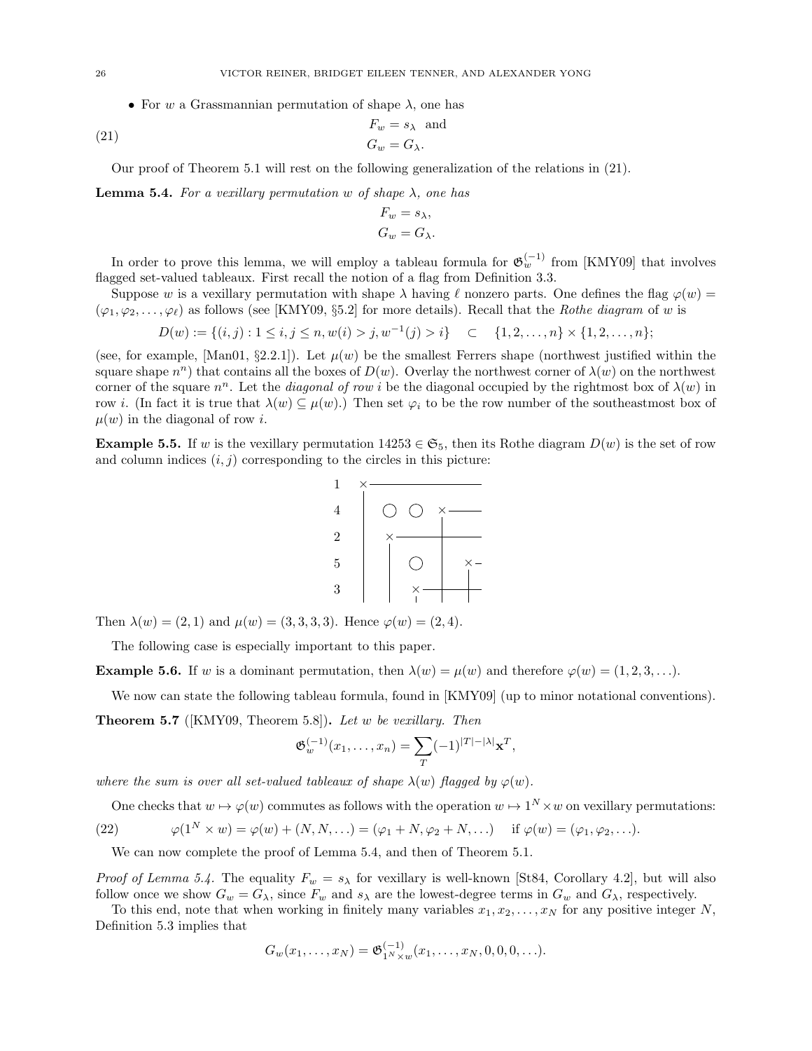- For $w$ a Grassmannian permutation of shape $\lambda$, one has

$$
\begin{aligned}
F_w &= s_\lambda \quad \text{and} \\
G_w &= G_\lambda.
\end{aligned}
\tag{21}
$$

Our proof of Theorem 5.1 will rest on the following generalization of the relations in (21).

**Lemma 5.4.** *For a vexillary permutation $w$ of shape $\lambda$, one has*

$$
\begin{aligned}
F_w &= s_\lambda, \\
G_w &= G_\lambda.
\end{aligned}
$$

In order to prove this lemma, we will employ a tableau formula for $\mathfrak{G}_w^{(-1)}$ from [KMY09] that involves flagged set-valued tableaux. First recall the notion of a flag from Definition 3.3.

Suppose $w$ is a vexillary permutation with shape $\lambda$ having $\ell$ nonzero parts. One defines the flag $\varphi(w) = (\varphi_1, \varphi_2, \ldots, \varphi_\ell)$ as follows (see [KMY09, §5.2] for more details). Recall that the *Rothe diagram* of $w$ is

$$D(w) := \{(i,j) : 1 \le i,j \le n, w(i) > j, w^{-1}(j) > i\} \quad \subset \quad \{1,2,\ldots,n\} \times \{1,2,\ldots,n\};$$

(see, for example, [Man01, §2.2.1]). Let $\mu(w)$ be the smallest Ferrers shape (northwest justified within the square shape $n^n$) that contains all the boxes of $D(w)$. Overlay the northwest corner of $\lambda(w)$ on the northwest corner of the square $n^n$. Let the *diagonal of row $i$* be the diagonal occupied by the rightmost box of $\lambda(w)$ in row $i$. (In fact it is true that $\lambda(w) \subseteq \mu(w)$.) Then set $\varphi_i$ to be the row number of the southeastmost box of $\mu(w)$ in the diagonal of row $i$.

**Example 5.5.** If $w$ is the vexillary permutation $14253 \in \mathfrak{S}_5$, then its Rothe diagram $D(w)$ is the set of row and column indices $(i,j)$ corresponding to the circles in this picture:

Then $\lambda(w) = (2,1)$ and $\mu(w) = (3,3,3,3)$. Hence $\varphi(w) = (2,4)$.

The following case is especially important to this paper.

**Example 5.6.** If $w$ is a dominant permutation, then $\lambda(w) = \mu(w)$ and therefore $\varphi(w) = (1,2,3,\ldots)$.

We now can state the following tableau formula, found in [KMY09] (up to minor notational conventions).

**Theorem 5.7** ([KMY09, Theorem 5.8])**.** *Let $w$ be vexillary. Then*

$$\mathfrak{G}_w^{(-1)}(x_1,\ldots,x_n) = \sum_T (-1)^{|T|-|\lambda|} \mathbf{x}^T,$$

*where the sum is over all set-valued tableaux of shape $\lambda(w)$ flagged by $\varphi(w)$.*

One checks that $w \mapsto \varphi(w)$ commutes as follows with the operation $w \mapsto 1^N \times w$ on vexillary permutations:

$$\varphi(1^N \times w) = \varphi(w) + (N,N,\ldots) = (\varphi_1 + N, \varphi_2 + N, \ldots) \quad \text{if } \varphi(w) = (\varphi_1, \varphi_2, \ldots). \tag{22}$$

We can now complete the proof of Lemma 5.4, and then of Theorem 5.1.

*Proof of Lemma 5.4.* The equality $F_w = s_\lambda$ for vexillary is well-known [St84, Corollary 4.2], but will also follow once we show $G_w = G_\lambda$, since $F_w$ and $s_\lambda$ are the lowest-degree terms in $G_w$ and $G_\lambda$, respectively.

To this end, note that when working in finitely many variables $x_1, x_2, \ldots, x_N$ for any positive integer $N$, Definition 5.3 implies that

$$G_w(x_1,\ldots,x_N) = \mathfrak{G}_{1^N \times w}^{(-1)}(x_1,\ldots,x_N,0,0,0,\ldots).$$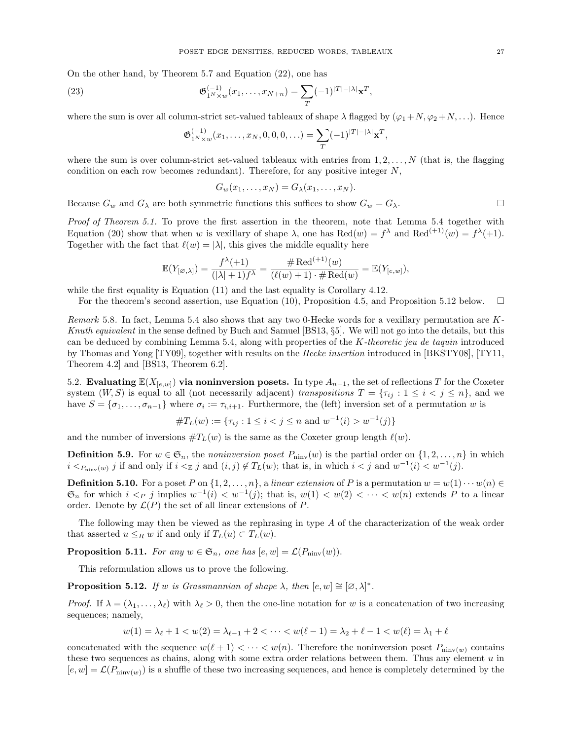On the other hand, by Theorem 5.7 and Equation (22), one has

$$\mathfrak{G}^{(-1)}_{1^N \times w}(x_1, \ldots, x_{N+n}) = \sum_T (-1)^{|T|-|\lambda|} \mathbf{x}^T, \tag{23}$$

where the sum is over all column-strict set-valued tableaux of shape $\lambda$ flagged by $(\varphi_1 + N, \varphi_2 + N, \ldots)$. Hence

$$\mathfrak{G}^{(-1)}_{1^N \times w}(x_1, \ldots, x_N, 0, 0, 0, \ldots) = \sum_T (-1)^{|T|-|\lambda|} \mathbf{x}^T,$$

where the sum is over column-strict set-valued tableaux with entries from $1, 2, \ldots, N$ (that is, the flagging condition on each row becomes redundant). Therefore, for any positive integer $N$,

$$G_w(x_1, \ldots, x_N) = G_\lambda(x_1, \ldots, x_N).$$

Because $G_w$ and $G_\lambda$ are both symmetric functions this suffices to show $G_w = G_\lambda$. □

*Proof of Theorem 5.1.* To prove the first assertion in the theorem, note that Lemma 5.4 together with Equation (20) show that when $w$ is vexillary of shape $\lambda$, one has $\operatorname{Red}(w) = f^\lambda$ and $\operatorname{Red}^{(+1)}(w) = f^\lambda(+1)$. Together with the fact that $\ell(w) = |\lambda|$, this gives the middle equality here

$$\mathbb{E}(Y_{[\varnothing,\lambda]}) = \frac{f^\lambda(+1)}{(|\lambda|+1) f^\lambda} = \frac{\# \operatorname{Red}^{(+1)}(w)}{(\ell(w)+1) \cdot \# \operatorname{Red}(w)} = \mathbb{E}(Y_{[e,w]}),$$

while the first equality is Equation (11) and the last equality is Corollary 4.12.

For the theorem's second assertion, use Equation (10), Proposition 4.5, and Proposition 5.12 below. □

*Remark* 5.8. In fact, Lemma 5.4 also shows that any two 0-Hecke words for a vexillary permutation are *K-Knuth equivalent* in the sense defined by Buch and Samuel [BS13, §5]. We will not go into the details, but this can be deduced by combining Lemma 5.4, along with properties of the *K-theoretic jeu de taquin* introduced by Thomas and Yong [TY09], together with results on the *Hecke insertion* introduced in [BKSTY08], [TY11, Theorem 4.2] and [BS13, Theorem 6.2].

5.2. **Evaluating $\mathbb{E}(X_{[e,w]})$ via noninversion posets.** In type $A_{n-1}$, the set of reflections $T$ for the Coxeter system $(W, S)$ is equal to all (not necessarily adjacent) *transpositions* $T = \{\tau_{ij} : 1 \leq i < j \leq n\}$, and we have $S = \{\sigma_1, \ldots, \sigma_{n-1}\}$ where $\sigma_i := \tau_{i,i+1}$. Furthermore, the (left) inversion set of a permutation $w$ is

$$\# T_L(w) := \{\tau_{ij} : 1 \leq i < j \leq n \text{ and } w^{-1}(i) > w^{-1}(j)\}$$

and the number of inversions $\# T_L(w)$ is the same as the Coxeter group length $\ell(w)$.

**Definition 5.9.** For $w \in \mathfrak{S}_n$, the *noninversion poset* $P_{\mathrm{ninv}}(w)$ is the partial order on $\{1, 2, \ldots, n\}$ in which $i <_{P_{\mathrm{ninv}}(w)} j$ if and only if $i <_{\mathbb{Z}} j$ and $(i, j) \notin T_L(w)$; that is, in which $i < j$ and $w^{-1}(i) < w^{-1}(j)$.

**Definition 5.10.** For a poset $P$ on $\{1, 2, \ldots, n\}$, a *linear extension* of $P$ is a permutation $w = w(1) \cdots w(n) \in \mathfrak{S}_n$ for which $i <_P j$ implies $w^{-1}(i) < w^{-1}(j)$; that is, $w(1) < w(2) < \cdots < w(n)$ extends $P$ to a linear order. Denote by $\mathcal{L}(P)$ the set of all linear extensions of $P$.

The following may then be viewed as the rephrasing in type $A$ of the characterization of the weak order that asserted $u \leq_R w$ if and only if $T_L(u) \subset T_L(w)$.

**Proposition 5.11.** *For any $w \in \mathfrak{S}_n$, one has $[e, w] = \mathcal{L}(P_{\mathrm{ninv}}(w))$.*

This reformulation allows us to prove the following.

**Proposition 5.12.** *If $w$ is Grassmannian of shape $\lambda$, then $[e, w] \cong [\varnothing, \lambda]^*$.*

*Proof.* If $\lambda = (\lambda_1, \ldots, \lambda_\ell)$ with $\lambda_\ell > 0$, then the one-line notation for $w$ is a concatenation of two increasing sequences; namely,

$$w(1) = \lambda_\ell + 1 < w(2) = \lambda_{\ell-1} + 2 < \cdots < w(\ell-1) = \lambda_2 + \ell - 1 < w(\ell) = \lambda_1 + \ell$$

concatenated with the sequence $w(\ell+1) < \cdots < w(n)$. Therefore the noninversion poset $P_{\mathrm{ninv}(w)}$ contains these two sequences as chains, along with some extra order relations between them. Thus any element $u$ in $[e, w] = \mathcal{L}(P_{\mathrm{ninv}(w)})$ is a shuffle of these two increasing sequences, and hence is completely determined by the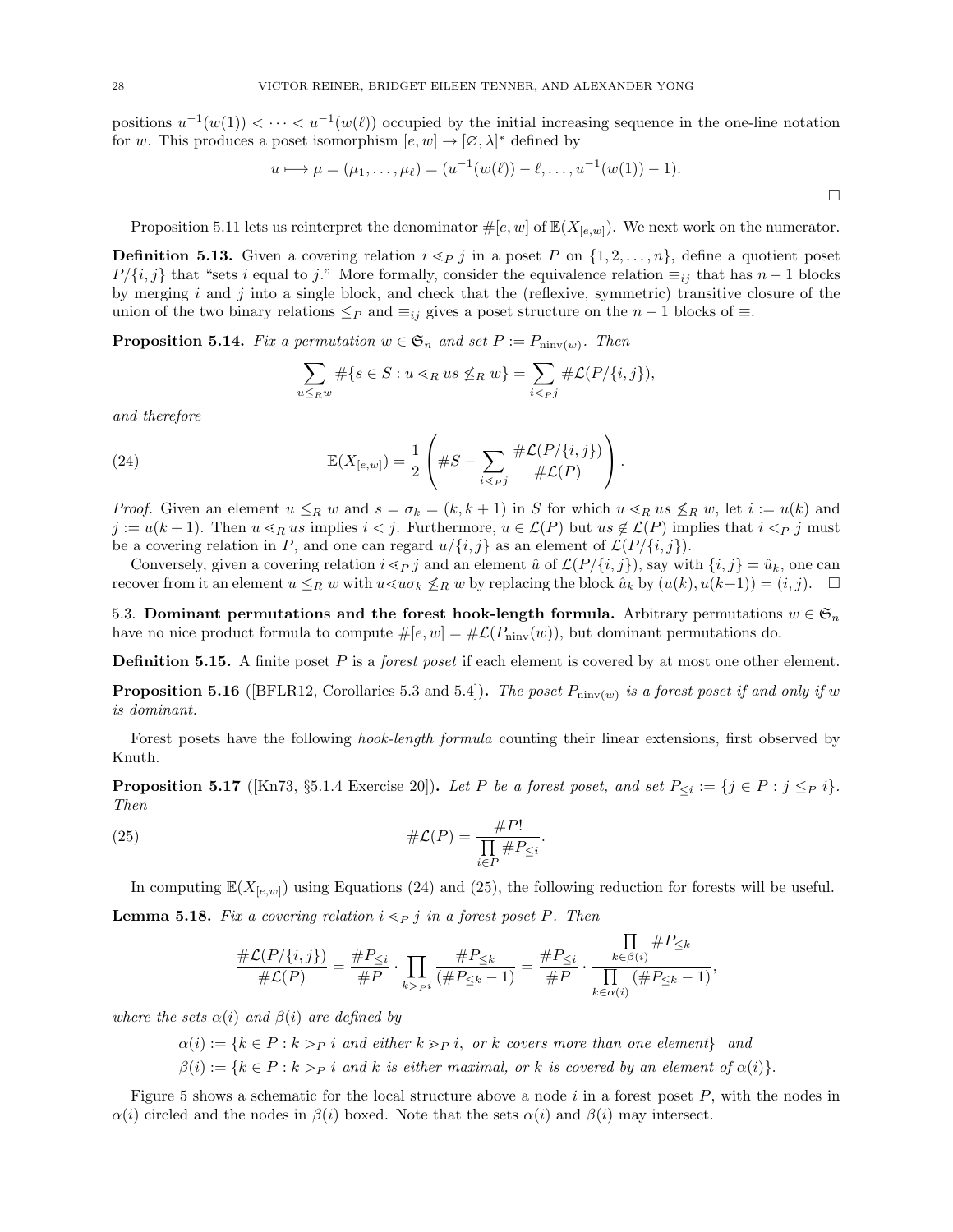positions $u^{-1}(w(1)) < \cdots < u^{-1}(w(\ell))$ occupied by the initial increasing sequence in the one-line notation for $w$. This produces a poset isomorphism $[e, w] \to [\varnothing, \lambda]^*$ defined by

$$u \longmapsto \mu = (\mu_1, \ldots, \mu_\ell) = (u^{-1}(w(\ell)) - \ell, \ldots, u^{-1}(w(1)) - 1).$$

$\square$

Proposition 5.11 lets us reinterpret the denominator $\#[e, w]$ of $\mathbb{E}(X_{[e,w]})$. We next work on the numerator.

**Definition 5.13.** Given a covering relation $i \lessdot_P j$ in a poset $P$ on $\{1, 2, \ldots, n\}$, define a quotient poset $P/\{i, j\}$ that "sets $i$ equal to $j$." More formally, consider the equivalence relation $\equiv_{ij}$ that has $n-1$ blocks by merging $i$ and $j$ into a single block, and check that the (reflexive, symmetric) transitive closure of the union of the two binary relations $\leq_P$ and $\equiv_{ij}$ gives a poset structure on the $n-1$ blocks of $\equiv$.

**Proposition 5.14.** *Fix a permutation $w \in \mathfrak{S}_n$ and set $P := P_{\mathrm{ninv}(w)}$. Then*

$$\sum_{u \leq_R w} \#\{s \in S : u \lessdot_R us \not\leq_R w\} = \sum_{i \lessdot_P j} \#\mathcal{L}(P/\{i, j\}),$$

*and therefore*

$$\mathbb{E}(X_{[e,w]}) = \frac{1}{2}\left(\#S - \sum_{i \lessdot_P j} \frac{\#\mathcal{L}(P/\{i,j\})}{\#\mathcal{L}(P)}\right). \tag{24}$$

*Proof.* Given an element $u \leq_R w$ and $s = \sigma_k = (k, k+1)$ in $S$ for which $u \lessdot_R us \not\leq_R w$, let $i := u(k)$ and $j := u(k+1)$. Then $u \lessdot_R us$ implies $i < j$. Furthermore, $u \in \mathcal{L}(P)$ but $us \notin \mathcal{L}(P)$ implies that $i <_P j$ must be a covering relation in $P$, and one can regard $u/\{i, j\}$ as an element of $\mathcal{L}(P/\{i, j\})$.

Conversely, given a covering relation $i \lessdot_P j$ and an element $\hat{u}$ of $\mathcal{L}(P/\{i, j\})$, say with $\{i, j\} = \hat{u}_k$, one can recover from it an element $u \leq_R w$ with $u \lessdot u\sigma_k \not\leq_R w$ by replacing the block $\hat{u}_k$ by $(u(k), u(k+1)) = (i, j)$. $\square$

### 5.3. Dominant permutations and the forest hook-length formula.

Arbitrary permutations $w \in \mathfrak{S}_n$ have no nice product formula to compute $\#[e, w] = \#\mathcal{L}(P_{\mathrm{ninv}}(w))$, but dominant permutations do.

**Definition 5.15.** A finite poset $P$ is a *forest poset* if each element is covered by at most one other element.

**Proposition 5.16** ([BFLR12, Corollaries 5.3 and 5.4])**.** *The poset $P_{\mathrm{ninv}(w)}$ is a forest poset if and only if $w$ is dominant.*

Forest posets have the following *hook-length formula* counting their linear extensions, first observed by Knuth.

**Proposition 5.17** ([Kn73, §5.1.4 Exercise 20])**.** *Let $P$ be a forest poset, and set $P_{\leq i} := \{j \in P : j \leq_P i\}$. Then*

$$\#\mathcal{L}(P) = \frac{\#P!}{\prod\limits_{i \in P} \#P_{\leq i}}. \tag{25}$$

In computing $\mathbb{E}(X_{[e,w]})$ using Equations (24) and (25), the following reduction for forests will be useful.

**Lemma 5.18.** *Fix a covering relation $i \lessdot_P j$ in a forest poset $P$. Then*

$$\frac{\#\mathcal{L}(P/\{i,j\})}{\#\mathcal{L}(P)} = \frac{\#P_{\leq i}}{\#P} \cdot \prod_{k >_P i} \frac{\#P_{\leq k}}{(\#P_{\leq k} - 1)} = \frac{\#P_{\leq i}}{\#P} \cdot \frac{\prod\limits_{k \in \beta(i)} \#P_{\leq k}}{\prod\limits_{k \in \alpha(i)} (\#P_{\leq k} - 1)},$$

*where the sets $\alpha(i)$ and $\beta(i)$ are defined by*

$\alpha(i) := \{k \in P : k >_P i$ *and either* $k \gtrdot_P i$*, or* $k$ *covers more than one element}* *and*

$\beta(i) := \{k \in P : k >_P i$ *and* $k$ *is either maximal, or* $k$ *is covered by an element of* $\alpha(i)\}$.

Figure 5 shows a schematic for the local structure above a node $i$ in a forest poset $P$, with the nodes in $\alpha(i)$ circled and the nodes in $\beta(i)$ boxed. Note that the sets $\alpha(i)$ and $\beta(i)$ may intersect.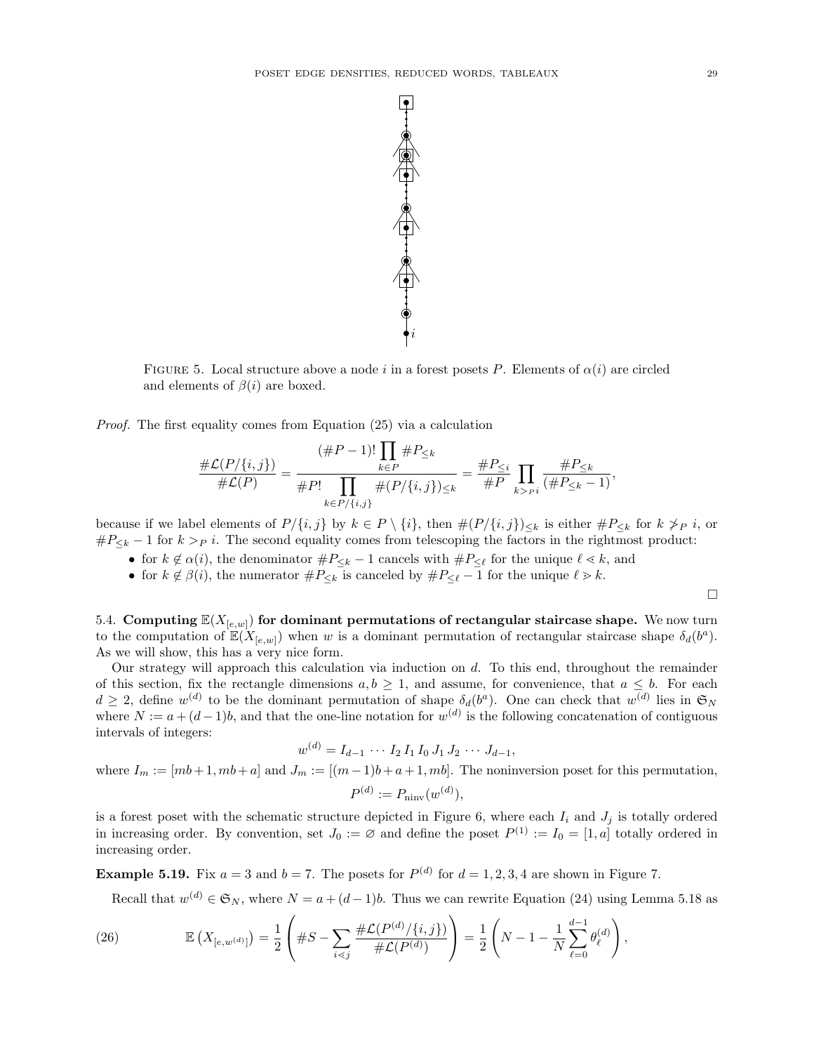FIGURE 5. Local structure above a node $i$ in a forest posets $P$. Elements of $\alpha(i)$ are circled and elements of $\beta(i)$ are boxed.

*Proof.* The first equality comes from Equation (25) via a calculation

$$\frac{\#\mathcal{L}(P/\{i,j\})}{\#\mathcal{L}(P)} = \frac{(\#P-1)!\prod_{k\in P}\#P_{\leq k}}{\#P!\prod_{k\in P/\{i,j\}}\#(P/\{i,j\})_{\leq k}} = \frac{\#P_{\leq i}}{\#P}\prod_{k>_P i}\frac{\#P_{\leq k}}{(\#P_{\leq k}-1)},$$

because if we label elements of $P/\{i,j\}$ by $k \in P \setminus \{i\}$, then $\#(P/\{i,j\})_{\leq k}$ is either $\#P_{\leq k}$ for $k \not>_P i$, or $\#P_{\leq k} - 1$ for $k >_P i$. The second equality comes from telescoping the factors in the rightmost product:

- for $k \notin \alpha(i)$, the denominator $\#P_{\leq k} - 1$ cancels with $\#P_{\leq \ell}$ for the unique $\ell \lessdot k$, and
- for $k \notin \beta(i)$, the numerator $\#P_{\leq k}$ is canceled by $\#P_{\leq \ell} - 1$ for the unique $\ell \gtrdot k$.

□

5.4. **Computing $\mathbb{E}(X_{[e,w]})$ for dominant permutations of rectangular staircase shape.** We now turn to the computation of $\mathbb{E}(X_{[e,w]})$ when $w$ is a dominant permutation of rectangular staircase shape $\delta_d(b^a)$. As we will show, this has a very nice form.

Our strategy will approach this calculation via induction on $d$. To this end, throughout the remainder of this section, fix the rectangle dimensions $a, b \geq 1$, and assume, for convenience, that $a \leq b$. For each $d \geq 2$, define $w^{(d)}$ to be the dominant permutation of shape $\delta_d(b^a)$. One can check that $w^{(d)}$ lies in $\mathfrak{S}_N$ where $N := a + (d-1)b$, and that the one-line notation for $w^{(d)}$ is the following concatenation of contiguous intervals of integers:

$$w^{(d)} = I_{d-1}\,\cdots\, I_2\, I_1\, I_0\, J_1\, J_2\,\cdots\, J_{d-1},$$

where $I_m := [mb+1, mb+a]$ and $J_m := [(m-1)b+a+1, mb]$. The noninversion poset for this permutation,

$$P^{(d)} := P_{\text{ninv}}(w^{(d)}),$$

is a forest poset with the schematic structure depicted in Figure 6, where each $I_i$ and $J_j$ is totally ordered in increasing order. By convention, set $J_0 := \varnothing$ and define the poset $P^{(1)} := I_0 = [1, a]$ totally ordered in increasing order.

**Example 5.19.** Fix $a = 3$ and $b = 7$. The posets for $P^{(d)}$ for $d = 1, 2, 3, 4$ are shown in Figure 7.

Recall that $w^{(d)} \in \mathfrak{S}_N$, where $N = a + (d-1)b$. Thus we can rewrite Equation (24) using Lemma 5.18 as

$$\mathbb{E}\left(X_{[e,w^{(d)}]}\right) = \frac{1}{2}\left(\#S - \sum_{i\lessdot j}\frac{\#\mathcal{L}(P^{(d)}/\{i,j\})}{\#\mathcal{L}(P^{(d)})}\right) = \frac{1}{2}\left(N - 1 - \frac{1}{N}\sum_{\ell=0}^{d-1}\theta_\ell^{(d)}\right), \tag{26}$$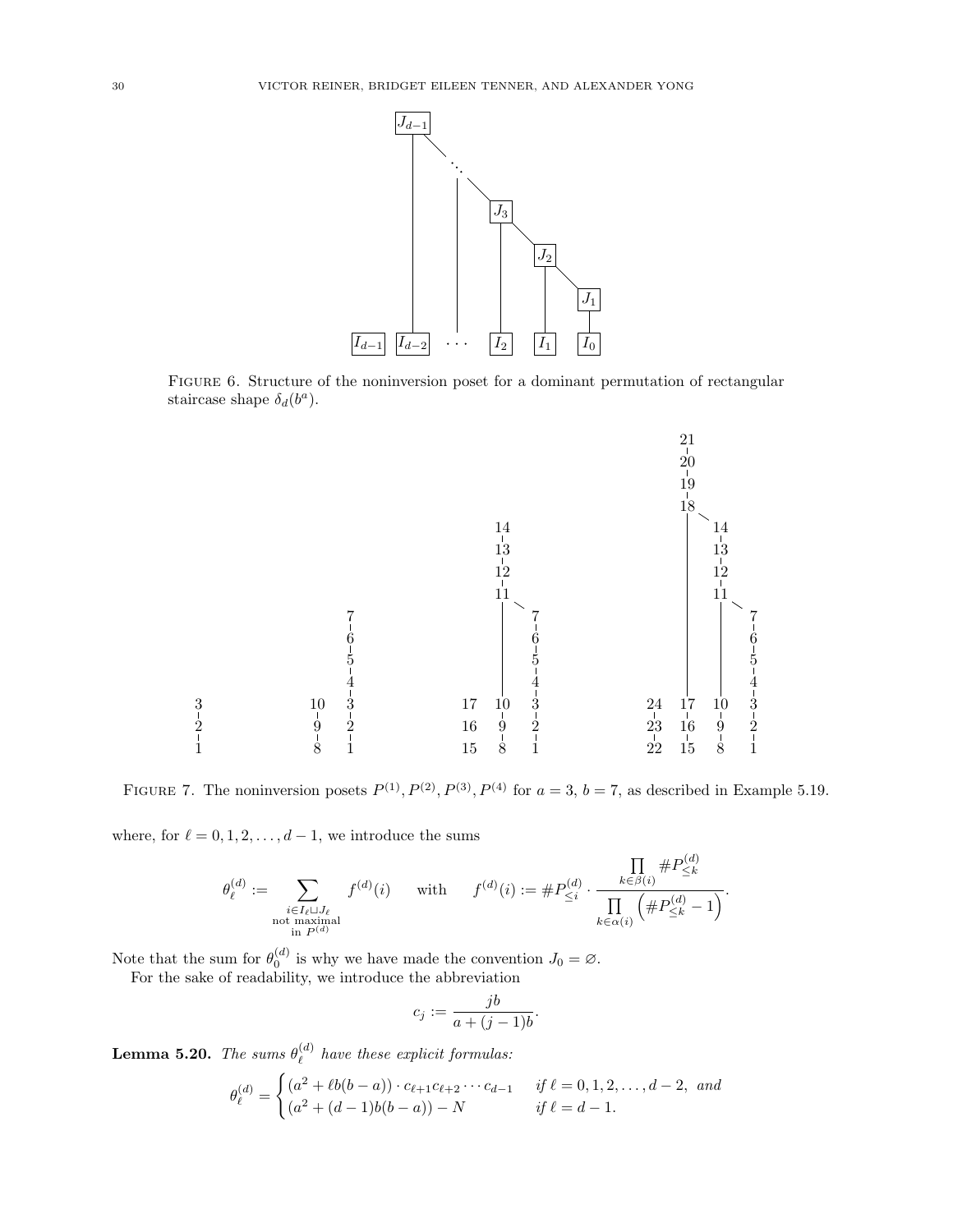FIGURE 6. Structure of the noninversion poset for a dominant permutation of rectangular staircase shape $\delta_d(b^a)$.

FIGURE 7. The noninversion posets $P^{(1)}, P^{(2)}, P^{(3)}, P^{(4)}$ for $a = 3$, $b = 7$, as described in Example 5.19.

where, for $\ell = 0, 1, 2, \ldots, d-1$, we introduce the sums

$$\theta_\ell^{(d)} := \sum_{\substack{i \in I_\ell \sqcup J_\ell \\ \text{not maximal} \\ \text{in } P^{(d)}}} f^{(d)}(i) \qquad \text{with} \qquad f^{(d)}(i) := \#P_{\le i}^{(d)} \cdot \frac{\prod_{k \in \beta(i)} \#P_{\le k}^{(d)}}{\prod_{k \in \alpha(i)} \left(\#P_{\le k}^{(d)} - 1\right)}.$$

Note that the sum for $\theta_0^{(d)}$ is why we have made the convention $J_0 = \varnothing$.

For the sake of readability, we introduce the abbreviation

$$c_j := \frac{jb}{a + (j-1)b}.$$

**Lemma 5.20.** *The sums $\theta_\ell^{(d)}$ have these explicit formulas:*

$$\theta_\ell^{(d)} = \begin{cases} (a^2 + \ell b(b-a)) \cdot c_{\ell+1} c_{\ell+2} \cdots c_{d-1} & \text{if } \ell = 0, 1, 2, \ldots, d-2, \text{ and} \\ (a^2 + (d-1)b(b-a)) - N & \text{if } \ell = d-1. \end{cases}$$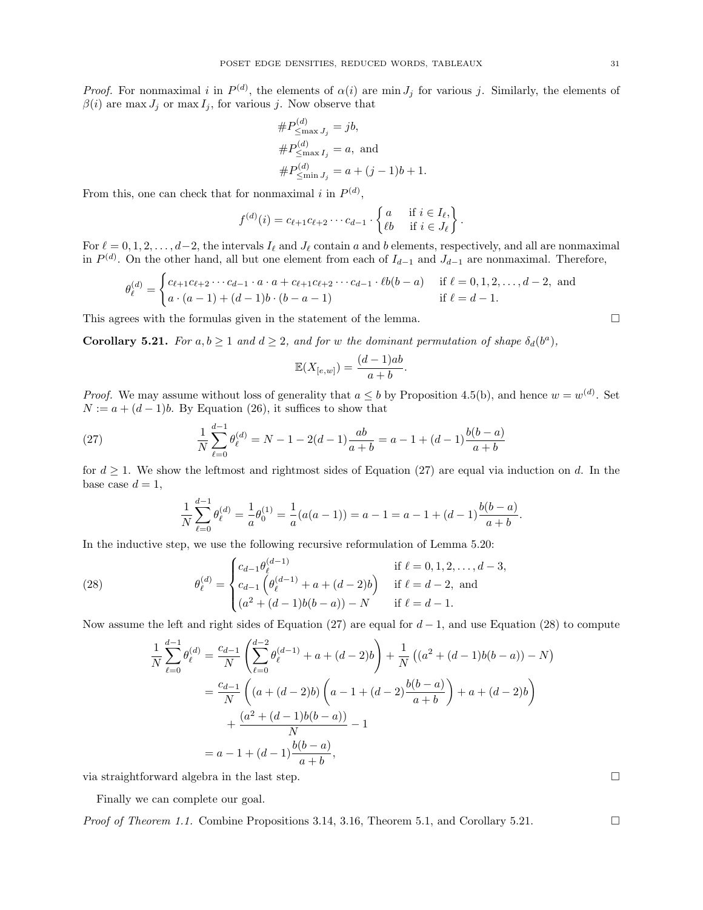*Proof.* For nonmaximal $i$ in $P^{(d)}$, the elements of $\alpha(i)$ are $\min J_j$ for various $j$. Similarly, the elements of $\beta(i)$ are $\max J_j$ or $\max I_j$, for various $j$. Now observe that

$$\begin{aligned}
\#P^{(d)}_{\leq \max J_j} &= jb, \\
\#P^{(d)}_{\leq \max I_j} &= a, \text{ and} \\
\#P^{(d)}_{\leq \min J_j} &= a + (j-1)b + 1.
\end{aligned}$$

From this, one can check that for nonmaximal $i$ in $P^{(d)}$,

$$f^{(d)}(i) = c_{\ell+1}c_{\ell+2}\cdots c_{d-1} \cdot \begin{Bmatrix} a & \text{if } i \in I_\ell, \\ \ell b & \text{if } i \in J_\ell \end{Bmatrix}.$$

For $\ell = 0, 1, 2, \ldots, d-2$, the intervals $I_\ell$ and $J_\ell$ contain $a$ and $b$ elements, respectively, and all are nonmaximal in $P^{(d)}$. On the other hand, all but one element from each of $I_{d-1}$ and $J_{d-1}$ are nonmaximal. Therefore,

$$\theta^{(d)}_\ell = \begin{cases} c_{\ell+1}c_{\ell+2}\cdots c_{d-1} \cdot a \cdot a + c_{\ell+1}c_{\ell+2}\cdots c_{d-1} \cdot \ell b(b-a) & \text{if } \ell = 0, 1, 2, \ldots, d-2, \text{ and} \\ a \cdot (a-1) + (d-1)b \cdot (b-a-1) & \text{if } \ell = d-1. \end{cases}$$

This agrees with the formulas given in the statement of the lemma. $\square$

**Corollary 5.21.** *For $a, b \geq 1$ and $d \geq 2$, and for $w$ the dominant permutation of shape $\delta_d(b^a)$,*

$$\mathbb{E}(X_{[e,w]}) = \frac{(d-1)ab}{a+b}.$$

*Proof.* We may assume without loss of generality that $a \leq b$ by Proposition 4.5(b), and hence $w = w^{(d)}$. Set $N := a + (d-1)b$. By Equation (26), it suffices to show that

$$\frac{1}{N}\sum_{\ell=0}^{d-1} \theta^{(d)}_\ell = N - 1 - 2(d-1)\frac{ab}{a+b} = a - 1 + (d-1)\frac{b(b-a)}{a+b} \tag{27}$$

for $d \geq 1$. We show the leftmost and rightmost sides of Equation (27) are equal via induction on $d$. In the base case $d = 1$,

$$\frac{1}{N}\sum_{\ell=0}^{d-1} \theta^{(d)}_\ell = \frac{1}{a}\theta^{(1)}_0 = \frac{1}{a}(a(a-1)) = a - 1 = a - 1 + (d-1)\frac{b(b-a)}{a+b}.$$

In the inductive step, we use the following recursive reformulation of Lemma 5.20:

$$\theta^{(d)}_\ell = \begin{cases} c_{d-1}\theta^{(d-1)}_\ell & \text{if } \ell = 0, 1, 2, \ldots, d-3, \\ c_{d-1}\left(\theta^{(d-1)}_\ell + a + (d-2)b\right) & \text{if } \ell = d-2, \text{ and} \\ (a^2 + (d-1)b(b-a)) - N & \text{if } \ell = d-1. \end{cases} \tag{28}$$

Now assume the left and right sides of Equation (27) are equal for $d-1$, and use Equation (28) to compute

$$\begin{aligned}
\frac{1}{N}\sum_{\ell=0}^{d-1} \theta^{(d)}_\ell &= \frac{c_{d-1}}{N}\left(\sum_{\ell=0}^{d-2} \theta^{(d-1)}_\ell + a + (d-2)b\right) + \frac{1}{N}\left((a^2 + (d-1)b(b-a)) - N\right) \\
&= \frac{c_{d-1}}{N}\left((a + (d-2)b)\left(a - 1 + (d-2)\frac{b(b-a)}{a+b}\right) + a + (d-2)b\right) \\
&\quad + \frac{(a^2 + (d-1)b(b-a))}{N} - 1 \\
&= a - 1 + (d-1)\frac{b(b-a)}{a+b},
\end{aligned}$$

via straightforward algebra in the last step. $\square$

Finally we can complete our goal.

*Proof of Theorem 1.1.* Combine Propositions 3.14, 3.16, Theorem 5.1, and Corollary 5.21. $\square$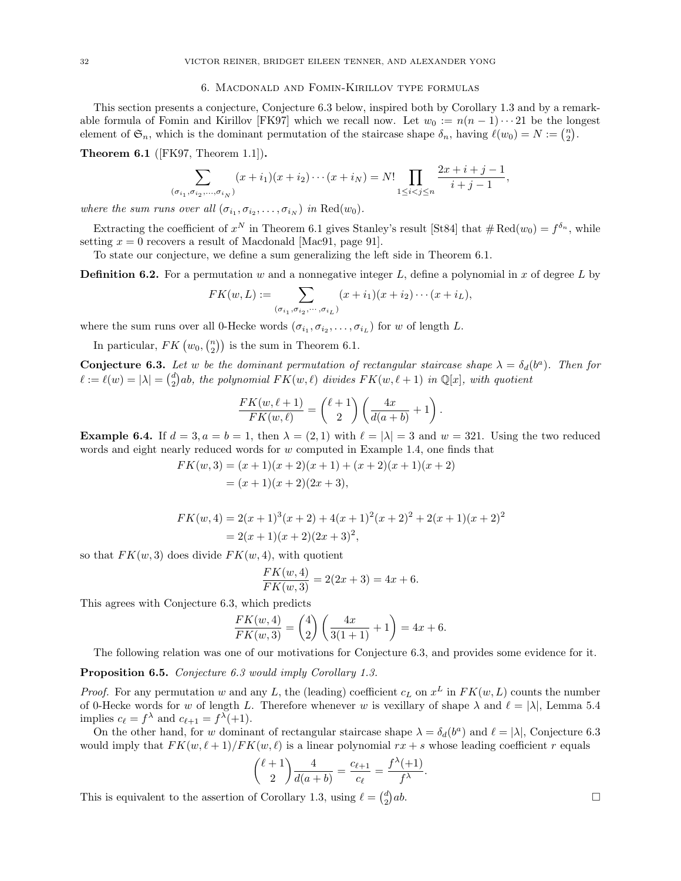## 6. Macdonald and Fomin-Kirillov type formulas

This section presents a conjecture, Conjecture 6.3 below, inspired both by Corollary 1.3 and by a remarkable formula of Fomin and Kirillov [FK97] which we recall now. Let $w_0 := n(n-1)\cdots 21$ be the longest element of $\mathfrak{S}_n$, which is the dominant permutation of the staircase shape $\delta_n$, having $\ell(w_0) = N := \binom{n}{2}$.

**Theorem 6.1** ([FK97, Theorem 1.1])**.**

$$\sum_{(\sigma_{i_1},\sigma_{i_2},\ldots,\sigma_{i_N})} (x+i_1)(x+i_2)\cdots(x+i_N) = N! \prod_{1\le i<j\le n} \frac{2x+i+j-1}{i+j-1},$$

*where the sum runs over all $(\sigma_{i_1},\sigma_{i_2},\ldots,\sigma_{i_N})$ in $\mathrm{Red}(w_0)$.*

Extracting the coefficient of $x^N$ in Theorem 6.1 gives Stanley's result [St84] that $\#\mathrm{Red}(w_0) = f^{\delta_n}$, while setting $x = 0$ recovers a result of Macdonald [Mac91, page 91].

To state our conjecture, we define a sum generalizing the left side in Theorem 6.1.

**Definition 6.2.** For a permutation $w$ and a nonnegative integer $L$, define a polynomial in $x$ of degree $L$ by

$$FK(w,L) := \sum_{(\sigma_{i_1},\sigma_{i_2},\cdots,\sigma_{i_L})} (x+i_1)(x+i_2)\cdots(x+i_L),$$

where the sum runs over all 0-Hecke words $(\sigma_{i_1},\sigma_{i_2},\ldots,\sigma_{i_L})$ for $w$ of length $L$.

In particular, $FK\left(w_0,\binom{n}{2}\right)$ is the sum in Theorem 6.1.

**Conjecture 6.3.** *Let $w$ be the dominant permutation of rectangular staircase shape $\lambda = \delta_d(b^a)$. Then for $\ell := \ell(w) = |\lambda| = \binom{d}{2}ab$, the polynomial $FK(w,\ell)$ divides $FK(w,\ell+1)$ in $\mathbb{Q}[x]$, with quotient*

$$\frac{FK(w,\ell+1)}{FK(w,\ell)} = \binom{\ell+1}{2}\left(\frac{4x}{d(a+b)}+1\right).$$

**Example 6.4.** If $d=3, a=b=1$, then $\lambda=(2,1)$ with $\ell=|\lambda|=3$ and $w=321$. Using the two reduced words and eight nearly reduced words for $w$ computed in Example 1.4, one finds that

$$\begin{aligned}
FK(w,3) &= (x+1)(x+2)(x+1)+(x+2)(x+1)(x+2)\\
&= (x+1)(x+2)(2x+3),
\end{aligned}$$

$$\begin{aligned}
FK(w,4) &= 2(x+1)^3(x+2)+4(x+1)^2(x+2)^2+2(x+1)(x+2)^2\\
&= 2(x+1)(x+2)(2x+3)^2,
\end{aligned}$$

so that $FK(w,3)$ does divide $FK(w,4)$, with quotient

$$\frac{FK(w,4)}{FK(w,3)} = 2(2x+3) = 4x+6.$$

This agrees with Conjecture 6.3, which predicts

$$\frac{FK(w,4)}{FK(w,3)} = \binom{4}{2}\left(\frac{4x}{3(1+1)}+1\right) = 4x+6.$$

The following relation was one of our motivations for Conjecture 6.3, and provides some evidence for it.

**Proposition 6.5.** *Conjecture 6.3 would imply Corollary 1.3.*

*Proof.* For any permutation $w$ and any $L$, the (leading) coefficient $c_L$ on $x^L$ in $FK(w,L)$ counts the number of 0-Hecke words for $w$ of length $L$. Therefore whenever $w$ is vexillary of shape $\lambda$ and $\ell = |\lambda|$, Lemma 5.4 implies $c_\ell = f^\lambda$ and $c_{\ell+1} = f^\lambda(+1)$.

On the other hand, for $w$ dominant of rectangular staircase shape $\lambda = \delta_d(b^a)$ and $\ell = |\lambda|$, Conjecture 6.3 would imply that $FK(w,\ell+1)/FK(w,\ell)$ is a linear polynomial $rx+s$ whose leading coefficient $r$ equals

$$\binom{\ell+1}{2}\frac{4}{d(a+b)} = \frac{c_{\ell+1}}{c_\ell} = \frac{f^\lambda(+1)}{f^\lambda}.$$

This is equivalent to the assertion of Corollary 1.3, using $\ell = \binom{d}{2}ab$. $\square$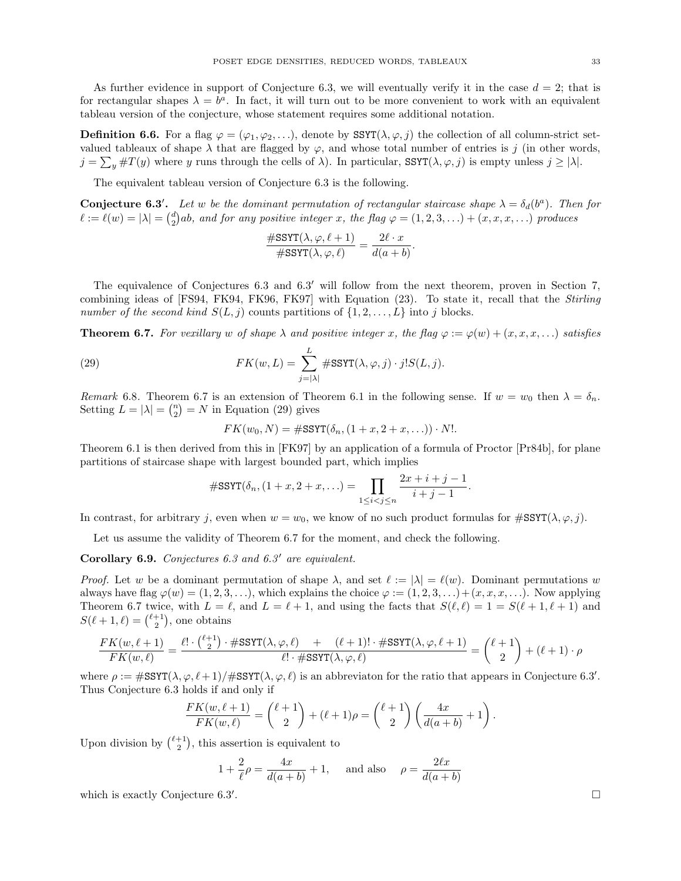As further evidence in support of Conjecture 6.3, we will eventually verify it in the case $d = 2$; that is for rectangular shapes $\lambda = b^a$. In fact, it will turn out to be more convenient to work with an equivalent tableau version of the conjecture, whose statement requires some additional notation.

**Definition 6.6.** For a flag $\varphi = (\varphi_1, \varphi_2, \ldots)$, denote by $\mathtt{SSYT}(\lambda, \varphi, j)$ the collection of all column-strict set-valued tableaux of shape $\lambda$ that are flagged by $\varphi$, and whose total number of entries is $j$ (in other words, $j = \sum_y \#T(y)$ where $y$ runs through the cells of $\lambda$). In particular, $\mathtt{SSYT}(\lambda, \varphi, j)$ is empty unless $j \geq |\lambda|$.

The equivalent tableau version of Conjecture 6.3 is the following.

**Conjecture 6.3′.** *Let $w$ be the dominant permutation of rectangular staircase shape $\lambda = \delta_d(b^a)$. Then for $\ell := \ell(w) = |\lambda| = \binom{d}{2}ab$, and for any positive integer $x$, the flag $\varphi = (1, 2, 3, \ldots) + (x, x, x, \ldots)$ produces*

$$\frac{\#\mathtt{SSYT}(\lambda, \varphi, \ell + 1)}{\#\mathtt{SSYT}(\lambda, \varphi, \ell)} = \frac{2\ell \cdot x}{d(a + b)}.$$

The equivalence of Conjectures 6.3 and 6.3′ will follow from the next theorem, proven in Section 7, combining ideas of [FS94, FK94, FK96, FK97] with Equation (23). To state it, recall that the *Stirling number of the second kind* $S(L, j)$ counts partitions of $\{1, 2, \ldots, L\}$ into $j$ blocks.

**Theorem 6.7.** *For vexillary $w$ of shape $\lambda$ and positive integer $x$, the flag $\varphi := \varphi(w) + (x, x, x, \ldots)$ satisfies*

$$FK(w, L) = \sum_{j=|\lambda|}^{L} \#\mathtt{SSYT}(\lambda, \varphi, j) \cdot j! S(L, j). \tag{29}$$

*Remark* 6.8. Theorem 6.7 is an extension of Theorem 6.1 in the following sense. If $w = w_0$ then $\lambda = \delta_n$. Setting $L = |\lambda| = \binom{n}{2} = N$ in Equation (29) gives

$$FK(w_0, N) = \#\mathtt{SSYT}(\delta_n, (1 + x, 2 + x, \ldots)) \cdot N!.$$

Theorem 6.1 is then derived from this in [FK97] by an application of a formula of Proctor [Pr84b], for plane partitions of staircase shape with largest bounded part, which implies

$$\#\mathtt{SSYT}(\delta_n, (1 + x, 2 + x, \ldots) = \prod_{1 \leq i < j \leq n} \frac{2x + i + j - 1}{i + j - 1}.$$

In contrast, for arbitrary $j$, even when $w = w_0$, we know of no such product formulas for $\#\mathtt{SSYT}(\lambda, \varphi, j)$.

Let us assume the validity of Theorem 6.7 for the moment, and check the following.

**Corollary 6.9.** *Conjectures 6.3 and 6.3′ are equivalent.*

*Proof.* Let $w$ be a dominant permutation of shape $\lambda$, and set $\ell := |\lambda| = \ell(w)$. Dominant permutations $w$ always have flag $\varphi(w) = (1, 2, 3, \ldots)$, which explains the choice $\varphi := (1, 2, 3, \ldots) + (x, x, x, \ldots)$. Now applying Theorem 6.7 twice, with $L = \ell$, and $L = \ell + 1$, and using the facts that $S(\ell, \ell) = 1 = S(\ell + 1, \ell + 1)$ and $S(\ell + 1, \ell) = \binom{\ell+1}{2}$, one obtains

$$\frac{FK(w, \ell + 1)}{FK(w, \ell)} = \frac{\ell! \cdot \binom{\ell+1}{2} \cdot \#\mathtt{SSYT}(\lambda, \varphi, \ell) \quad + \quad (\ell + 1)! \cdot \#\mathtt{SSYT}(\lambda, \varphi, \ell + 1)}{\ell! \cdot \#\mathtt{SSYT}(\lambda, \varphi, \ell)} = \binom{\ell + 1}{2} + (\ell + 1) \cdot \rho$$

where $\rho := \#\mathtt{SSYT}(\lambda, \varphi, \ell+1)/\#\mathtt{SSYT}(\lambda, \varphi, \ell)$ is an abbreviaton for the ratio that appears in Conjecture 6.3′. Thus Conjecture 6.3 holds if and only if

$$\frac{FK(w, \ell + 1)}{FK(w, \ell)} = \binom{\ell + 1}{2} + (\ell + 1)\rho = \binom{\ell + 1}{2} \left( \frac{4x}{d(a + b)} + 1 \right).$$

Upon division by $\binom{\ell+1}{2}$, this assertion is equivalent to

$$1 + \frac{2}{\ell}\rho = \frac{4x}{d(a + b)} + 1, \quad \text{ and also } \quad \rho = \frac{2\ell x}{d(a + b)}$$

which is exactly Conjecture 6.3′. $\square$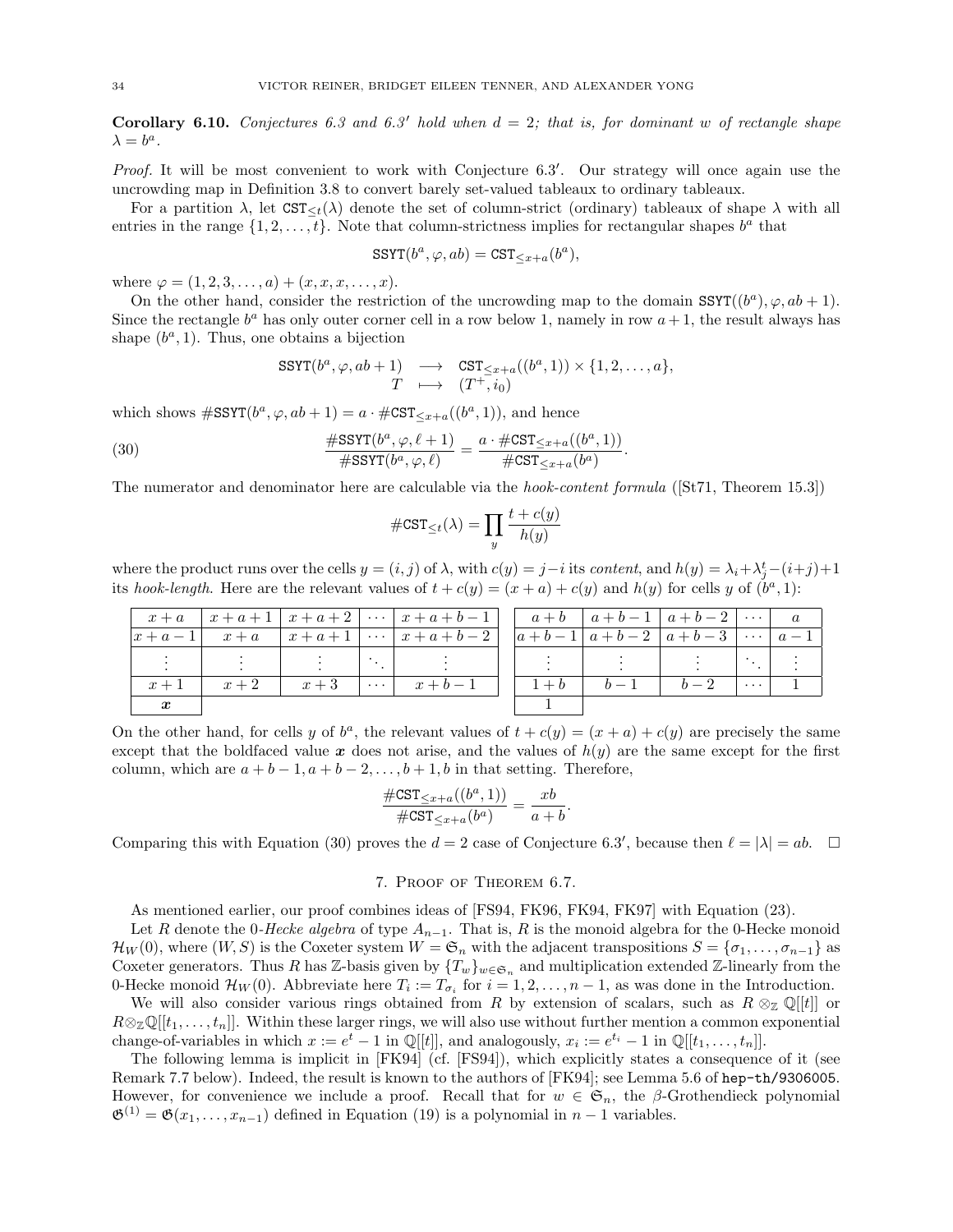**Corollary 6.10.** *Conjectures 6.3 and 6.3′ hold when $d = 2$; that is, for dominant $w$ of rectangle shape $\lambda = b^a$.*

*Proof.* It will be most convenient to work with Conjecture 6.3′. Our strategy will once again use the uncrowding map in Definition 3.8 to convert barely set-valued tableaux to ordinary tableaux.

For a partition $\lambda$, let $\mathtt{CST}_{\leq t}(\lambda)$ denote the set of column-strict (ordinary) tableaux of shape $\lambda$ with all entries in the range $\{1, 2, \ldots, t\}$. Note that column-strictness implies for rectangular shapes $b^a$ that

$$\mathtt{SSYT}(b^a, \varphi, ab) = \mathtt{CST}_{\leq x+a}(b^a),$$

where $\varphi = (1, 2, 3, \ldots, a) + (x, x, x, \ldots, x)$.

On the other hand, consider the restriction of the uncrowding map to the domain $\mathtt{SSYT}((b^a), \varphi, ab + 1)$. Since the rectangle $b^a$ has only outer corner cell in a row below 1, namely in row $a + 1$, the result always has shape $(b^a, 1)$. Thus, one obtains a bijection

$$\begin{array}{rcl} \mathtt{SSYT}(b^a, \varphi, ab + 1) & \longrightarrow & \mathtt{CST}_{\leq x+a}((b^a, 1)) \times \{1, 2, \ldots, a\}, \\ T & \longmapsto & (T^+, i_0) \end{array}$$

which shows $\#\mathtt{SSYT}(b^a, \varphi, ab + 1) = a \cdot \#\mathtt{CST}_{\leq x+a}((b^a, 1))$, and hence

$$\frac{\#\mathtt{SSYT}(b^a, \varphi, \ell + 1)}{\#\mathtt{SSYT}(b^a, \varphi, \ell)} = \frac{a \cdot \#\mathtt{CST}_{\leq x+a}((b^a, 1))}{\#\mathtt{CST}_{\leq x+a}(b^a)}. \tag{30}$$

The numerator and denominator here are calculable via the *hook-content formula* ([St71, Theorem 15.3])

$$\#\mathtt{CST}_{\leq t}(\lambda) = \prod_y \frac{t + c(y)}{h(y)}$$

where the product runs over the cells $y = (i, j)$ of $\lambda$, with $c(y) = j - i$ its *content*, and $h(y) = \lambda_i + \lambda^t_j - (i+j) + 1$ its *hook-length*. Here are the relevant values of $t + c(y) = (x + a) + c(y)$ and $h(y)$ for cells $y$ of $(b^a, 1)$:

| $x+a$ | $x+a+1$ | $x+a+2$ | $\cdots$ | $x+a+b-1$ |
|---|---|---|---|---|
| $x+a-1$ | $x+a$ | $x+a+1$ | $\cdots$ | $x+a+b-2$ |
| $\vdots$ | $\vdots$ | $\vdots$ | $\ddots$ | $\vdots$ |
| $x+1$ | $x+2$ | $x+3$ | $\cdots$ | $x+b-1$ |
| $\boldsymbol{x}$ | | | | |

| $a+b$ | $a+b-1$ | $a+b-2$ | $\cdots$ | $a$ |
|---|---|---|---|---|
| $a+b-1$ | $a+b-2$ | $a+b-3$ | $\cdots$ | $a-1$ |
| $\vdots$ | $\vdots$ | $\vdots$ | $\ddots$ | $\vdots$ |
| $1+b$ | $b-1$ | $b-2$ | $\cdots$ | $1$ |
| $1$ | | | | |

On the other hand, for cells $y$ of $b^a$, the relevant values of $t + c(y) = (x + a) + c(y)$ are precisely the same except that the boldfaced value $\boldsymbol{x}$ does not arise, and the values of $h(y)$ are the same except for the first column, which are $a + b - 1, a + b - 2, \ldots, b + 1, b$ in that setting. Therefore,

$$\frac{\#\mathtt{CST}_{\leq x+a}((b^a, 1))}{\#\mathtt{CST}_{\leq x+a}(b^a)} = \frac{xb}{a + b}.$$

Comparing this with Equation (30) proves the $d = 2$ case of Conjecture 6.3′, because then $\ell = |\lambda| = ab$. $\square$

## 7. Proof of Theorem 6.7.

As mentioned earlier, our proof combines ideas of [FS94, FK96, FK94, FK97] with Equation (23).

Let $R$ denote the 0-*Hecke algebra* of type $A_{n-1}$. That is, $R$ is the monoid algebra for the 0-Hecke monoid $\mathcal{H}_W(0)$, where $(W, S)$ is the Coxeter system $W = \mathfrak{S}_n$ with the adjacent transpositions $S = \{\sigma_1, \ldots, \sigma_{n-1}\}$ as Coxeter generators. Thus $R$ has $\mathbb{Z}$-basis given by $\{T_w\}_{w \in \mathfrak{S}_n}$ and multiplication extended $\mathbb{Z}$-linearly from the 0-Hecke monoid $\mathcal{H}_W(0)$. Abbreviate here $T_i := T_{\sigma_i}$ for $i = 1, 2, \ldots, n - 1$, as was done in the Introduction.

We will also consider various rings obtained from $R$ by extension of scalars, such as $R \otimes_{\mathbb{Z}} \mathbb{Q}[[t]]$ or $R \otimes_{\mathbb{Z}} \mathbb{Q}[[t_1, \ldots, t_n]]$. Within these larger rings, we will also use without further mention a common exponential change-of-variables in which $x := e^t - 1$ in $\mathbb{Q}[[t]]$, and analogously, $x_i := e^{t_i} - 1$ in $\mathbb{Q}[[t_1, \ldots, t_n]]$.

The following lemma is implicit in [FK94] (cf. [FS94]), which explicitly states a consequence of it (see Remark 7.7 below). Indeed, the result is known to the authors of [FK94]; see Lemma 5.6 of hep-th/9306005. However, for convenience we include a proof. Recall that for $w \in \mathfrak{S}_n$, the $\beta$-Grothendieck polynomial $\mathfrak{G}^{(1)} = \mathfrak{G}(x_1, \ldots, x_{n-1})$ defined in Equation (19) is a polynomial in $n - 1$ variables.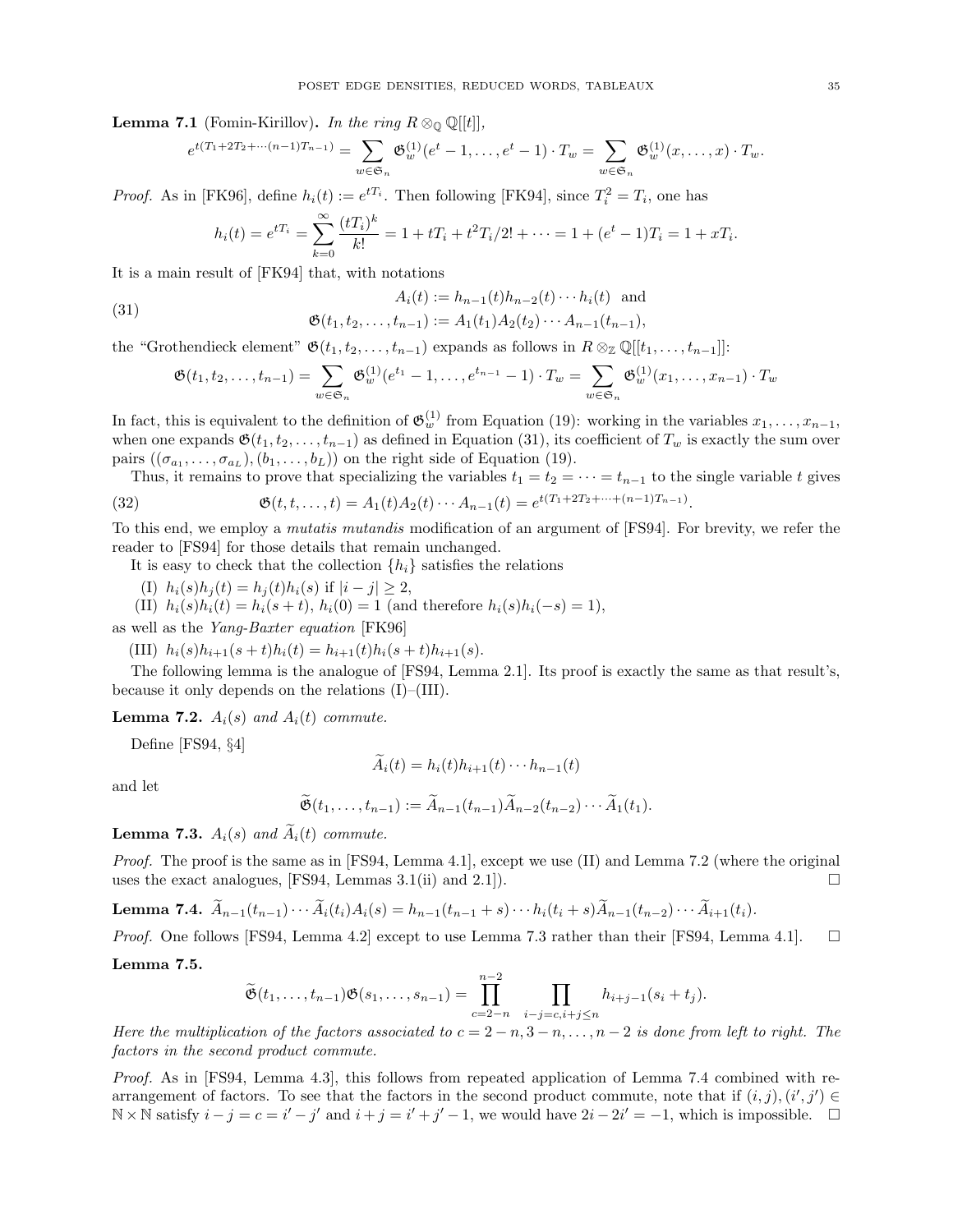**Lemma 7.1** (Fomin-Kirillov)**.** *In the ring $R \otimes_{\mathbb{Q}} \mathbb{Q}[[t]]$,*

$$e^{t(T_1+2T_2+\cdots(n-1)T_{n-1})} = \sum_{w\in\mathfrak{S}_n} \mathfrak{G}_w^{(1)}(e^t-1,\ldots,e^t-1)\cdot T_w = \sum_{w\in\mathfrak{S}_n} \mathfrak{G}_w^{(1)}(x,\ldots,x)\cdot T_w.$$

*Proof.* As in [FK96], define $h_i(t) := e^{tT_i}$. Then following [FK94], since $T_i^2 = T_i$, one has

$$h_i(t) = e^{tT_i} = \sum_{k=0}^{\infty} \frac{(tT_i)^k}{k!} = 1 + tT_i + t^2T_i/2! + \cdots = 1 + (e^t-1)T_i = 1 + xT_i.$$

It is a main result of [FK94] that, with notations

$$A_i(t) := h_{n-1}(t)h_{n-2}(t)\cdots h_i(t) \quad \text{and} \tag{31}$$
$$\mathfrak{G}(t_1,t_2,\ldots,t_{n-1}) := A_1(t_1)A_2(t_2)\cdots A_{n-1}(t_{n-1}),$$

the "Grothendieck element" $\mathfrak{G}(t_1,t_2,\ldots,t_{n-1})$ expands as follows in $R\otimes_{\mathbb{Z}}\mathbb{Q}[[t_1,\ldots,t_{n-1}]]$:

$$\mathfrak{G}(t_1,t_2,\ldots,t_{n-1}) = \sum_{w\in\mathfrak{S}_n} \mathfrak{G}_w^{(1)}(e^{t_1}-1,\ldots,e^{t_{n-1}}-1)\cdot T_w = \sum_{w\in\mathfrak{S}_n} \mathfrak{G}_w^{(1)}(x_1,\ldots,x_{n-1})\cdot T_w$$

In fact, this is equivalent to the definition of $\mathfrak{G}_w^{(1)}$ from Equation (19): working in the variables $x_1,\ldots,x_{n-1}$, when one expands $\mathfrak{G}(t_1,t_2,\ldots,t_{n-1})$ as defined in Equation (31), its coefficient of $T_w$ is exactly the sum over pairs $((\sigma_{a_1},\ldots,\sigma_{a_L}),(b_1,\ldots,b_L))$ on the right side of Equation (19).

Thus, it remains to prove that specializing the variables $t_1 = t_2 = \cdots = t_{n-1}$ to the single variable $t$ gives

$$\mathfrak{G}(t,t,\ldots,t) = A_1(t)A_2(t)\cdots A_{n-1}(t) = e^{t(T_1+2T_2+\cdots+(n-1)T_{n-1})}. \tag{32}$$

To this end, we employ a *mutatis mutandis* modification of an argument of [FS94]. For brevity, we refer the reader to [FS94] for those details that remain unchanged.

It is easy to check that the collection $\{h_i\}$ satisfies the relations

(I) $h_i(s)h_j(t) = h_j(t)h_i(s)$ if $|i-j|\geq 2$,

(II) $h_i(s)h_i(t) = h_i(s+t)$, $h_i(0) = 1$ (and therefore $h_i(s)h_i(-s) = 1$),

as well as the *Yang-Baxter equation* [FK96]

(III) $h_i(s)h_{i+1}(s+t)h_i(t) = h_{i+1}(t)h_i(s+t)h_{i+1}(s)$.

The following lemma is the analogue of [FS94, Lemma 2.1]. Its proof is exactly the same as that result's, because it only depends on the relations (I)–(III).

**Lemma 7.2.** *$A_i(s)$ and $A_i(t)$ commute.*

Define [FS94, §4]

$$\widetilde{A}_i(t) = h_i(t)h_{i+1}(t)\cdots h_{n-1}(t)$$

and let

$$\widetilde{\mathfrak{G}}(t_1,\ldots,t_{n-1}) := \widetilde{A}_{n-1}(t_{n-1})\widetilde{A}_{n-2}(t_{n-2})\cdots\widetilde{A}_1(t_1).$$

**Lemma 7.3.** *$A_i(s)$ and $\widetilde{A}_i(t)$ commute.*

*Proof.* The proof is the same as in [FS94, Lemma 4.1], except we use (II) and Lemma 7.2 (where the original uses the exact analogues, [FS94, Lemmas 3.1(ii) and 2.1]). □

**Lemma 7.4.** $\widetilde{A}_{n-1}(t_{n-1})\cdots\widetilde{A}_i(t_i)A_i(s) = h_{n-1}(t_{n-1}+s)\cdots h_i(t_i+s)\widetilde{A}_{n-1}(t_{n-2})\cdots\widetilde{A}_{i+1}(t_i)$.

*Proof.* One follows [FS94, Lemma 4.2] except to use Lemma 7.3 rather than their [FS94, Lemma 4.1]. □

**Lemma 7.5.**

$$\widetilde{\mathfrak{G}}(t_1,\ldots,t_{n-1})\mathfrak{G}(s_1,\ldots,s_{n-1}) = \prod_{c=2-n}^{n-2}\ \prod_{i-j=c,\, i+j\leq n} h_{i+j-1}(s_i+t_j).$$

*Here the multiplication of the factors associated to $c = 2-n, 3-n,\ldots,n-2$ is done from left to right. The factors in the second product commute.*

*Proof.* As in [FS94, Lemma 4.3], this follows from repeated application of Lemma 7.4 combined with rearrangement of factors. To see that the factors in the second product commute, note that if $(i,j),(i',j')\in\mathbb{N}\times\mathbb{N}$ satisfy $i-j = c = i'-j'$ and $i+j = i'+j'-1$, we would have $2i-2i' = -1$, which is impossible. □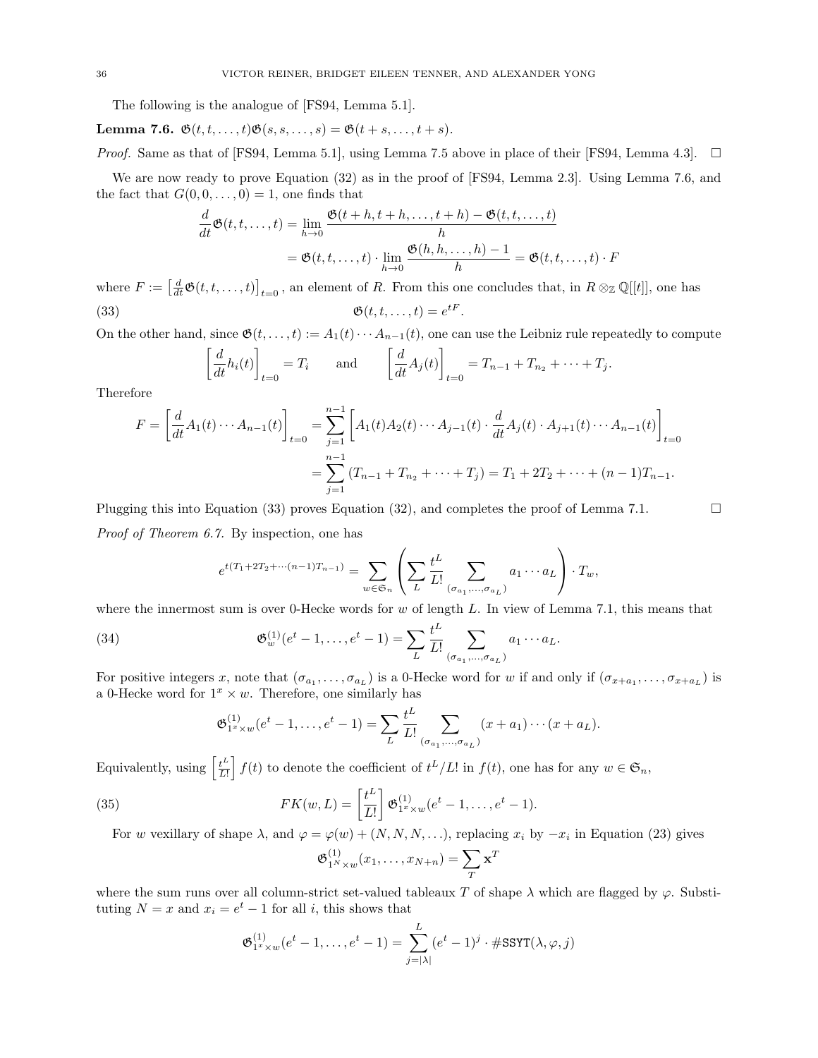The following is the analogue of [FS94, Lemma 5.1].

**Lemma 7.6.** $\mathfrak{G}(t,t,\ldots,t)\mathfrak{G}(s,s,\ldots,s) = \mathfrak{G}(t+s,\ldots,t+s)$.

*Proof.* Same as that of [FS94, Lemma 5.1], using Lemma 7.5 above in place of their [FS94, Lemma 4.3]. $\square$

We are now ready to prove Equation (32) as in the proof of [FS94, Lemma 2.3]. Using Lemma 7.6, and the fact that $G(0,0,\ldots,0)=1$, one finds that

$$\begin{aligned}\frac{d}{dt}\mathfrak{G}(t,t,\ldots,t) &= \lim_{h\to 0}\frac{\mathfrak{G}(t+h,t+h,\ldots,t+h)-\mathfrak{G}(t,t,\ldots,t)}{h}\\ &= \mathfrak{G}(t,t,\ldots,t)\cdot\lim_{h\to 0}\frac{\mathfrak{G}(h,h,\ldots,h)-1}{h} = \mathfrak{G}(t,t,\ldots,t)\cdot F\end{aligned}$$

where $F := \left[\frac{d}{dt}\mathfrak{G}(t,t,\ldots,t)\right]_{t=0}$, an element of $R$. From this one concludes that, in $R\otimes_{\mathbb{Z}}\mathbb{Q}[[t]]$, one has

$$\mathfrak{G}(t,t,\ldots,t) = e^{tF}. \tag{33}$$

On the other hand, since $\mathfrak{G}(t,\ldots,t) := A_1(t)\cdots A_{n-1}(t)$, one can use the Leibniz rule repeatedly to compute

$$\left[\frac{d}{dt}h_i(t)\right]_{t=0} = T_i \qquad\text{and}\qquad \left[\frac{d}{dt}A_j(t)\right]_{t=0} = T_{n-1}+T_{n_2}+\cdots+T_j.$$

Therefore

$$\begin{aligned}F = \left[\frac{d}{dt}A_1(t)\cdots A_{n-1}(t)\right]_{t=0} &= \sum_{j=1}^{n-1}\left[A_1(t)A_2(t)\cdots A_{j-1}(t)\cdot\frac{d}{dt}A_j(t)\cdot A_{j+1}(t)\cdots A_{n-1}(t)\right]_{t=0}\\ &= \sum_{j=1}^{n-1}\left(T_{n-1}+T_{n_2}+\cdots+T_j\right) = T_1+2T_2+\cdots+(n-1)T_{n-1}.\end{aligned}$$

Plugging this into Equation (33) proves Equation (32), and completes the proof of Lemma 7.1. $\square$

*Proof of Theorem 6.7.* By inspection, one has

$$e^{t(T_1+2T_2+\cdots(n-1)T_{n-1})} = \sum_{w\in\mathfrak{S}_n}\left(\sum_L \frac{t^L}{L!}\sum_{(\sigma_{a_1},\ldots,\sigma_{a_L})} a_1\cdots a_L\right)\cdot T_w,$$

where the innermost sum is over 0-Hecke words for $w$ of length $L$. In view of Lemma 7.1, this means that

$$\mathfrak{G}^{(1)}_w(e^t-1,\ldots,e^t-1) = \sum_L\frac{t^L}{L!}\sum_{(\sigma_{a_1},\ldots,\sigma_{a_L})} a_1\cdots a_L. \tag{34}$$

For positive integers $x$, note that $(\sigma_{a_1},\ldots,\sigma_{a_L})$ is a 0-Hecke word for $w$ if and only if $(\sigma_{x+a_1},\ldots,\sigma_{x+a_L})$ is a 0-Hecke word for $1^x\times w$. Therefore, one similarly has

$$\mathfrak{G}^{(1)}_{1^x\times w}(e^t-1,\ldots,e^t-1) = \sum_L\frac{t^L}{L!}\sum_{(\sigma_{a_1},\ldots,\sigma_{a_L})}(x+a_1)\cdots(x+a_L).$$

Equivalently, using $\left[\frac{t^L}{L!}\right]f(t)$ to denote the coefficient of $t^L/L!$ in $f(t)$, one has for any $w\in\mathfrak{S}_n$,

$$FK(w,L) = \left[\frac{t^L}{L!}\right]\mathfrak{G}^{(1)}_{1^x\times w}(e^t-1,\ldots,e^t-1). \tag{35}$$

For $w$ vexillary of shape $\lambda$, and $\varphi = \varphi(w)+(N,N,N,\ldots)$, replacing $x_i$ by $-x_i$ in Equation (23) gives

$$\mathfrak{G}^{(1)}_{1^N\times w}(x_1,\ldots,x_{N+n}) = \sum_T \mathbf{x}^T$$

where the sum runs over all column-strict set-valued tableaux $T$ of shape $\lambda$ which are flagged by $\varphi$. Substituting $N=x$ and $x_i = e^t-1$ for all $i$, this shows that

$$\mathfrak{G}^{(1)}_{1^x\times w}(e^t-1,\ldots,e^t-1) = \sum_{j=|\lambda|}^{L}(e^t-1)^j\cdot\#\mathtt{SSYT}(\lambda,\varphi,j)$$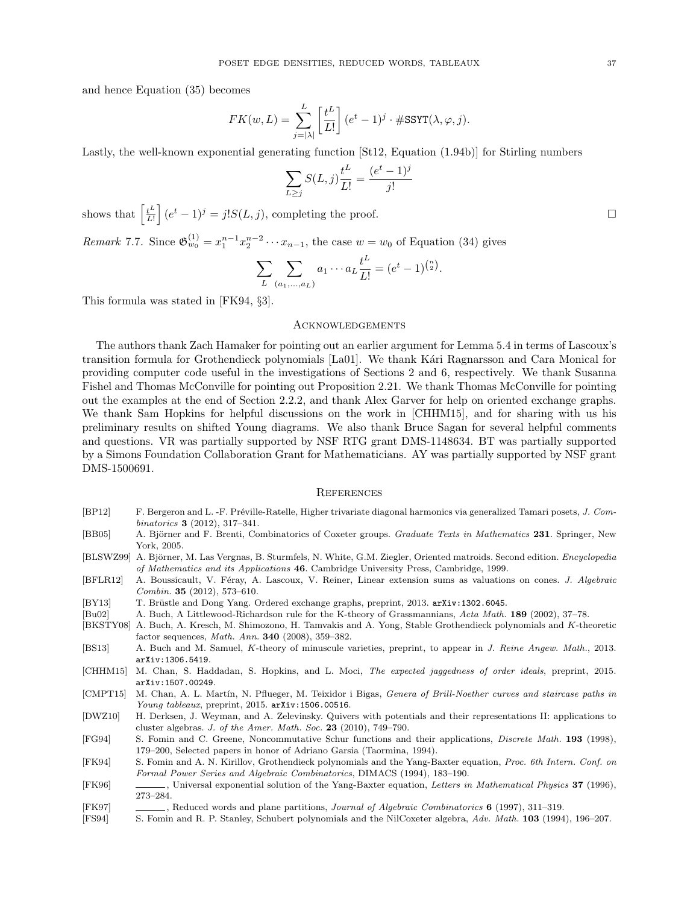and hence Equation (35) becomes

$$FK(w, L) = \sum_{j=|\lambda|}^{L} \left[\frac{t^L}{L!}\right] (e^t - 1)^j \cdot \#\mathtt{SSYT}(\lambda, \varphi, j).$$

Lastly, the well-known exponential generating function [St12, Equation (1.94b)] for Stirling numbers

$$\sum_{L \geq j} S(L, j) \frac{t^L}{L!} = \frac{(e^t - 1)^j}{j!}$$

shows that $\left[\frac{t^L}{L!}\right] (e^t - 1)^j = j! S(L, j)$, completing the proof. $\square$

*Remark* 7.7. Since $\mathfrak{G}_{w_0}^{(1)} = x_1^{n-1} x_2^{n-2} \cdots x_{n-1}$, the case $w = w_0$ of Equation (34) gives

$$\sum_{L} \sum_{(a_1, \ldots, a_L)} a_1 \cdots a_L \frac{t^L}{L!} = (e^t - 1)^{\binom{n}{2}}.$$

This formula was stated in [FK94, §3].

## Acknowledgements

The authors thank Zach Hamaker for pointing out an earlier argument for Lemma 5.4 in terms of Lascoux's transition formula for Grothendieck polynomials [La01]. We thank Kári Ragnarsson and Cara Monical for providing computer code useful in the investigations of Sections 2 and 6, respectively. We thank Susanna Fishel and Thomas McConville for pointing out Proposition 2.21. We thank Thomas McConville for pointing out the examples at the end of Section 2.2.2, and thank Alex Garver for help on oriented exchange graphs. We thank Sam Hopkins for helpful discussions on the work in [CHHM15], and for sharing with us his preliminary results on shifted Young diagrams. We also thank Bruce Sagan for several helpful comments and questions. VR was partially supported by NSF RTG grant DMS-1148634. BT was partially supported by a Simons Foundation Collaboration Grant for Mathematicians. AY was partially supported by NSF grant DMS-1500691.

## References

- [BP12] F. Bergeron and L. -F. Préville-Ratelle, Higher trivariate diagonal harmonics via generalized Tamari posets, *J. Combinatorics* **3** (2012), 317–341.
- [BB05] A. Björner and F. Brenti, Combinatorics of Coxeter groups. *Graduate Texts in Mathematics* **231**. Springer, New York, 2005.
- [BLSWZ99] A. Björner, M. Las Vergnas, B. Sturmfels, N. White, G.M. Ziegler, Oriented matroids. Second edition. *Encyclopedia of Mathematics and its Applications* **46**. Cambridge University Press, Cambridge, 1999.
- [BFLR12] A. Boussicault, V. Féray, A. Lascoux, V. Reiner, Linear extension sums as valuations on cones. *J. Algebraic Combin.* **35** (2012), 573–610.
- [BY13] T. Brüstle and Dong Yang. Ordered exchange graphs, preprint, 2013. `arXiv:1302.6045`.
- [Bu02] A. Buch, A Littlewood-Richardson rule for the K-theory of Grassmannians, *Acta Math.* **189** (2002), 37–78.
- [BKSTY08] A. Buch, A. Kresch, M. Shimozono, H. Tamvakis and A. Yong, Stable Grothendieck polynomials and $K$-theoretic factor sequences, *Math. Ann.* **340** (2008), 359–382.
- [BS13] A. Buch and M. Samuel, $K$-theory of minuscule varieties, preprint, to appear in *J. Reine Angew. Math.*, 2013. `arXiv:1306.5419`.
- [CHHM15] M. Chan, S. Haddadan, S. Hopkins, and L. Moci, *The expected jaggedness of order ideals*, preprint, 2015. `arXiv:1507.00249`.
- [CMPT15] M. Chan, A. L. Martín, N. Pflueger, M. Teixidor i Bigas, *Genera of Brill-Noether curves and staircase paths in Young tableaux*, preprint, 2015. `arXiv:1506.00516`.
- [DWZ10] H. Derksen, J. Weyman, and A. Zelevinsky. Quivers with potentials and their representations II: applications to cluster algebras. *J. of the Amer. Math. Soc.* **23** (2010), 749–790.
- [FG94] S. Fomin and C. Greene, Noncommutative Schur functions and their applications, *Discrete Math.* **193** (1998), 179–200, Selected papers in honor of Adriano Garsia (Taormina, 1994).
- [FK94] S. Fomin and A. N. Kirillov, Grothendieck polynomials and the Yang-Baxter equation, *Proc. 6th Intern. Conf. on Formal Power Series and Algebraic Combinatorics*, DIMACS (1994), 183–190.
- [FK96] ———, Universal exponential solution of the Yang-Baxter equation, *Letters in Mathematical Physics* **37** (1996), 273–284.
- [FK97] ———, Reduced words and plane partitions, *Journal of Algebraic Combinatorics* **6** (1997), 311–319.
- [FS94] S. Fomin and R. P. Stanley, Schubert polynomials and the NilCoxeter algebra, *Adv. Math.* **103** (1994), 196–207.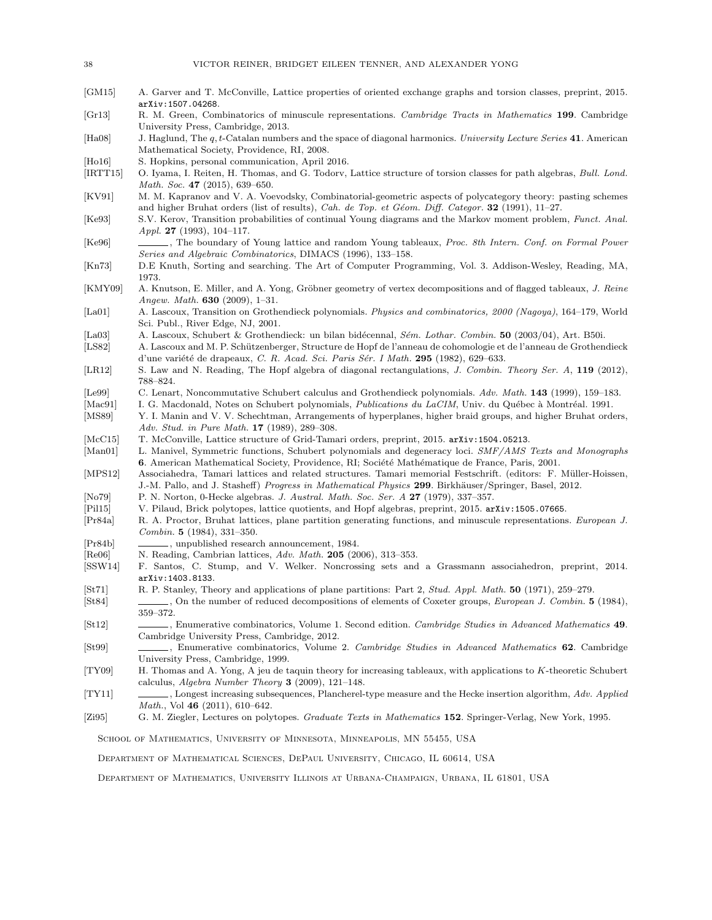[GM15] A. Garver and T. McConville, Lattice properties of oriented exchange graphs and torsion classes, preprint, 2015. arXiv:1507.04268.

[Gr13] R. M. Green, Combinatorics of minuscule representations. *Cambridge Tracts in Mathematics* **199**. Cambridge University Press, Cambridge, 2013.

[Ha08] J. Haglund, The $q,t$-Catalan numbers and the space of diagonal harmonics. *University Lecture Series* **41**. American Mathematical Society, Providence, RI, 2008.

[Ho16] S. Hopkins, personal communication, April 2016.

[IRTT15] O. Iyama, I. Reiten, H. Thomas, and G. Todorv, Lattice structure of torsion classes for path algebras, *Bull. Lond. Math. Soc.* **47** (2015), 639–650.

[KV91] M. M. Kapranov and V. A. Voevodsky, Combinatorial-geometric aspects of polycategory theory: pasting schemes and higher Bruhat orders (list of results), *Cah. de Top. et Géom. Diff. Categor.* **32** (1991), 11–27.

[Ke93] S.V. Kerov, Transition probabilities of continual Young diagrams and the Markov moment problem, *Funct. Anal. Appl.* **27** (1993), 104–117.

[Ke96] ———, The boundary of Young lattice and random Young tableaux, *Proc. 8th Intern. Conf. on Formal Power Series and Algebraic Combinatorics*, DIMACS (1996), 133–158.

[Kn73] D.E Knuth, Sorting and searching. The Art of Computer Programming, Vol. 3. Addison-Wesley, Reading, MA, 1973.

[KMY09] A. Knutson, E. Miller, and A. Yong, Gröbner geometry of vertex decompositions and of flagged tableaux, *J. Reine Angew. Math.* **630** (2009), 1–31.

[La01] A. Lascoux, Transition on Grothendieck polynomials. *Physics and combinatorics, 2000 (Nagoya)*, 164–179, World Sci. Publ., River Edge, NJ, 2001.

[La03] A. Lascoux, Schubert & Grothendieck: un bilan bidécennal, *Sém. Lothar. Combin.* **50** (2003/04), Art. B50i.

[LS82] A. Lascoux and M. P. Schützenberger, Structure de Hopf de l'anneau de cohomologie et de l'anneau de Grothendieck d'une variété de drapeaux, *C. R. Acad. Sci. Paris Sér. I Math.* **295** (1982), 629–633.

[LR12] S. Law and N. Reading, The Hopf algebra of diagonal rectangulations, *J. Combin. Theory Ser. A*, **119** (2012), 788–824.

[Le99] C. Lenart, Noncommutative Schubert calculus and Grothendieck polynomials. *Adv. Math.* **143** (1999), 159–183.

[Mac91] I. G. Macdonald, Notes on Schubert polynomials, *Publications du LaCIM*, Univ. du Québec à Montréal. 1991.

[MS89] Y. I. Manin and V. V. Schechtman, Arrangements of hyperplanes, higher braid groups, and higher Bruhat orders, *Adv. Stud. in Pure Math.* **17** (1989), 289–308.

[McC15] T. McConville, Lattice structure of Grid-Tamari orders, preprint, 2015. arXiv:1504.05213.

[Man01] L. Manivel, Symmetric functions, Schubert polynomials and degeneracy loci. *SMF/AMS Texts and Monographs* **6**. American Mathematical Society, Providence, RI; Société Mathématique de France, Paris, 2001.

[MPS12] Associahedra, Tamari lattices and related structures. Tamari memorial Festschrift. (editors: F. Müller-Hoissen, J.-M. Pallo, and J. Stasheff) *Progress in Mathematical Physics* **299**. Birkhäuser/Springer, Basel, 2012.

[No79] P. N. Norton, 0-Hecke algebras. *J. Austral. Math. Soc. Ser. A* **27** (1979), 337–357.

[Pil15] V. Pilaud, Brick polytopes, lattice quotients, and Hopf algebras, preprint, 2015. arXiv:1505.07665.

[Pr84a] R. A. Proctor, Bruhat lattices, plane partition generating functions, and minuscule representations. *European J. Combin.* **5** (1984), 331–350.

[Pr84b] ———, unpublished research announcement, 1984.

[Re06] N. Reading, Cambrian lattices, *Adv. Math.* **205** (2006), 313–353.

[SSW14] F. Santos, C. Stump, and V. Welker. Noncrossing sets and a Grassmann associahedron, preprint, 2014. arXiv:1403.8133.

[St71] R. P. Stanley, Theory and applications of plane partitions: Part 2, *Stud. Appl. Math.* **50** (1971), 259–279.

[St84] ———, On the number of reduced decompositions of elements of Coxeter groups, *European J. Combin.* **5** (1984), 359–372.

[St12] ———, Enumerative combinatorics, Volume 1. Second edition. *Cambridge Studies in Advanced Mathematics* **49**. Cambridge University Press, Cambridge, 2012.

[St99] ———, Enumerative combinatorics, Volume 2. *Cambridge Studies in Advanced Mathematics* **62**. Cambridge University Press, Cambridge, 1999.

[TY09] H. Thomas and A. Yong, A jeu de taquin theory for increasing tableaux, with applications to $K$-theoretic Schubert calculus, *Algebra Number Theory* **3** (2009), 121–148.

[TY11] ———, Longest increasing subsequences, Plancherel-type measure and the Hecke insertion algorithm, *Adv. Applied Math.*, Vol **46** (2011), 610–642.

[Zi95] G. M. Ziegler, Lectures on polytopes. *Graduate Texts in Mathematics* **152**. Springer-Verlag, New York, 1995.

School of Mathematics, University of Minnesota, Minneapolis, MN 55455, USA

Department of Mathematical Sciences, DePaul University, Chicago, IL 60614, USA

Department of Mathematics, University Illinois at Urbana-Champaign, Urbana, IL 61801, USA